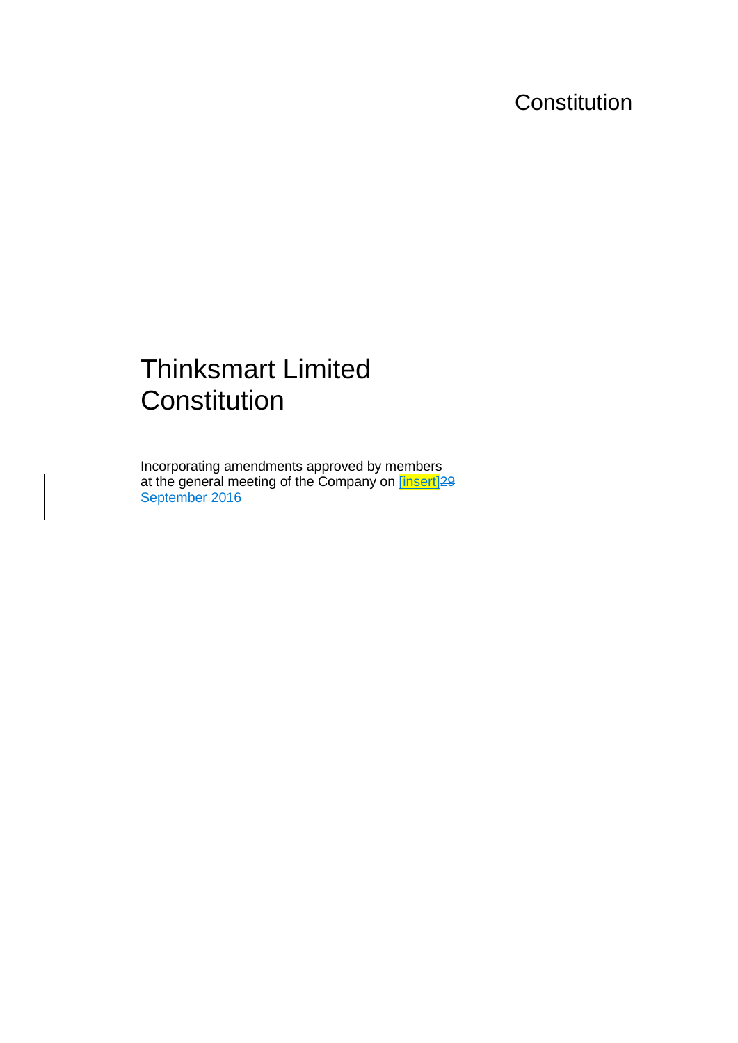Constitution

# Thinksmart Limited Constitution

Incorporating amendments approved by members at the general meeting of the Company on [insert]~~29 September 2016~~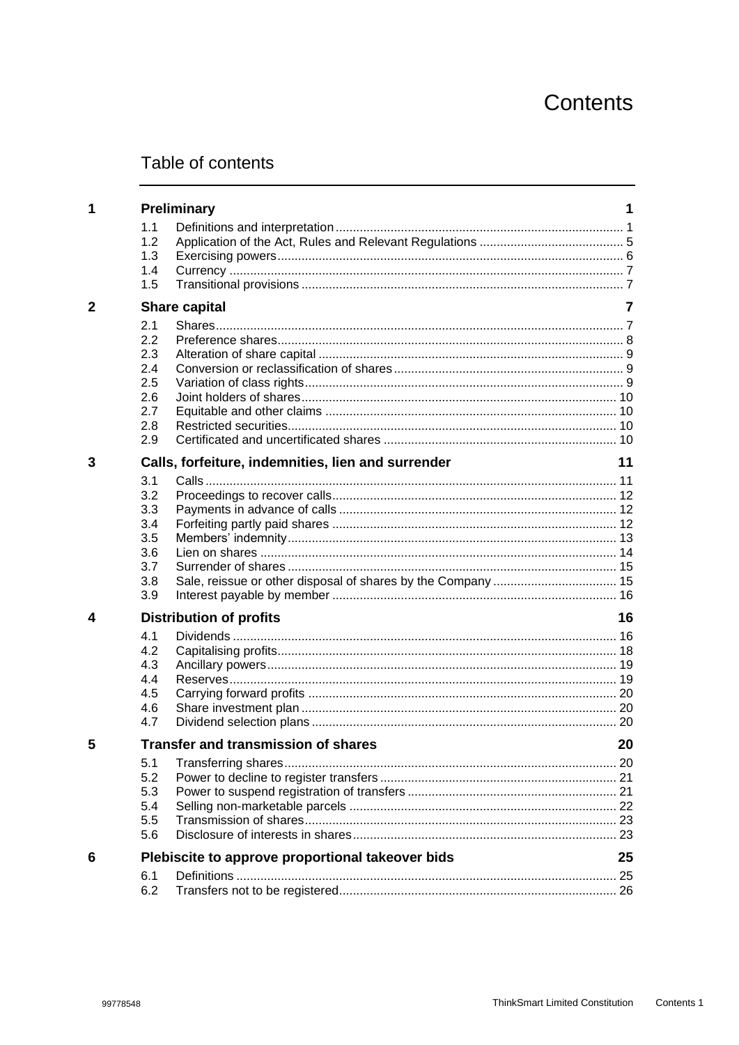# Contents

## Table of contents

| | | | |
|---|---|---|---|
| **1** | **Preliminary** | | **1** |
| | 1.1 | Definitions and interpretation | 1 |
| | 1.2 | Application of the Act, Rules and Relevant Regulations | 5 |
| | 1.3 | Exercising powers | 6 |
| | 1.4 | Currency | 7 |
| | 1.5 | Transitional provisions | 7 |
| **2** | **Share capital** | | **7** |
| | 2.1 | Shares | 7 |
| | 2.2 | Preference shares | 8 |
| | 2.3 | Alteration of share capital | 9 |
| | 2.4 | Conversion or reclassification of shares | 9 |
| | 2.5 | Variation of class rights | 9 |
| | 2.6 | Joint holders of shares | 10 |
| | 2.7 | Equitable and other claims | 10 |
| | 2.8 | Restricted securities | 10 |
| | 2.9 | Certificated and uncertificated shares | 10 |
| **3** | **Calls, forfeiture, indemnities, lien and surrender** | | **11** |
| | 3.1 | Calls | 11 |
| | 3.2 | Proceedings to recover calls | 12 |
| | 3.3 | Payments in advance of calls | 12 |
| | 3.4 | Forfeiting partly paid shares | 12 |
| | 3.5 | Members' indemnity | 13 |
| | 3.6 | Lien on shares | 14 |
| | 3.7 | Surrender of shares | 15 |
| | 3.8 | Sale, reissue or other disposal of shares by the Company | 15 |
| | 3.9 | Interest payable by member | 16 |
| **4** | **Distribution of profits** | | **16** |
| | 4.1 | Dividends | 16 |
| | 4.2 | Capitalising profits | 18 |
| | 4.3 | Ancillary powers | 19 |
| | 4.4 | Reserves | 19 |
| | 4.5 | Carrying forward profits | 20 |
| | 4.6 | Share investment plan | 20 |
| | 4.7 | Dividend selection plans | 20 |
| **5** | **Transfer and transmission of shares** | | **20** |
| | 5.1 | Transferring shares | 20 |
| | 5.2 | Power to decline to register transfers | 21 |
| | 5.3 | Power to suspend registration of transfers | 21 |
| | 5.4 | Selling non-marketable parcels | 22 |
| | 5.5 | Transmission of shares | 23 |
| | 5.6 | Disclosure of interests in shares | 23 |
| **6** | **Plebiscite to approve proportional takeover bids** | | **25** |
| | 6.1 | Definitions | 25 |
| | 6.2 | Transfers not to be registered | 26 |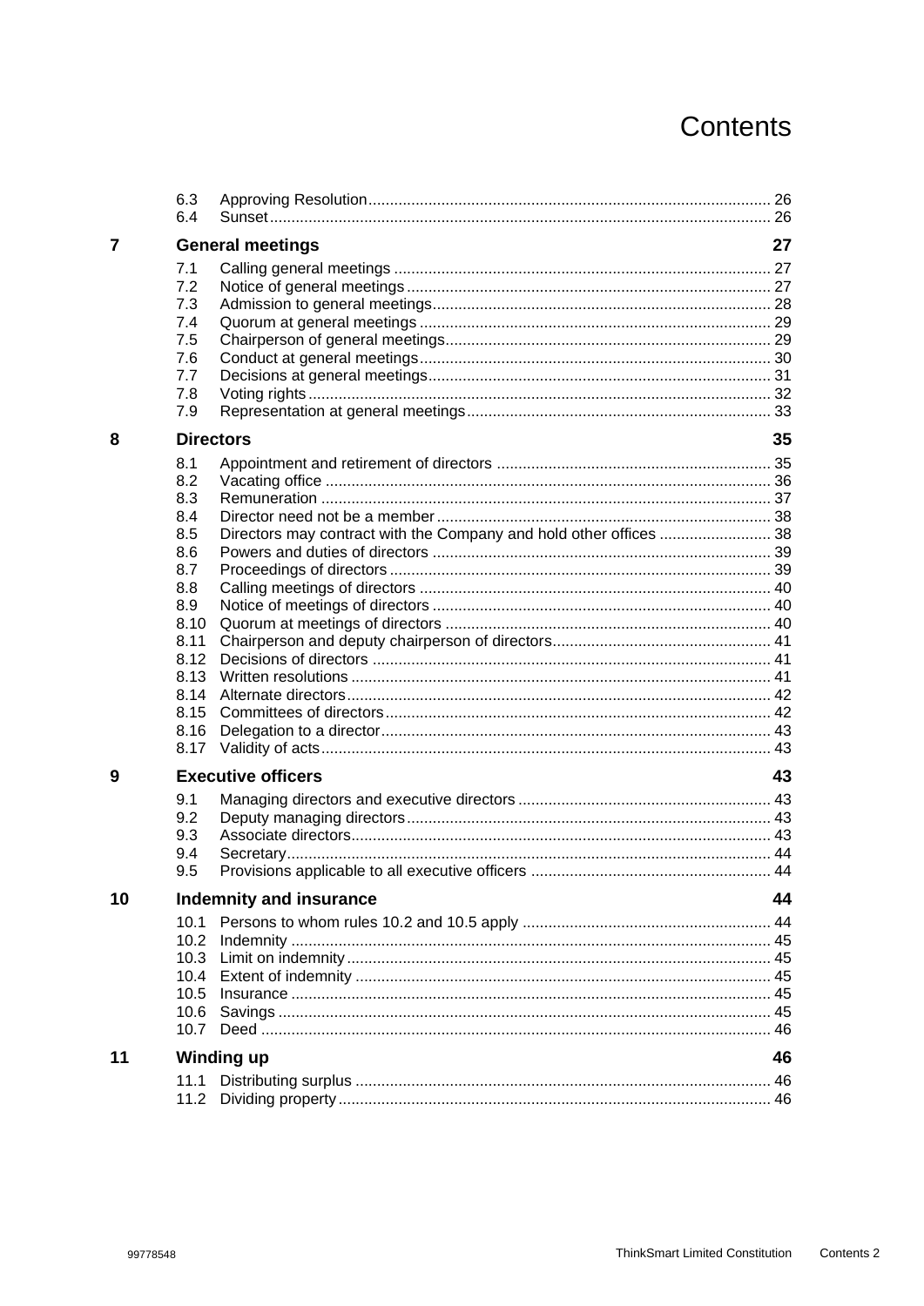# Contents

| | | | |
|---|---|---|---|
| | 6.3 | Approving Resolution | 26 |
| | 6.4 | Sunset | 26 |
| **7** | **General meetings** | | **27** |
| | 7.1 | Calling general meetings | 27 |
| | 7.2 | Notice of general meetings | 27 |
| | 7.3 | Admission to general meetings | 28 |
| | 7.4 | Quorum at general meetings | 29 |
| | 7.5 | Chairperson of general meetings | 29 |
| | 7.6 | Conduct at general meetings | 30 |
| | 7.7 | Decisions at general meetings | 31 |
| | 7.8 | Voting rights | 32 |
| | 7.9 | Representation at general meetings | 33 |
| **8** | **Directors** | | **35** |
| | 8.1 | Appointment and retirement of directors | 35 |
| | 8.2 | Vacating office | 36 |
| | 8.3 | Remuneration | 37 |
| | 8.4 | Director need not be a member | 38 |
| | 8.5 | Directors may contract with the Company and hold other offices | 38 |
| | 8.6 | Powers and duties of directors | 39 |
| | 8.7 | Proceedings of directors | 39 |
| | 8.8 | Calling meetings of directors | 40 |
| | 8.9 | Notice of meetings of directors | 40 |
| | 8.10 | Quorum at meetings of directors | 40 |
| | 8.11 | Chairperson and deputy chairperson of directors | 41 |
| | 8.12 | Decisions of directors | 41 |
| | 8.13 | Written resolutions | 41 |
| | 8.14 | Alternate directors | 42 |
| | 8.15 | Committees of directors | 42 |
| | 8.16 | Delegation to a director | 43 |
| | 8.17 | Validity of acts | 43 |
| **9** | **Executive officers** | | **43** |
| | 9.1 | Managing directors and executive directors | 43 |
| | 9.2 | Deputy managing directors | 43 |
| | 9.3 | Associate directors | 43 |
| | 9.4 | Secretary | 44 |
| | 9.5 | Provisions applicable to all executive officers | 44 |
| **10** | **Indemnity and insurance** | | **44** |
| | 10.1 | Persons to whom rules 10.2 and 10.5 apply | 44 |
| | 10.2 | Indemnity | 45 |
| | 10.3 | Limit on indemnity | 45 |
| | 10.4 | Extent of indemnity | 45 |
| | 10.5 | Insurance | 45 |
| | 10.6 | Savings | 45 |
| | 10.7 | Deed | 46 |
| **11** | **Winding up** | | **46** |
| | 11.1 | Distributing surplus | 46 |
| | 11.2 | Dividing property | 46 |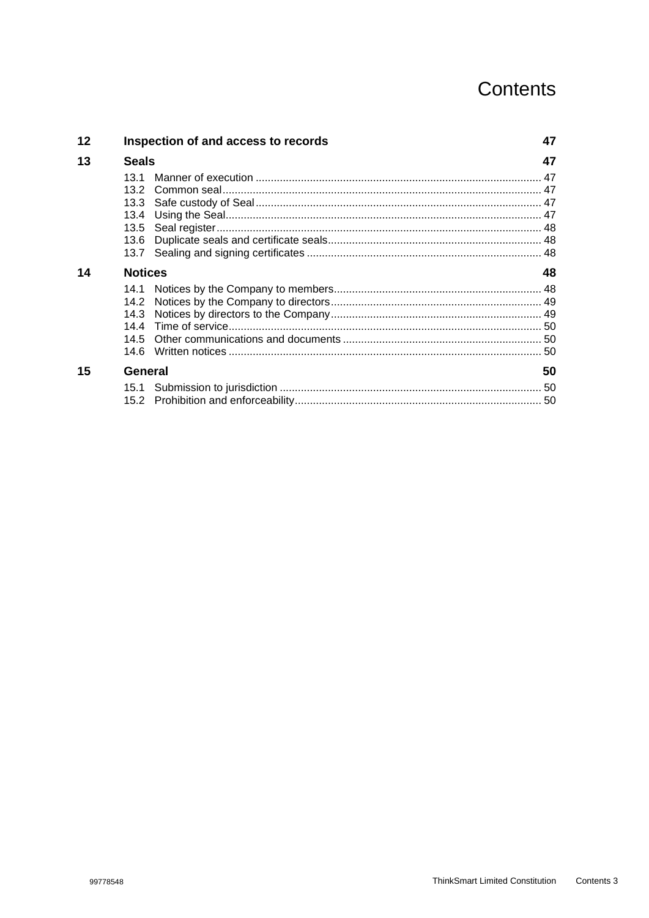# Contents

| | | |
|---|---|---|
| **12** | **Inspection of and access to records** | **47** |
| **13** | **Seals** | **47** |
| | 13.1 Manner of execution | 47 |
| | 13.2 Common seal | 47 |
| | 13.3 Safe custody of Seal | 47 |
| | 13.4 Using the Seal | 47 |
| | 13.5 Seal register | 48 |
| | 13.6 Duplicate seals and certificate seals | 48 |
| | 13.7 Sealing and signing certificates | 48 |
| **14** | **Notices** | **48** |
| | 14.1 Notices by the Company to members | 48 |
| | 14.2 Notices by the Company to directors | 49 |
| | 14.3 Notices by directors to the Company | 49 |
| | 14.4 Time of service | 50 |
| | 14.5 Other communications and documents | 50 |
| | 14.6 Written notices | 50 |
| **15** | **General** | **50** |
| | 15.1 Submission to jurisdiction | 50 |
| | 15.2 Prohibition and enforceability | 50 |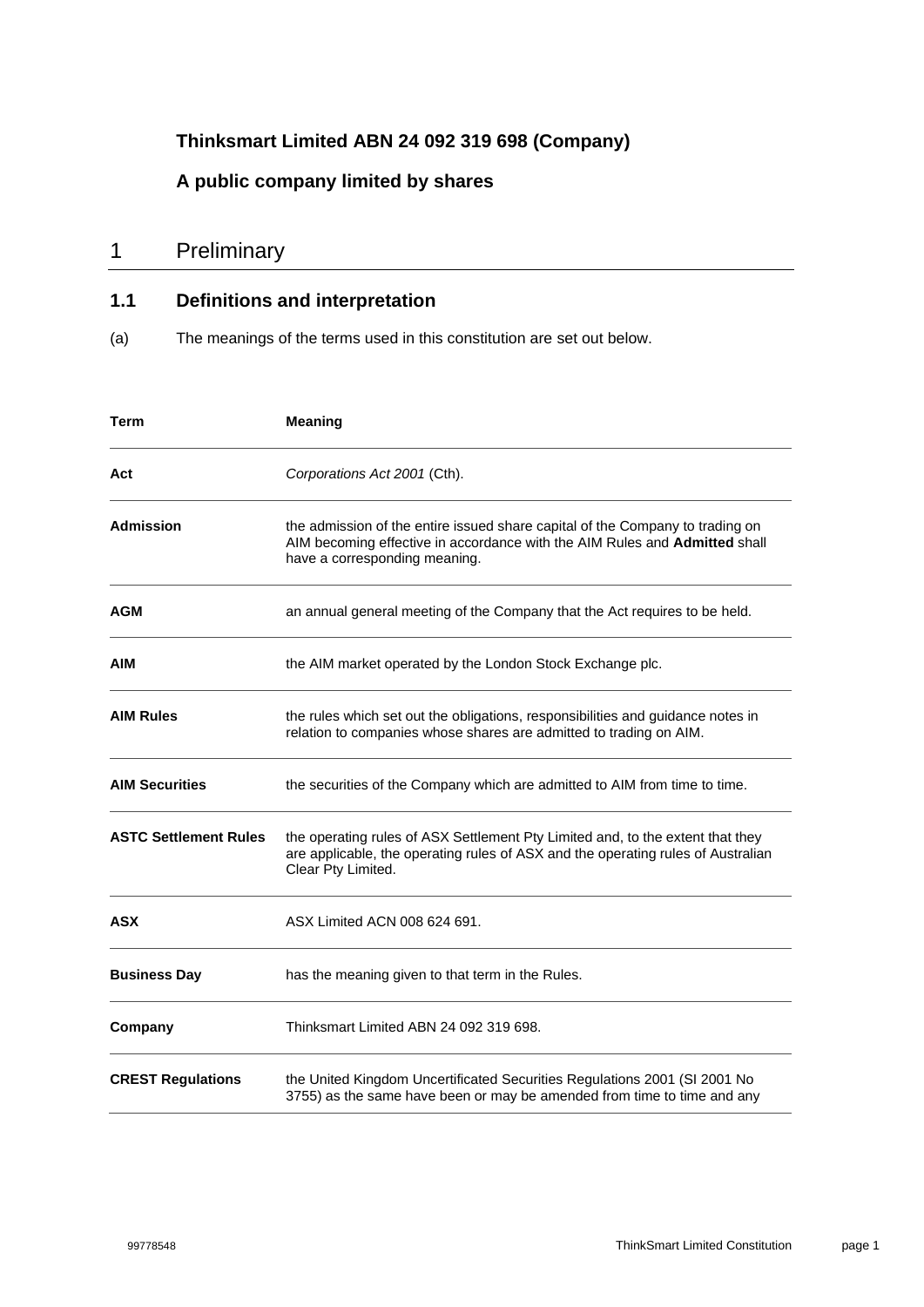**Thinksmart Limited ABN 24 092 319 698 (Company)**

**A public company limited by shares**

# 1 Preliminary

## 1.1 Definitions and interpretation

(a) The meanings of the terms used in this constitution are set out below.

| Term | Meaning |
|---|---|
| **Act** | *Corporations Act 2001* (Cth). |
| **Admission** | the admission of the entire issued share capital of the Company to trading on AIM becoming effective in accordance with the AIM Rules and **Admitted** shall have a corresponding meaning. |
| **AGM** | an annual general meeting of the Company that the Act requires to be held. |
| **AIM** | the AIM market operated by the London Stock Exchange plc. |
| **AIM Rules** | the rules which set out the obligations, responsibilities and guidance notes in relation to companies whose shares are admitted to trading on AIM. |
| **AIM Securities** | the securities of the Company which are admitted to AIM from time to time. |
| **ASTC Settlement Rules** | the operating rules of ASX Settlement Pty Limited and, to the extent that they are applicable, the operating rules of ASX and the operating rules of Australian Clear Pty Limited. |
| **ASX** | ASX Limited ACN 008 624 691. |
| **Business Day** | has the meaning given to that term in the Rules. |
| **Company** | Thinksmart Limited ABN 24 092 319 698. |
| **CREST Regulations** | the United Kingdom Uncertificated Securities Regulations 2001 (SI 2001 No 3755) as the same have been or may be amended from time to time and any |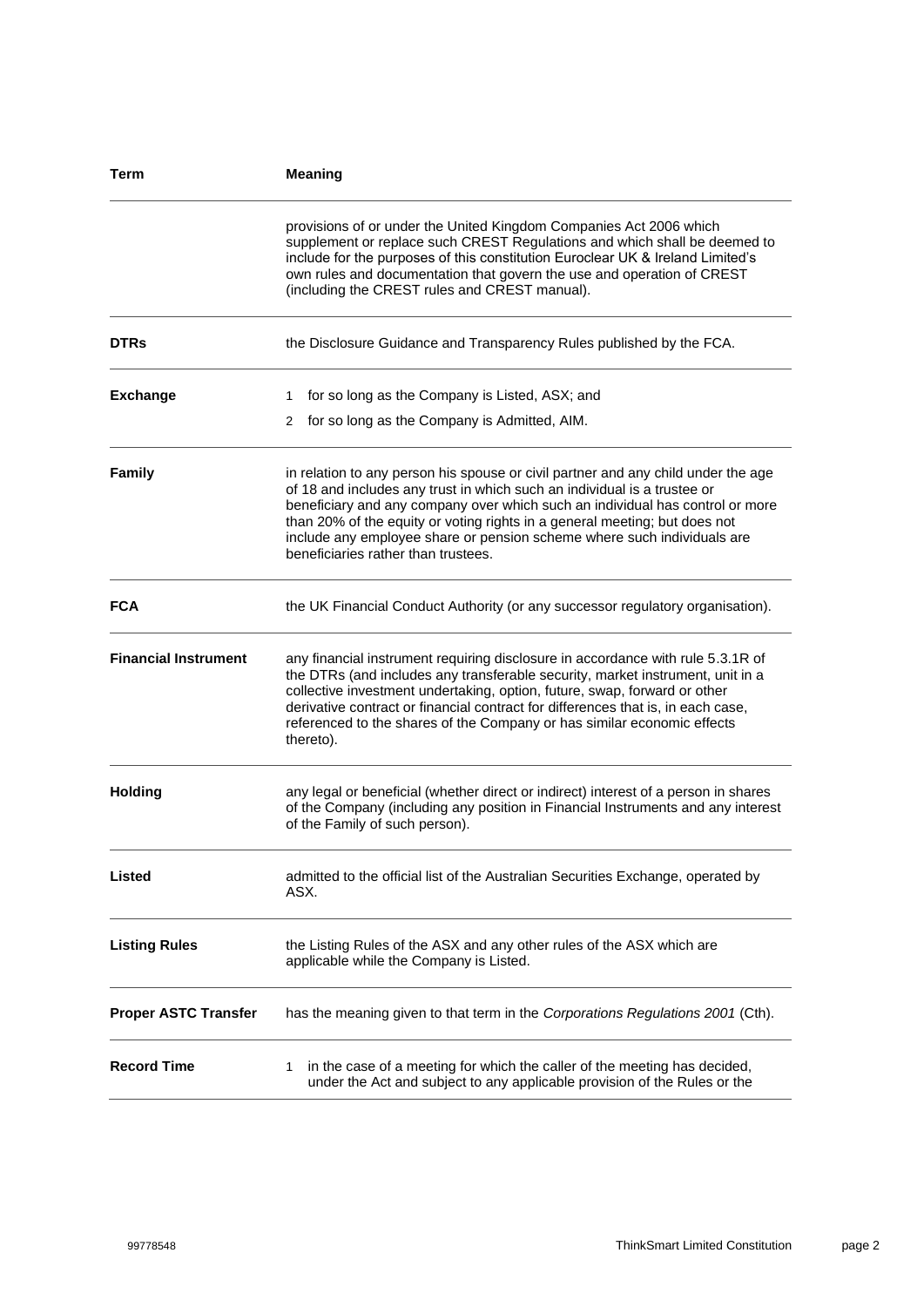| Term | Meaning |
| --- | --- |
| | provisions of or under the United Kingdom Companies Act 2006 which supplement or replace such CREST Regulations and which shall be deemed to include for the purposes of this constitution Euroclear UK & Ireland Limited's own rules and documentation that govern the use and operation of CREST (including the CREST rules and CREST manual). |
| **DTRs** | the Disclosure Guidance and Transparency Rules published by the FCA. |
| **Exchange** | 1 for so long as the Company is Listed, ASX; and<br>2 for so long as the Company is Admitted, AIM. |
| **Family** | in relation to any person his spouse or civil partner and any child under the age of 18 and includes any trust in which such an individual is a trustee or beneficiary and any company over which such an individual has control or more than 20% of the equity or voting rights in a general meeting; but does not include any employee share or pension scheme where such individuals are beneficiaries rather than trustees. |
| **FCA** | the UK Financial Conduct Authority (or any successor regulatory organisation). |
| **Financial Instrument** | any financial instrument requiring disclosure in accordance with rule 5.3.1R of the DTRs (and includes any transferable security, market instrument, unit in a collective investment undertaking, option, future, swap, forward or other derivative contract or financial contract for differences that is, in each case, referenced to the shares of the Company or has similar economic effects thereto). |
| **Holding** | any legal or beneficial (whether direct or indirect) interest of a person in shares of the Company (including any position in Financial Instruments and any interest of the Family of such person). |
| **Listed** | admitted to the official list of the Australian Securities Exchange, operated by ASX. |
| **Listing Rules** | the Listing Rules of the ASX and any other rules of the ASX which are applicable while the Company is Listed. |
| **Proper ASTC Transfer** | has the meaning given to that term in the *Corporations Regulations 2001* (Cth). |
| **Record Time** | 1 in the case of a meeting for which the caller of the meeting has decided, under the Act and subject to any applicable provision of the Rules or the |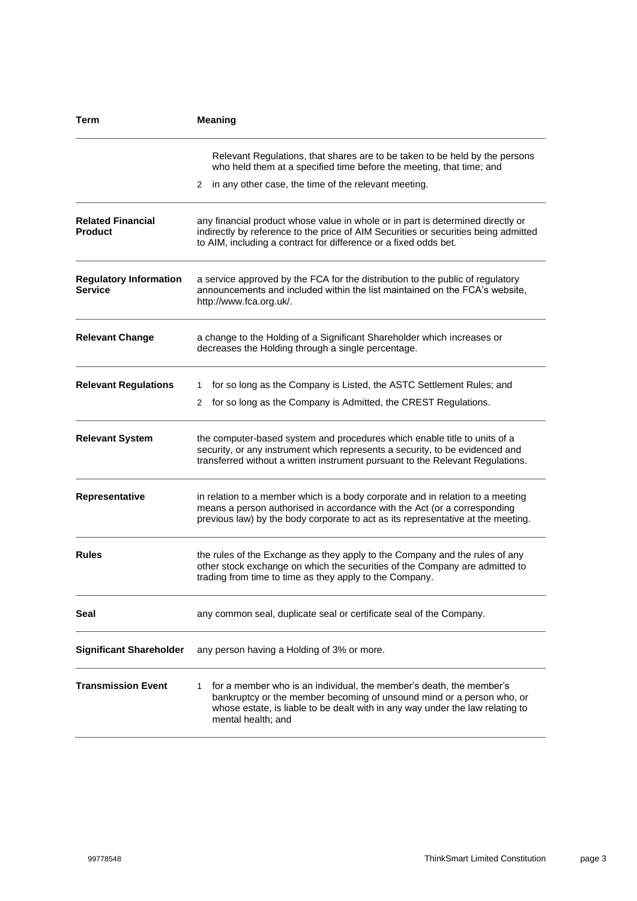| Term | Meaning |
| --- | --- |
| | Relevant Regulations, that shares are to be taken to be held by the persons who held them at a specified time before the meeting, that time; and<br>2 in any other case, the time of the relevant meeting. |
| **Related Financial Product** | any financial product whose value in whole or in part is determined directly or indirectly by reference to the price of AIM Securities or securities being admitted to AIM, including a contract for difference or a fixed odds bet. |
| **Regulatory Information Service** | a service approved by the FCA for the distribution to the public of regulatory announcements and included within the list maintained on the FCA's website, http://www.fca.org.uk/. |
| **Relevant Change** | a change to the Holding of a Significant Shareholder which increases or decreases the Holding through a single percentage. |
| **Relevant Regulations** | 1 for so long as the Company is Listed, the ASTC Settlement Rules; and<br>2 for so long as the Company is Admitted, the CREST Regulations. |
| **Relevant System** | the computer-based system and procedures which enable title to units of a security, or any instrument which represents a security, to be evidenced and transferred without a written instrument pursuant to the Relevant Regulations. |
| **Representative** | in relation to a member which is a body corporate and in relation to a meeting means a person authorised in accordance with the Act (or a corresponding previous law) by the body corporate to act as its representative at the meeting. |
| **Rules** | the rules of the Exchange as they apply to the Company and the rules of any other stock exchange on which the securities of the Company are admitted to trading from time to time as they apply to the Company. |
| **Seal** | any common seal, duplicate seal or certificate seal of the Company. |
| **Significant Shareholder** | any person having a Holding of 3% or more. |
| **Transmission Event** | 1 for a member who is an individual, the member's death, the member's bankruptcy or the member becoming of unsound mind or a person who, or whose estate, is liable to be dealt with in any way under the law relating to mental health; and |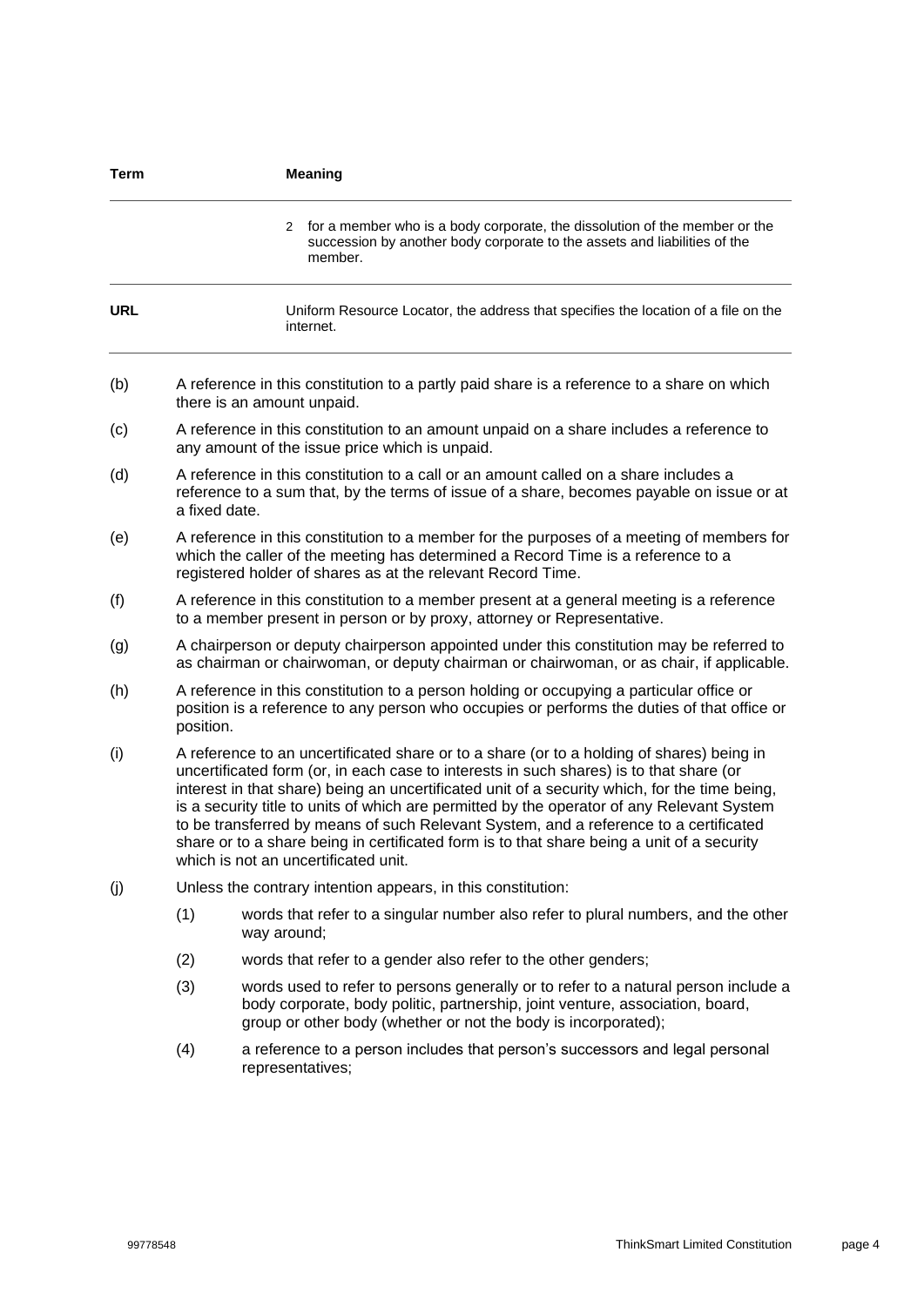| Term | Meaning |
| --- | --- |
| | 2 for a member who is a body corporate, the dissolution of the member or the succession by another body corporate to the assets and liabilities of the member. |
| **URL** | Uniform Resource Locator, the address that specifies the location of a file on the internet. |

(b) A reference in this constitution to a partly paid share is a reference to a share on which there is an amount unpaid.

(c) A reference in this constitution to an amount unpaid on a share includes a reference to any amount of the issue price which is unpaid.

(d) A reference in this constitution to a call or an amount called on a share includes a reference to a sum that, by the terms of issue of a share, becomes payable on issue or at a fixed date.

(e) A reference in this constitution to a member for the purposes of a meeting of members for which the caller of the meeting has determined a Record Time is a reference to a registered holder of shares as at the relevant Record Time.

(f) A reference in this constitution to a member present at a general meeting is a reference to a member present in person or by proxy, attorney or Representative.

(g) A chairperson or deputy chairperson appointed under this constitution may be referred to as chairman or chairwoman, or deputy chairman or chairwoman, or as chair, if applicable.

(h) A reference in this constitution to a person holding or occupying a particular office or position is a reference to any person who occupies or performs the duties of that office or position.

(i) A reference to an uncertificated share or to a share (or to a holding of shares) being in uncertificated form (or, in each case to interests in such shares) is to that share (or interest in that share) being an uncertificated unit of a security which, for the time being, is a security title to units of which are permitted by the operator of any Relevant System to be transferred by means of such Relevant System, and a reference to a certificated share or to a share being in certificated form is to that share being a unit of a security which is not an uncertificated unit.

(j) Unless the contrary intention appears, in this constitution:

(1) words that refer to a singular number also refer to plural numbers, and the other way around;

(2) words that refer to a gender also refer to the other genders;

(3) words used to refer to persons generally or to refer to a natural person include a body corporate, body politic, partnership, joint venture, association, board, group or other body (whether or not the body is incorporated);

(4) a reference to a person includes that person's successors and legal personal representatives;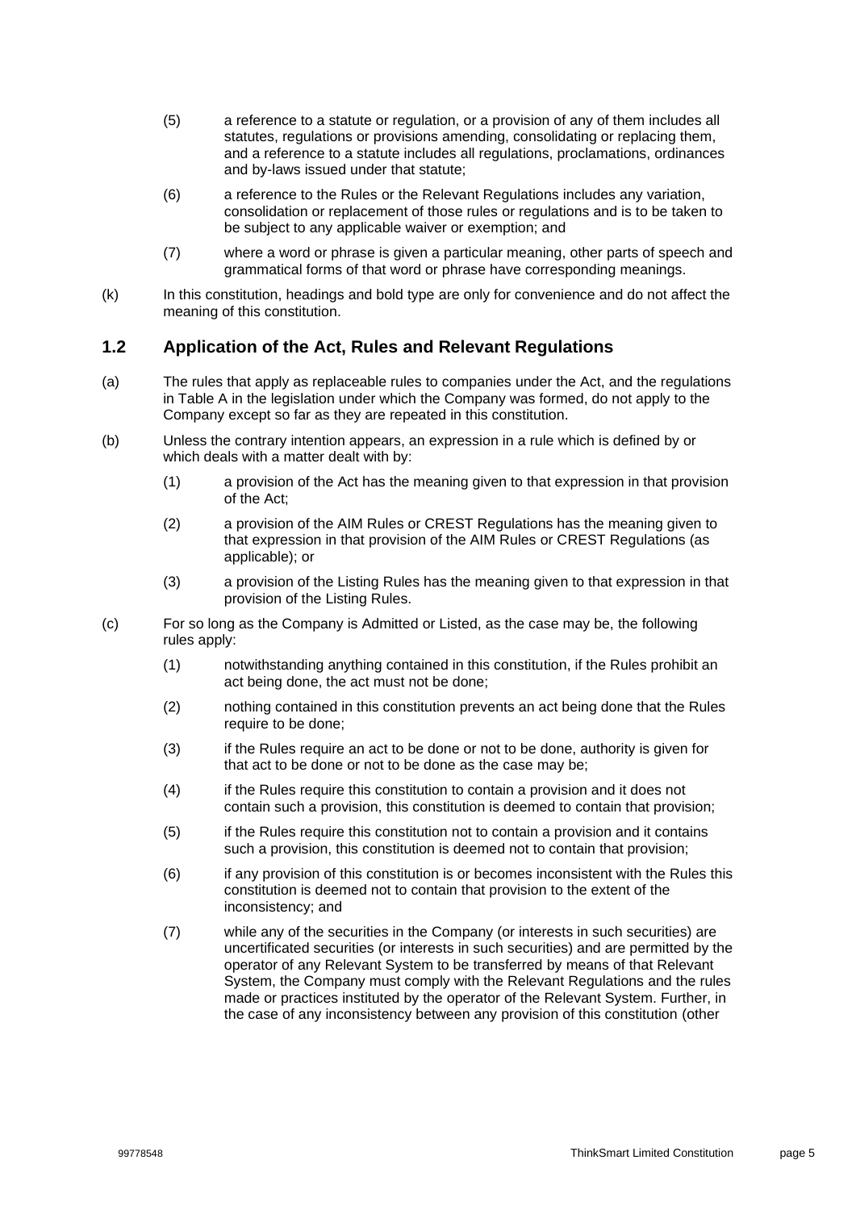(5) a reference to a statute or regulation, or a provision of any of them includes all statutes, regulations or provisions amending, consolidating or replacing them, and a reference to a statute includes all regulations, proclamations, ordinances and by-laws issued under that statute;

(6) a reference to the Rules or the Relevant Regulations includes any variation, consolidation or replacement of those rules or regulations and is to be taken to be subject to any applicable waiver or exemption; and

(7) where a word or phrase is given a particular meaning, other parts of speech and grammatical forms of that word or phrase have corresponding meanings.

(k) In this constitution, headings and bold type are only for convenience and do not affect the meaning of this constitution.

## 1.2 Application of the Act, Rules and Relevant Regulations

(a) The rules that apply as replaceable rules to companies under the Act, and the regulations in Table A in the legislation under which the Company was formed, do not apply to the Company except so far as they are repeated in this constitution.

(b) Unless the contrary intention appears, an expression in a rule which is defined by or which deals with a matter dealt with by:

(1) a provision of the Act has the meaning given to that expression in that provision of the Act;

(2) a provision of the AIM Rules or CREST Regulations has the meaning given to that expression in that provision of the AIM Rules or CREST Regulations (as applicable); or

(3) a provision of the Listing Rules has the meaning given to that expression in that provision of the Listing Rules.

(c) For so long as the Company is Admitted or Listed, as the case may be, the following rules apply:

(1) notwithstanding anything contained in this constitution, if the Rules prohibit an act being done, the act must not be done;

(2) nothing contained in this constitution prevents an act being done that the Rules require to be done;

(3) if the Rules require an act to be done or not to be done, authority is given for that act to be done or not to be done as the case may be;

(4) if the Rules require this constitution to contain a provision and it does not contain such a provision, this constitution is deemed to contain that provision;

(5) if the Rules require this constitution not to contain a provision and it contains such a provision, this constitution is deemed not to contain that provision;

(6) if any provision of this constitution is or becomes inconsistent with the Rules this constitution is deemed not to contain that provision to the extent of the inconsistency; and

(7) while any of the securities in the Company (or interests in such securities) are uncertificated securities (or interests in such securities) and are permitted by the operator of any Relevant System to be transferred by means of that Relevant System, the Company must comply with the Relevant Regulations and the rules made or practices instituted by the operator of the Relevant System. Further, in the case of any inconsistency between any provision of this constitution (other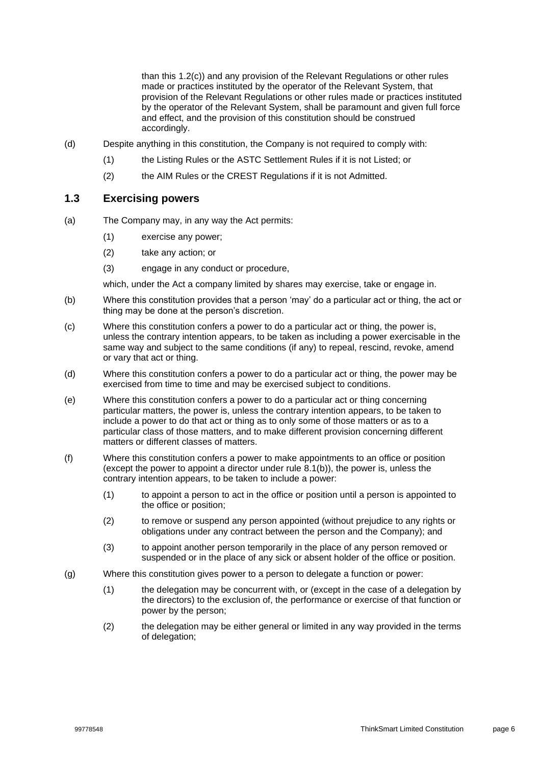than this 1.2(c)) and any provision of the Relevant Regulations or other rules made or practices instituted by the operator of the Relevant System, that provision of the Relevant Regulations or other rules made or practices instituted by the operator of the Relevant System, shall be paramount and given full force and effect, and the provision of this constitution should be construed accordingly.

(d) Despite anything in this constitution, the Company is not required to comply with:

(1) the Listing Rules or the ASTC Settlement Rules if it is not Listed; or

(2) the AIM Rules or the CREST Regulations if it is not Admitted.

## 1.3 Exercising powers

(a) The Company may, in any way the Act permits:

(1) exercise any power;

(2) take any action; or

(3) engage in any conduct or procedure,

which, under the Act a company limited by shares may exercise, take or engage in.

(b) Where this constitution provides that a person 'may' do a particular act or thing, the act or thing may be done at the person's discretion.

(c) Where this constitution confers a power to do a particular act or thing, the power is, unless the contrary intention appears, to be taken as including a power exercisable in the same way and subject to the same conditions (if any) to repeal, rescind, revoke, amend or vary that act or thing.

(d) Where this constitution confers a power to do a particular act or thing, the power may be exercised from time to time and may be exercised subject to conditions.

(e) Where this constitution confers a power to do a particular act or thing concerning particular matters, the power is, unless the contrary intention appears, to be taken to include a power to do that act or thing as to only some of those matters or as to a particular class of those matters, and to make different provision concerning different matters or different classes of matters.

(f) Where this constitution confers a power to make appointments to an office or position (except the power to appoint a director under rule 8.1(b)), the power is, unless the contrary intention appears, to be taken to include a power:

(1) to appoint a person to act in the office or position until a person is appointed to the office or position;

(2) to remove or suspend any person appointed (without prejudice to any rights or obligations under any contract between the person and the Company); and

(3) to appoint another person temporarily in the place of any person removed or suspended or in the place of any sick or absent holder of the office or position.

(g) Where this constitution gives power to a person to delegate a function or power:

(1) the delegation may be concurrent with, or (except in the case of a delegation by the directors) to the exclusion of, the performance or exercise of that function or power by the person;

(2) the delegation may be either general or limited in any way provided in the terms of delegation;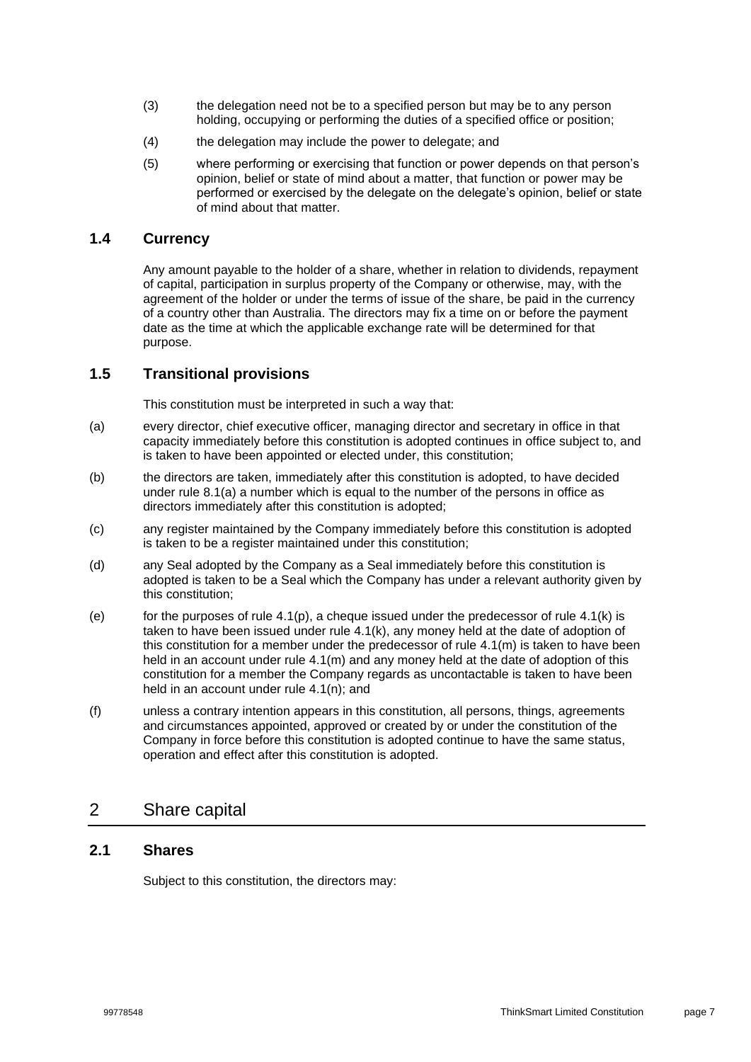(3) the delegation need not be to a specified person but may be to any person holding, occupying or performing the duties of a specified office or position;

(4) the delegation may include the power to delegate; and

(5) where performing or exercising that function or power depends on that person's opinion, belief or state of mind about a matter, that function or power may be performed or exercised by the delegate on the delegate's opinion, belief or state of mind about that matter.

### 1.4 Currency

Any amount payable to the holder of a share, whether in relation to dividends, repayment of capital, participation in surplus property of the Company or otherwise, may, with the agreement of the holder or under the terms of issue of the share, be paid in the currency of a country other than Australia. The directors may fix a time on or before the payment date as the time at which the applicable exchange rate will be determined for that purpose.

### 1.5 Transitional provisions

This constitution must be interpreted in such a way that:

(a) every director, chief executive officer, managing director and secretary in office in that capacity immediately before this constitution is adopted continues in office subject to, and is taken to have been appointed or elected under, this constitution;

(b) the directors are taken, immediately after this constitution is adopted, to have decided under rule 8.1(a) a number which is equal to the number of the persons in office as directors immediately after this constitution is adopted;

(c) any register maintained by the Company immediately before this constitution is adopted is taken to be a register maintained under this constitution;

(d) any Seal adopted by the Company as a Seal immediately before this constitution is adopted is taken to be a Seal which the Company has under a relevant authority given by this constitution;

(e) for the purposes of rule 4.1(p), a cheque issued under the predecessor of rule 4.1(k) is taken to have been issued under rule 4.1(k), any money held at the date of adoption of this constitution for a member under the predecessor of rule 4.1(m) is taken to have been held in an account under rule 4.1(m) and any money held at the date of adoption of this constitution for a member the Company regards as uncontactable is taken to have been held in an account under rule 4.1(n); and

(f) unless a contrary intention appears in this constitution, all persons, things, agreements and circumstances appointed, approved or created by or under the constitution of the Company in force before this constitution is adopted continue to have the same status, operation and effect after this constitution is adopted.

## 2 Share capital

### 2.1 Shares

Subject to this constitution, the directors may: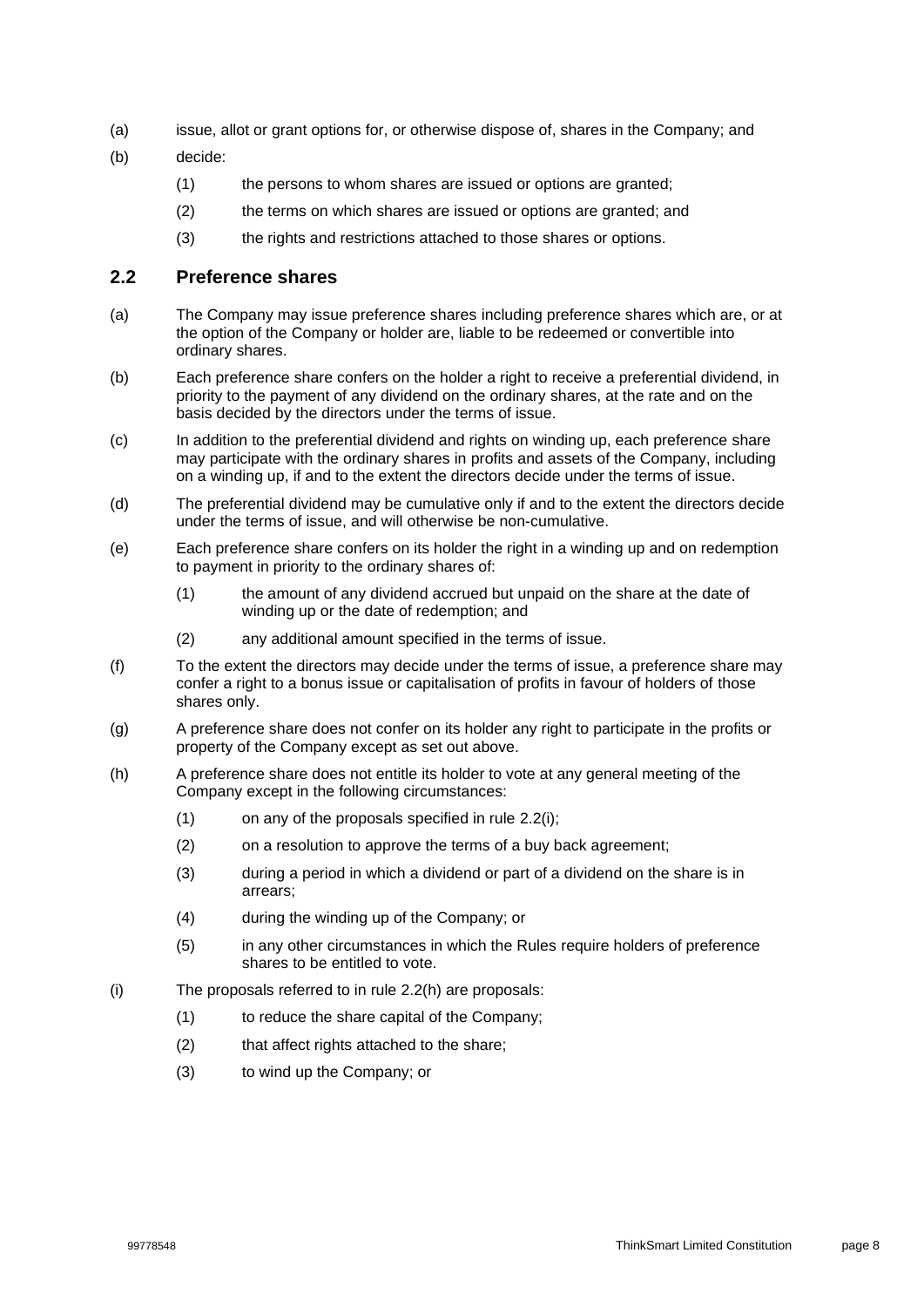(a) issue, allot or grant options for, or otherwise dispose of, shares in the Company; and

(b) decide:

  (1) the persons to whom shares are issued or options are granted;

  (2) the terms on which shares are issued or options are granted; and

  (3) the rights and restrictions attached to those shares or options.

## 2.2 Preference shares

(a) The Company may issue preference shares including preference shares which are, or at the option of the Company or holder are, liable to be redeemed or convertible into ordinary shares.

(b) Each preference share confers on the holder a right to receive a preferential dividend, in priority to the payment of any dividend on the ordinary shares, at the rate and on the basis decided by the directors under the terms of issue.

(c) In addition to the preferential dividend and rights on winding up, each preference share may participate with the ordinary shares in profits and assets of the Company, including on a winding up, if and to the extent the directors decide under the terms of issue.

(d) The preferential dividend may be cumulative only if and to the extent the directors decide under the terms of issue, and will otherwise be non-cumulative.

(e) Each preference share confers on its holder the right in a winding up and on redemption to payment in priority to the ordinary shares of:

  (1) the amount of any dividend accrued but unpaid on the share at the date of winding up or the date of redemption; and

  (2) any additional amount specified in the terms of issue.

(f) To the extent the directors may decide under the terms of issue, a preference share may confer a right to a bonus issue or capitalisation of profits in favour of holders of those shares only.

(g) A preference share does not confer on its holder any right to participate in the profits or property of the Company except as set out above.

(h) A preference share does not entitle its holder to vote at any general meeting of the Company except in the following circumstances:

  (1) on any of the proposals specified in rule 2.2(i);

  (2) on a resolution to approve the terms of a buy back agreement;

  (3) during a period in which a dividend or part of a dividend on the share is in arrears;

  (4) during the winding up of the Company; or

  (5) in any other circumstances in which the Rules require holders of preference shares to be entitled to vote.

(i) The proposals referred to in rule 2.2(h) are proposals:

  (1) to reduce the share capital of the Company;

  (2) that affect rights attached to the share;

  (3) to wind up the Company; or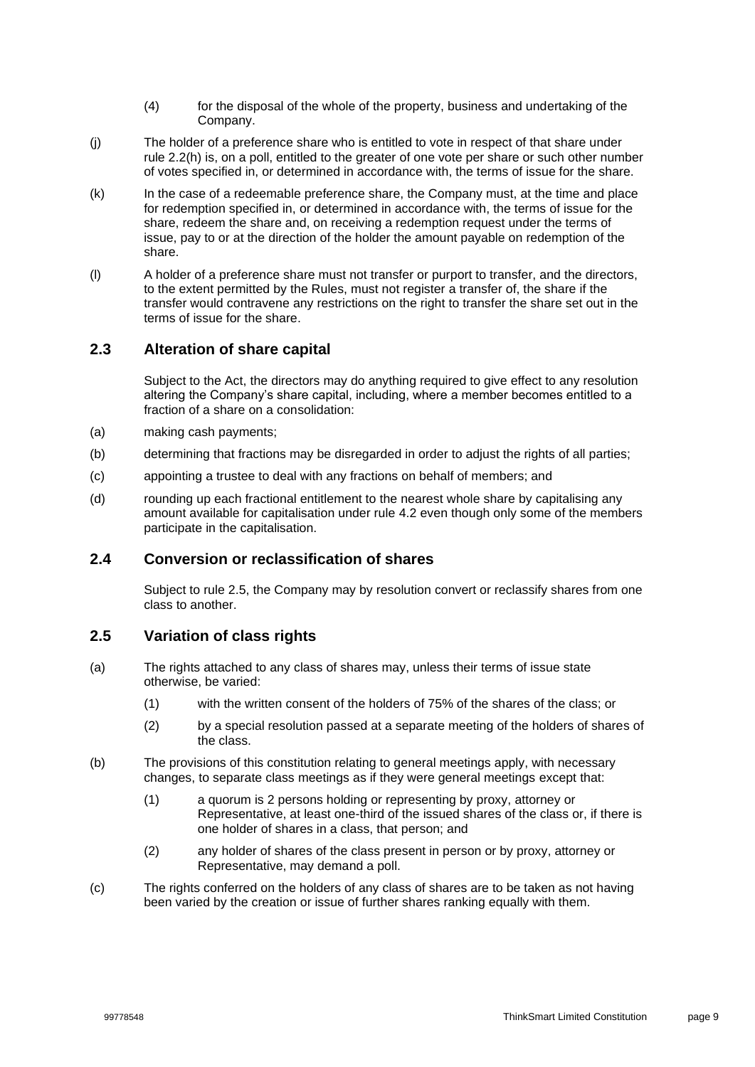(4) for the disposal of the whole of the property, business and undertaking of the Company.

(j) The holder of a preference share who is entitled to vote in respect of that share under rule 2.2(h) is, on a poll, entitled to the greater of one vote per share or such other number of votes specified in, or determined in accordance with, the terms of issue for the share.

(k) In the case of a redeemable preference share, the Company must, at the time and place for redemption specified in, or determined in accordance with, the terms of issue for the share, redeem the share and, on receiving a redemption request under the terms of issue, pay to or at the direction of the holder the amount payable on redemption of the share.

(l) A holder of a preference share must not transfer or purport to transfer, and the directors, to the extent permitted by the Rules, must not register a transfer of, the share if the transfer would contravene any restrictions on the right to transfer the share set out in the terms of issue for the share.

## 2.3 Alteration of share capital

Subject to the Act, the directors may do anything required to give effect to any resolution altering the Company's share capital, including, where a member becomes entitled to a fraction of a share on a consolidation:

(a) making cash payments;

(b) determining that fractions may be disregarded in order to adjust the rights of all parties;

(c) appointing a trustee to deal with any fractions on behalf of members; and

(d) rounding up each fractional entitlement to the nearest whole share by capitalising any amount available for capitalisation under rule 4.2 even though only some of the members participate in the capitalisation.

## 2.4 Conversion or reclassification of shares

Subject to rule 2.5, the Company may by resolution convert or reclassify shares from one class to another.

## 2.5 Variation of class rights

(a) The rights attached to any class of shares may, unless their terms of issue state otherwise, be varied:

(1) with the written consent of the holders of 75% of the shares of the class; or

(2) by a special resolution passed at a separate meeting of the holders of shares of the class.

(b) The provisions of this constitution relating to general meetings apply, with necessary changes, to separate class meetings as if they were general meetings except that:

(1) a quorum is 2 persons holding or representing by proxy, attorney or Representative, at least one-third of the issued shares of the class or, if there is one holder of shares in a class, that person; and

(2) any holder of shares of the class present in person or by proxy, attorney or Representative, may demand a poll.

(c) The rights conferred on the holders of any class of shares are to be taken as not having been varied by the creation or issue of further shares ranking equally with them.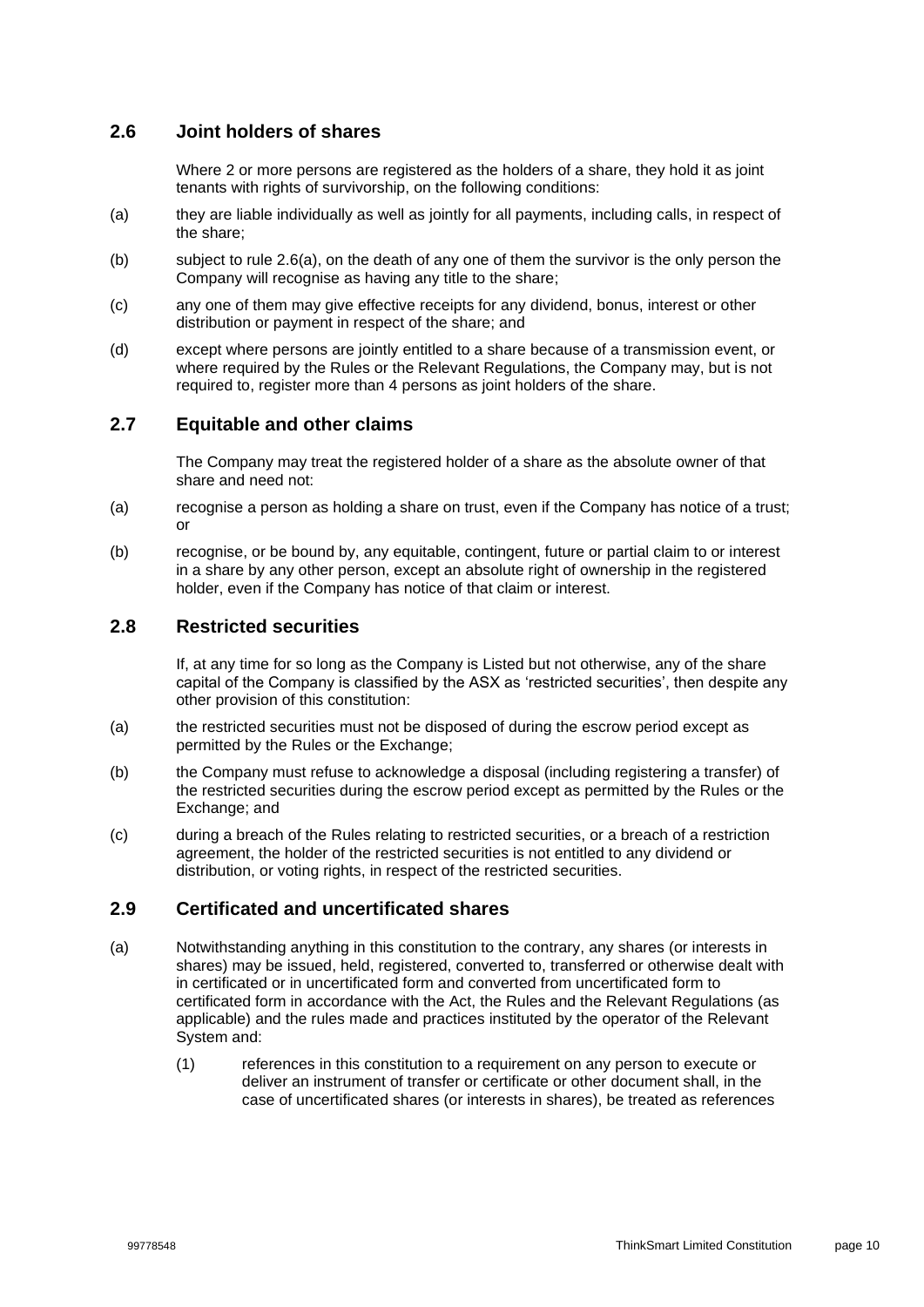## 2.6 Joint holders of shares

Where 2 or more persons are registered as the holders of a share, they hold it as joint tenants with rights of survivorship, on the following conditions:

(a) they are liable individually as well as jointly for all payments, including calls, in respect of the share;

(b) subject to rule 2.6(a), on the death of any one of them the survivor is the only person the Company will recognise as having any title to the share;

(c) any one of them may give effective receipts for any dividend, bonus, interest or other distribution or payment in respect of the share; and

(d) except where persons are jointly entitled to a share because of a transmission event, or where required by the Rules or the Relevant Regulations, the Company may, but is not required to, register more than 4 persons as joint holders of the share.

## 2.7 Equitable and other claims

The Company may treat the registered holder of a share as the absolute owner of that share and need not:

(a) recognise a person as holding a share on trust, even if the Company has notice of a trust; or

(b) recognise, or be bound by, any equitable, contingent, future or partial claim to or interest in a share by any other person, except an absolute right of ownership in the registered holder, even if the Company has notice of that claim or interest.

## 2.8 Restricted securities

If, at any time for so long as the Company is Listed but not otherwise, any of the share capital of the Company is classified by the ASX as 'restricted securities', then despite any other provision of this constitution:

(a) the restricted securities must not be disposed of during the escrow period except as permitted by the Rules or the Exchange;

(b) the Company must refuse to acknowledge a disposal (including registering a transfer) of the restricted securities during the escrow period except as permitted by the Rules or the Exchange; and

(c) during a breach of the Rules relating to restricted securities, or a breach of a restriction agreement, the holder of the restricted securities is not entitled to any dividend or distribution, or voting rights, in respect of the restricted securities.

## 2.9 Certificated and uncertificated shares

(a) Notwithstanding anything in this constitution to the contrary, any shares (or interests in shares) may be issued, held, registered, converted to, transferred or otherwise dealt with in certificated or in uncertificated form and converted from uncertificated form to certificated form in accordance with the Act, the Rules and the Relevant Regulations (as applicable) and the rules made and practices instituted by the operator of the Relevant System and:

(1) references in this constitution to a requirement on any person to execute or deliver an instrument of transfer or certificate or other document shall, in the case of uncertificated shares (or interests in shares), be treated as references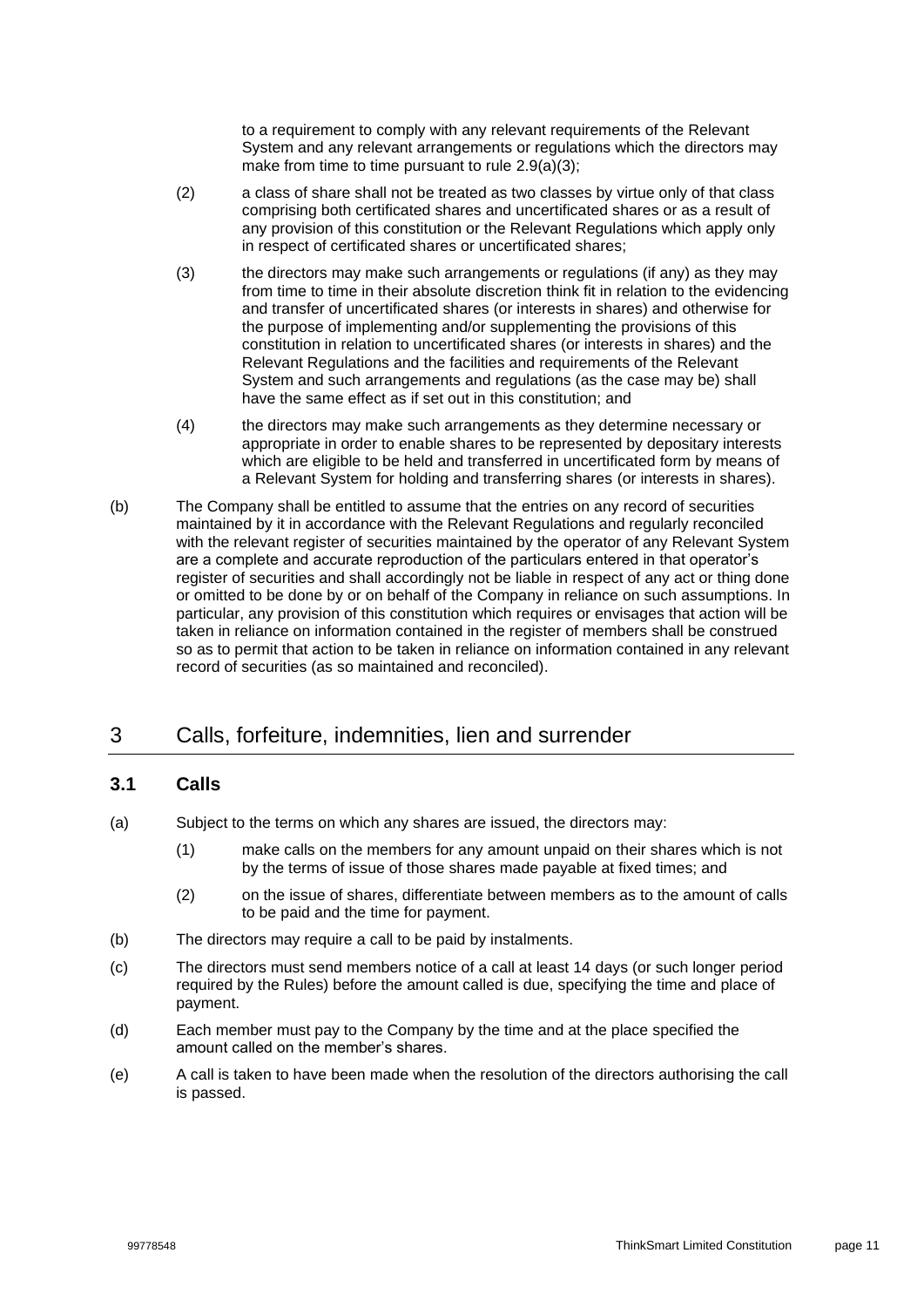to a requirement to comply with any relevant requirements of the Relevant System and any relevant arrangements or regulations which the directors may make from time to time pursuant to rule 2.9(a)(3);

(2) a class of share shall not be treated as two classes by virtue only of that class comprising both certificated shares and uncertificated shares or as a result of any provision of this constitution or the Relevant Regulations which apply only in respect of certificated shares or uncertificated shares;

(3) the directors may make such arrangements or regulations (if any) as they may from time to time in their absolute discretion think fit in relation to the evidencing and transfer of uncertificated shares (or interests in shares) and otherwise for the purpose of implementing and/or supplementing the provisions of this constitution in relation to uncertificated shares (or interests in shares) and the Relevant Regulations and the facilities and requirements of the Relevant System and such arrangements and regulations (as the case may be) shall have the same effect as if set out in this constitution; and

(4) the directors may make such arrangements as they determine necessary or appropriate in order to enable shares to be represented by depositary interests which are eligible to be held and transferred in uncertificated form by means of a Relevant System for holding and transferring shares (or interests in shares).

(b) The Company shall be entitled to assume that the entries on any record of securities maintained by it in accordance with the Relevant Regulations and regularly reconciled with the relevant register of securities maintained by the operator of any Relevant System are a complete and accurate reproduction of the particulars entered in that operator's register of securities and shall accordingly not be liable in respect of any act or thing done or omitted to be done by or on behalf of the Company in reliance on such assumptions. In particular, any provision of this constitution which requires or envisages that action will be taken in reliance on information contained in the register of members shall be construed so as to permit that action to be taken in reliance on information contained in any relevant record of securities (as so maintained and reconciled).

# 3 Calls, forfeiture, indemnities, lien and surrender

## 3.1 Calls

(a) Subject to the terms on which any shares are issued, the directors may:

(1) make calls on the members for any amount unpaid on their shares which is not by the terms of issue of those shares made payable at fixed times; and

(2) on the issue of shares, differentiate between members as to the amount of calls to be paid and the time for payment.

(b) The directors may require a call to be paid by instalments.

(c) The directors must send members notice of a call at least 14 days (or such longer period required by the Rules) before the amount called is due, specifying the time and place of payment.

(d) Each member must pay to the Company by the time and at the place specified the amount called on the member's shares.

(e) A call is taken to have been made when the resolution of the directors authorising the call is passed.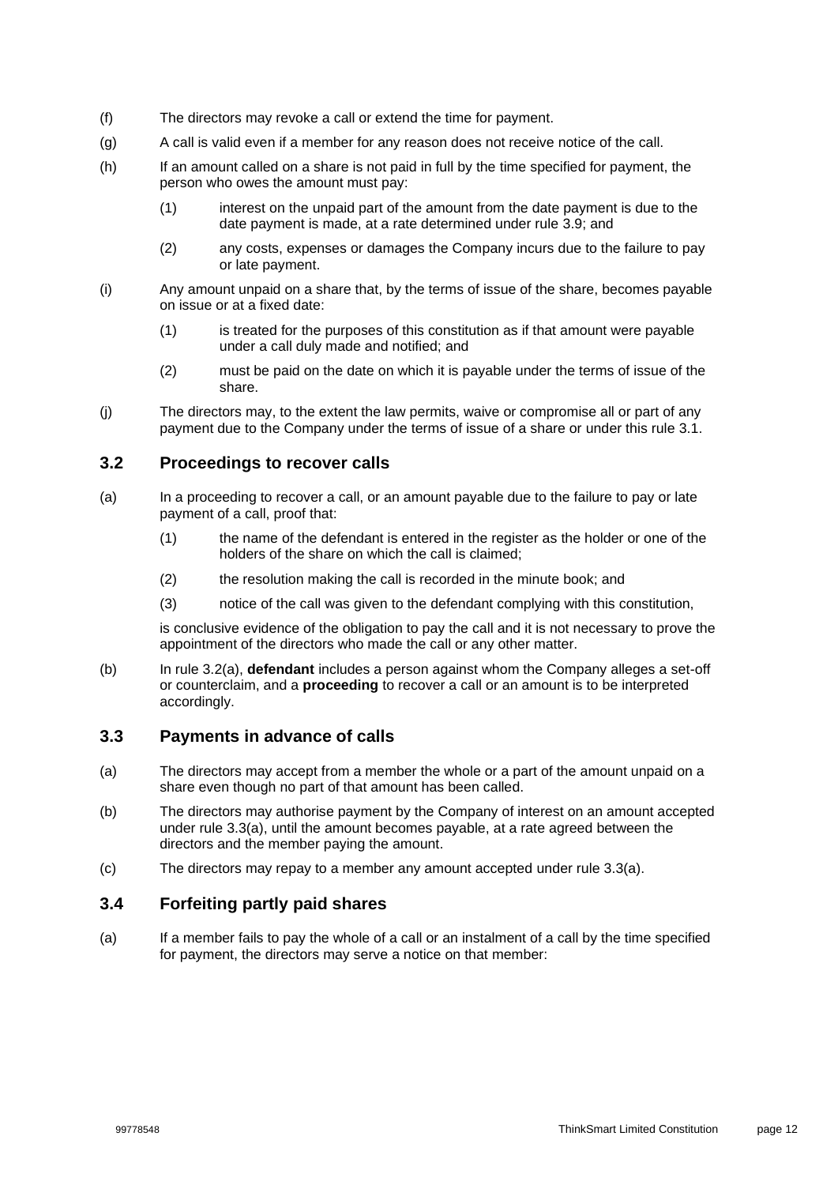(f) The directors may revoke a call or extend the time for payment.

(g) A call is valid even if a member for any reason does not receive notice of the call.

(h) If an amount called on a share is not paid in full by the time specified for payment, the person who owes the amount must pay:

  (1) interest on the unpaid part of the amount from the date payment is due to the date payment is made, at a rate determined under rule 3.9; and

  (2) any costs, expenses or damages the Company incurs due to the failure to pay or late payment.

(i) Any amount unpaid on a share that, by the terms of issue of the share, becomes payable on issue or at a fixed date:

  (1) is treated for the purposes of this constitution as if that amount were payable under a call duly made and notified; and

  (2) must be paid on the date on which it is payable under the terms of issue of the share.

(j) The directors may, to the extent the law permits, waive or compromise all or part of any payment due to the Company under the terms of issue of a share or under this rule 3.1.

## 3.2 Proceedings to recover calls

(a) In a proceeding to recover a call, or an amount payable due to the failure to pay or late payment of a call, proof that:

  (1) the name of the defendant is entered in the register as the holder or one of the holders of the share on which the call is claimed;

  (2) the resolution making the call is recorded in the minute book; and

  (3) notice of the call was given to the defendant complying with this constitution,

  is conclusive evidence of the obligation to pay the call and it is not necessary to prove the appointment of the directors who made the call or any other matter.

(b) In rule 3.2(a), **defendant** includes a person against whom the Company alleges a set-off or counterclaim, and a **proceeding** to recover a call or an amount is to be interpreted accordingly.

## 3.3 Payments in advance of calls

(a) The directors may accept from a member the whole or a part of the amount unpaid on a share even though no part of that amount has been called.

(b) The directors may authorise payment by the Company of interest on an amount accepted under rule 3.3(a), until the amount becomes payable, at a rate agreed between the directors and the member paying the amount.

(c) The directors may repay to a member any amount accepted under rule 3.3(a).

## 3.4 Forfeiting partly paid shares

(a) If a member fails to pay the whole of a call or an instalment of a call by the time specified for payment, the directors may serve a notice on that member: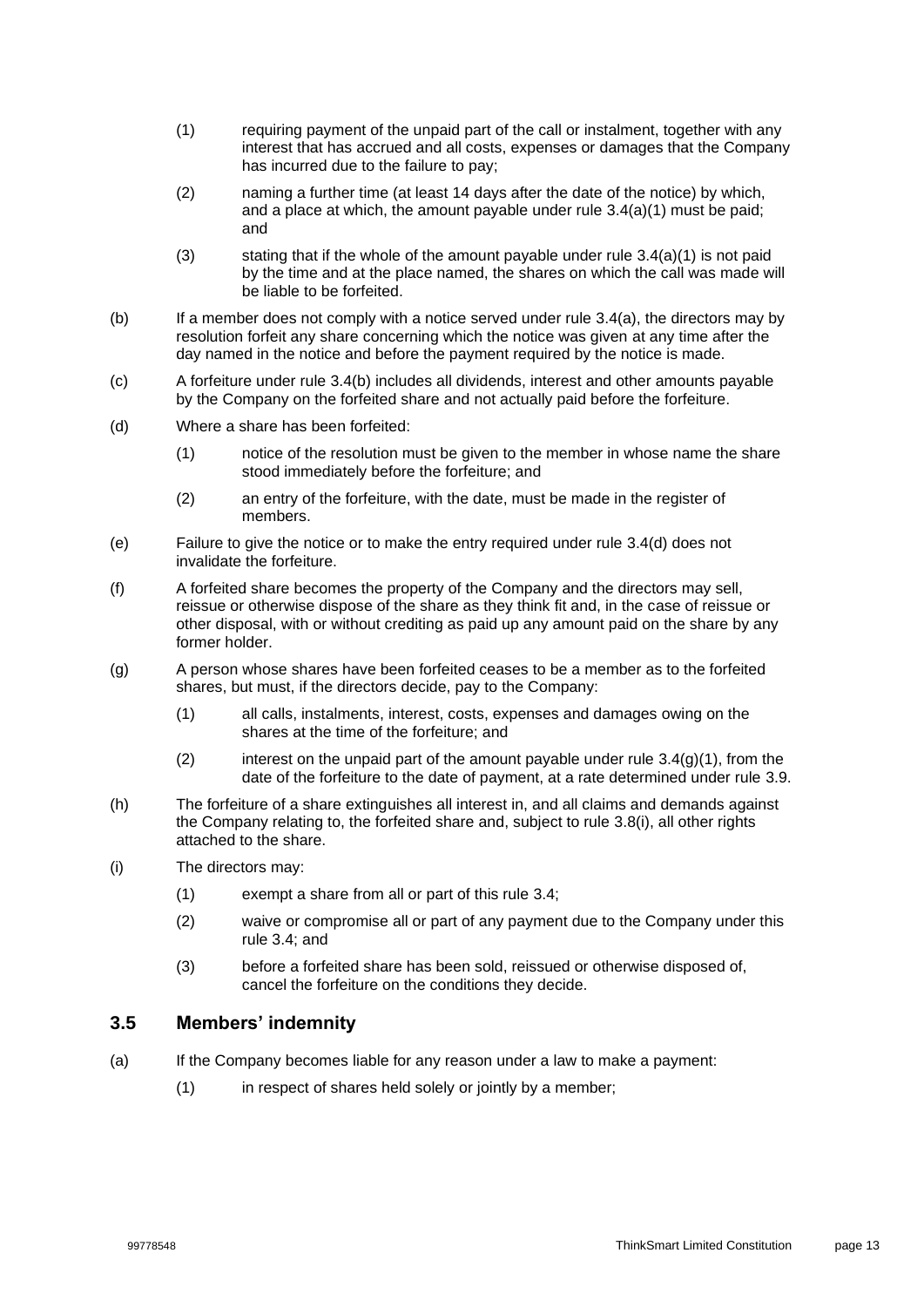(1) requiring payment of the unpaid part of the call or instalment, together with any interest that has accrued and all costs, expenses or damages that the Company has incurred due to the failure to pay;

(2) naming a further time (at least 14 days after the date of the notice) by which, and a place at which, the amount payable under rule 3.4(a)(1) must be paid; and

(3) stating that if the whole of the amount payable under rule 3.4(a)(1) is not paid by the time and at the place named, the shares on which the call was made will be liable to be forfeited.

(b) If a member does not comply with a notice served under rule 3.4(a), the directors may by resolution forfeit any share concerning which the notice was given at any time after the day named in the notice and before the payment required by the notice is made.

(c) A forfeiture under rule 3.4(b) includes all dividends, interest and other amounts payable by the Company on the forfeited share and not actually paid before the forfeiture.

(d) Where a share has been forfeited:

(1) notice of the resolution must be given to the member in whose name the share stood immediately before the forfeiture; and

(2) an entry of the forfeiture, with the date, must be made in the register of members.

(e) Failure to give the notice or to make the entry required under rule 3.4(d) does not invalidate the forfeiture.

(f) A forfeited share becomes the property of the Company and the directors may sell, reissue or otherwise dispose of the share as they think fit and, in the case of reissue or other disposal, with or without crediting as paid up any amount paid on the share by any former holder.

(g) A person whose shares have been forfeited ceases to be a member as to the forfeited shares, but must, if the directors decide, pay to the Company:

(1) all calls, instalments, interest, costs, expenses and damages owing on the shares at the time of the forfeiture; and

(2) interest on the unpaid part of the amount payable under rule 3.4(g)(1), from the date of the forfeiture to the date of payment, at a rate determined under rule 3.9.

(h) The forfeiture of a share extinguishes all interest in, and all claims and demands against the Company relating to, the forfeited share and, subject to rule 3.8(i), all other rights attached to the share.

(i) The directors may:

(1) exempt a share from all or part of this rule 3.4;

(2) waive or compromise all or part of any payment due to the Company under this rule 3.4; and

(3) before a forfeited share has been sold, reissued or otherwise disposed of, cancel the forfeiture on the conditions they decide.

## 3.5 Members' indemnity

(a) If the Company becomes liable for any reason under a law to make a payment:

(1) in respect of shares held solely or jointly by a member;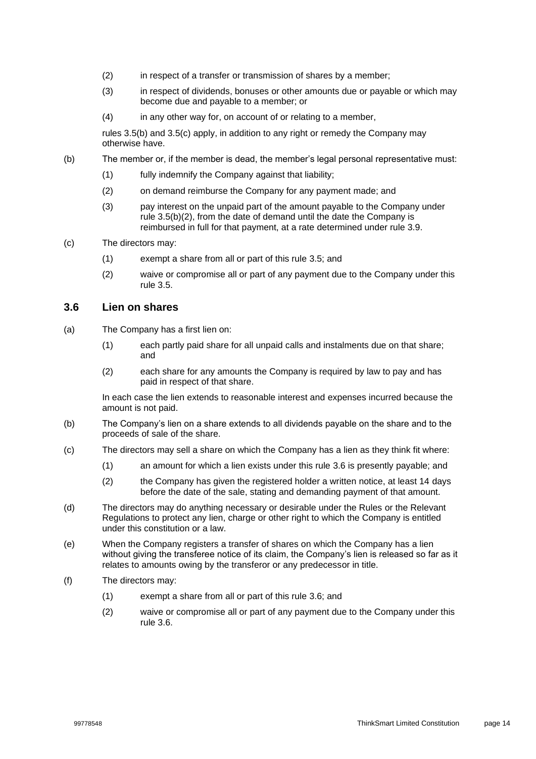(2) in respect of a transfer or transmission of shares by a member;

(3) in respect of dividends, bonuses or other amounts due or payable or which may become due and payable to a member; or

(4) in any other way for, on account of or relating to a member,

rules 3.5(b) and 3.5(c) apply, in addition to any right or remedy the Company may otherwise have.

(b) The member or, if the member is dead, the member's legal personal representative must:

(1) fully indemnify the Company against that liability;

(2) on demand reimburse the Company for any payment made; and

(3) pay interest on the unpaid part of the amount payable to the Company under rule 3.5(b)(2), from the date of demand until the date the Company is reimbursed in full for that payment, at a rate determined under rule 3.9.

(c) The directors may:

(1) exempt a share from all or part of this rule 3.5; and

(2) waive or compromise all or part of any payment due to the Company under this rule 3.5.

## 3.6 Lien on shares

(a) The Company has a first lien on:

(1) each partly paid share for all unpaid calls and instalments due on that share; and

(2) each share for any amounts the Company is required by law to pay and has paid in respect of that share.

In each case the lien extends to reasonable interest and expenses incurred because the amount is not paid.

(b) The Company's lien on a share extends to all dividends payable on the share and to the proceeds of sale of the share.

(c) The directors may sell a share on which the Company has a lien as they think fit where:

(1) an amount for which a lien exists under this rule 3.6 is presently payable; and

(2) the Company has given the registered holder a written notice, at least 14 days before the date of the sale, stating and demanding payment of that amount.

(d) The directors may do anything necessary or desirable under the Rules or the Relevant Regulations to protect any lien, charge or other right to which the Company is entitled under this constitution or a law.

(e) When the Company registers a transfer of shares on which the Company has a lien without giving the transferee notice of its claim, the Company's lien is released so far as it relates to amounts owing by the transferor or any predecessor in title.

(f) The directors may:

(1) exempt a share from all or part of this rule 3.6; and

(2) waive or compromise all or part of any payment due to the Company under this rule 3.6.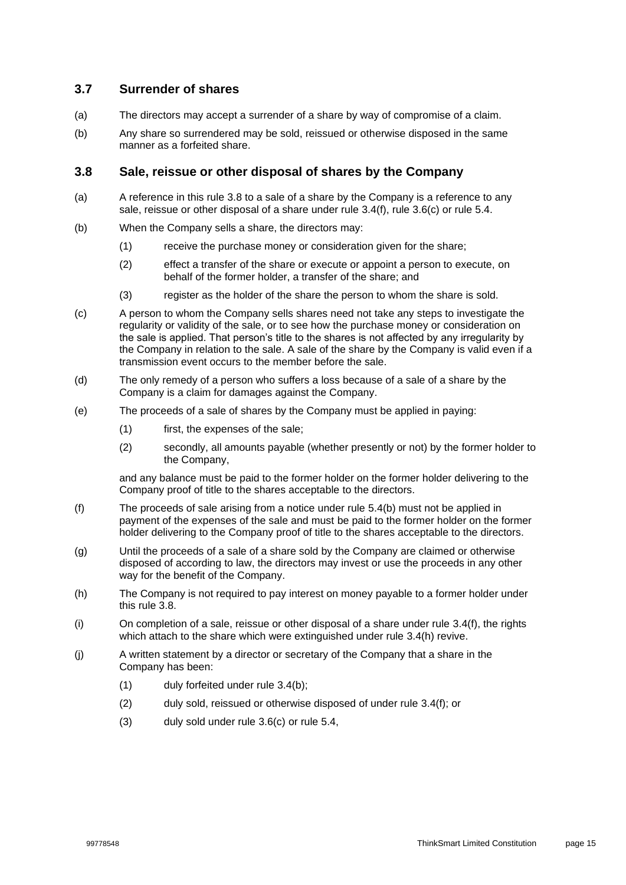## 3.7 Surrender of shares

(a) The directors may accept a surrender of a share by way of compromise of a claim.

(b) Any share so surrendered may be sold, reissued or otherwise disposed in the same manner as a forfeited share.

## 3.8 Sale, reissue or other disposal of shares by the Company

(a) A reference in this rule 3.8 to a sale of a share by the Company is a reference to any sale, reissue or other disposal of a share under rule 3.4(f), rule 3.6(c) or rule 5.4.

(b) When the Company sells a share, the directors may:

  (1) receive the purchase money or consideration given for the share;

  (2) effect a transfer of the share or execute or appoint a person to execute, on behalf of the former holder, a transfer of the share; and

  (3) register as the holder of the share the person to whom the share is sold.

(c) A person to whom the Company sells shares need not take any steps to investigate the regularity or validity of the sale, or to see how the purchase money or consideration on the sale is applied. That person's title to the shares is not affected by any irregularity by the Company in relation to the sale. A sale of the share by the Company is valid even if a transmission event occurs to the member before the sale.

(d) The only remedy of a person who suffers a loss because of a sale of a share by the Company is a claim for damages against the Company.

(e) The proceeds of a sale of shares by the Company must be applied in paying:

  (1) first, the expenses of the sale;

  (2) secondly, all amounts payable (whether presently or not) by the former holder to the Company,

  and any balance must be paid to the former holder on the former holder delivering to the Company proof of title to the shares acceptable to the directors.

(f) The proceeds of sale arising from a notice under rule 5.4(b) must not be applied in payment of the expenses of the sale and must be paid to the former holder on the former holder delivering to the Company proof of title to the shares acceptable to the directors.

(g) Until the proceeds of a sale of a share sold by the Company are claimed or otherwise disposed of according to law, the directors may invest or use the proceeds in any other way for the benefit of the Company.

(h) The Company is not required to pay interest on money payable to a former holder under this rule 3.8.

(i) On completion of a sale, reissue or other disposal of a share under rule 3.4(f), the rights which attach to the share which were extinguished under rule 3.4(h) revive.

(j) A written statement by a director or secretary of the Company that a share in the Company has been:

  (1) duly forfeited under rule 3.4(b);

  (2) duly sold, reissued or otherwise disposed of under rule 3.4(f); or

  (3) duly sold under rule 3.6(c) or rule 5.4,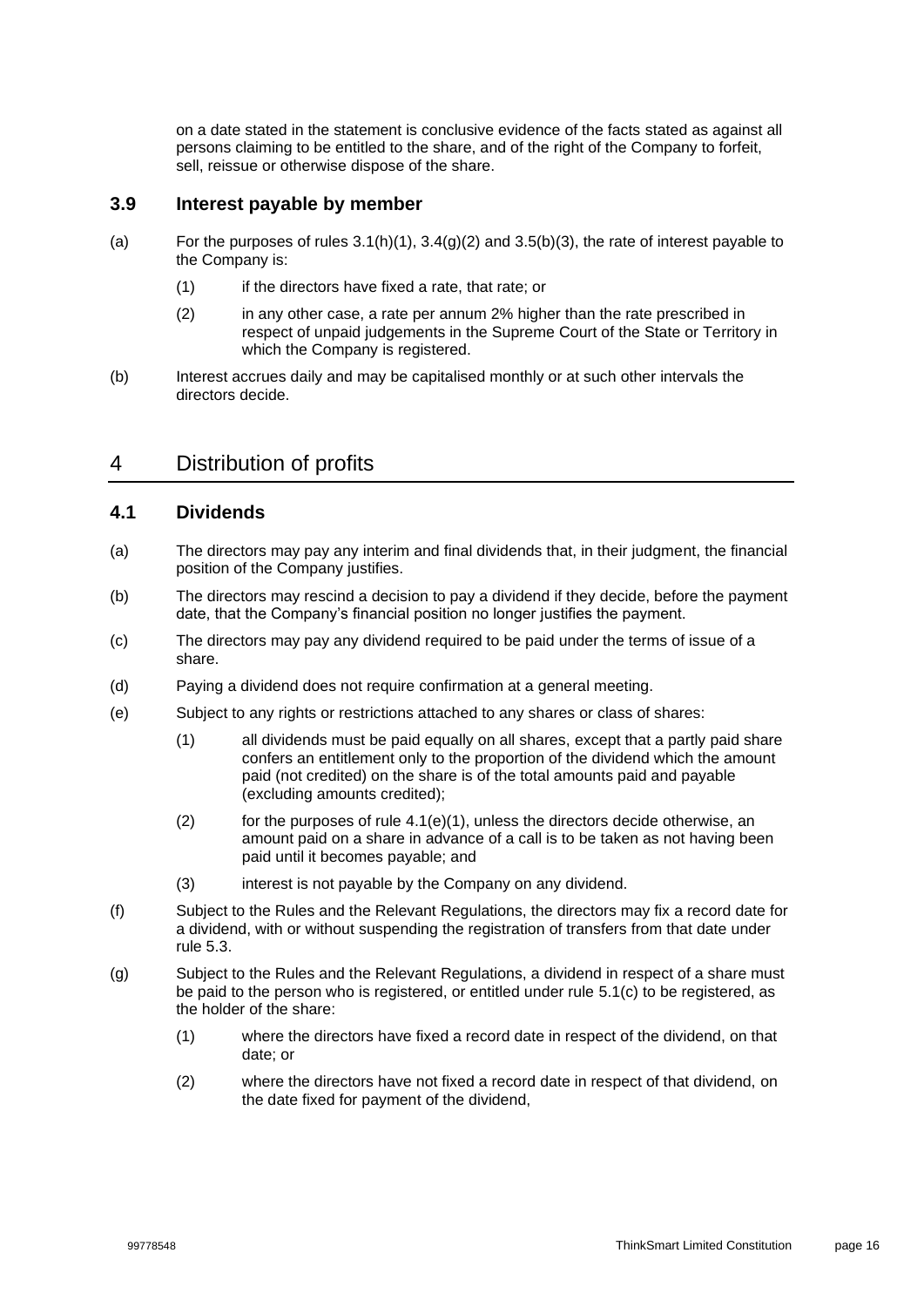on a date stated in the statement is conclusive evidence of the facts stated as against all persons claiming to be entitled to the share, and of the right of the Company to forfeit, sell, reissue or otherwise dispose of the share.

### 3.9 Interest payable by member

(a) For the purposes of rules 3.1(h)(1), 3.4(g)(2) and 3.5(b)(3), the rate of interest payable to the Company is:

  (1) if the directors have fixed a rate, that rate; or

  (2) in any other case, a rate per annum 2% higher than the rate prescribed in respect of unpaid judgements in the Supreme Court of the State or Territory in which the Company is registered.

(b) Interest accrues daily and may be capitalised monthly or at such other intervals the directors decide.

## 4 Distribution of profits

### 4.1 Dividends

(a) The directors may pay any interim and final dividends that, in their judgment, the financial position of the Company justifies.

(b) The directors may rescind a decision to pay a dividend if they decide, before the payment date, that the Company's financial position no longer justifies the payment.

(c) The directors may pay any dividend required to be paid under the terms of issue of a share.

(d) Paying a dividend does not require confirmation at a general meeting.

(e) Subject to any rights or restrictions attached to any shares or class of shares:

  (1) all dividends must be paid equally on all shares, except that a partly paid share confers an entitlement only to the proportion of the dividend which the amount paid (not credited) on the share is of the total amounts paid and payable (excluding amounts credited);

  (2) for the purposes of rule 4.1(e)(1), unless the directors decide otherwise, an amount paid on a share in advance of a call is to be taken as not having been paid until it becomes payable; and

  (3) interest is not payable by the Company on any dividend.

(f) Subject to the Rules and the Relevant Regulations, the directors may fix a record date for a dividend, with or without suspending the registration of transfers from that date under rule 5.3.

(g) Subject to the Rules and the Relevant Regulations, a dividend in respect of a share must be paid to the person who is registered, or entitled under rule 5.1(c) to be registered, as the holder of the share:

  (1) where the directors have fixed a record date in respect of the dividend, on that date; or

  (2) where the directors have not fixed a record date in respect of that dividend, on the date fixed for payment of the dividend,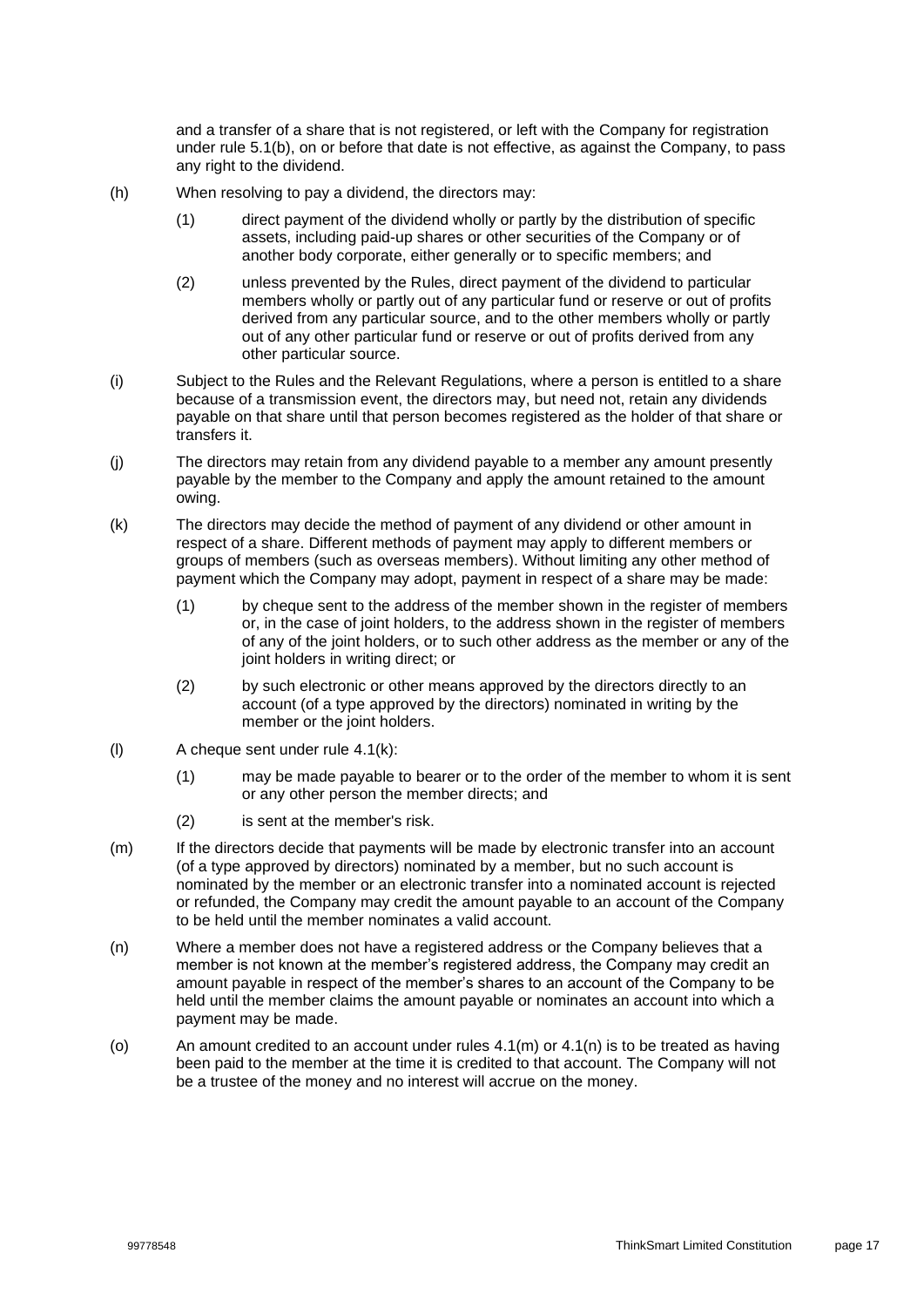and a transfer of a share that is not registered, or left with the Company for registration under rule 5.1(b), on or before that date is not effective, as against the Company, to pass any right to the dividend.

(h) When resolving to pay a dividend, the directors may:

(1) direct payment of the dividend wholly or partly by the distribution of specific assets, including paid-up shares or other securities of the Company or of another body corporate, either generally or to specific members; and

(2) unless prevented by the Rules, direct payment of the dividend to particular members wholly or partly out of any particular fund or reserve or out of profits derived from any particular source, and to the other members wholly or partly out of any other particular fund or reserve or out of profits derived from any other particular source.

(i) Subject to the Rules and the Relevant Regulations, where a person is entitled to a share because of a transmission event, the directors may, but need not, retain any dividends payable on that share until that person becomes registered as the holder of that share or transfers it.

(j) The directors may retain from any dividend payable to a member any amount presently payable by the member to the Company and apply the amount retained to the amount owing.

(k) The directors may decide the method of payment of any dividend or other amount in respect of a share. Different methods of payment may apply to different members or groups of members (such as overseas members). Without limiting any other method of payment which the Company may adopt, payment in respect of a share may be made:

(1) by cheque sent to the address of the member shown in the register of members or, in the case of joint holders, to the address shown in the register of members of any of the joint holders, or to such other address as the member or any of the joint holders in writing direct; or

(2) by such electronic or other means approved by the directors directly to an account (of a type approved by the directors) nominated in writing by the member or the joint holders.

(l) A cheque sent under rule 4.1(k):

(1) may be made payable to bearer or to the order of the member to whom it is sent or any other person the member directs; and

(2) is sent at the member's risk.

(m) If the directors decide that payments will be made by electronic transfer into an account (of a type approved by directors) nominated by a member, but no such account is nominated by the member or an electronic transfer into a nominated account is rejected or refunded, the Company may credit the amount payable to an account of the Company to be held until the member nominates a valid account.

(n) Where a member does not have a registered address or the Company believes that a member is not known at the member's registered address, the Company may credit an amount payable in respect of the member's shares to an account of the Company to be held until the member claims the amount payable or nominates an account into which a payment may be made.

(o) An amount credited to an account under rules 4.1(m) or 4.1(n) is to be treated as having been paid to the member at the time it is credited to that account. The Company will not be a trustee of the money and no interest will accrue on the money.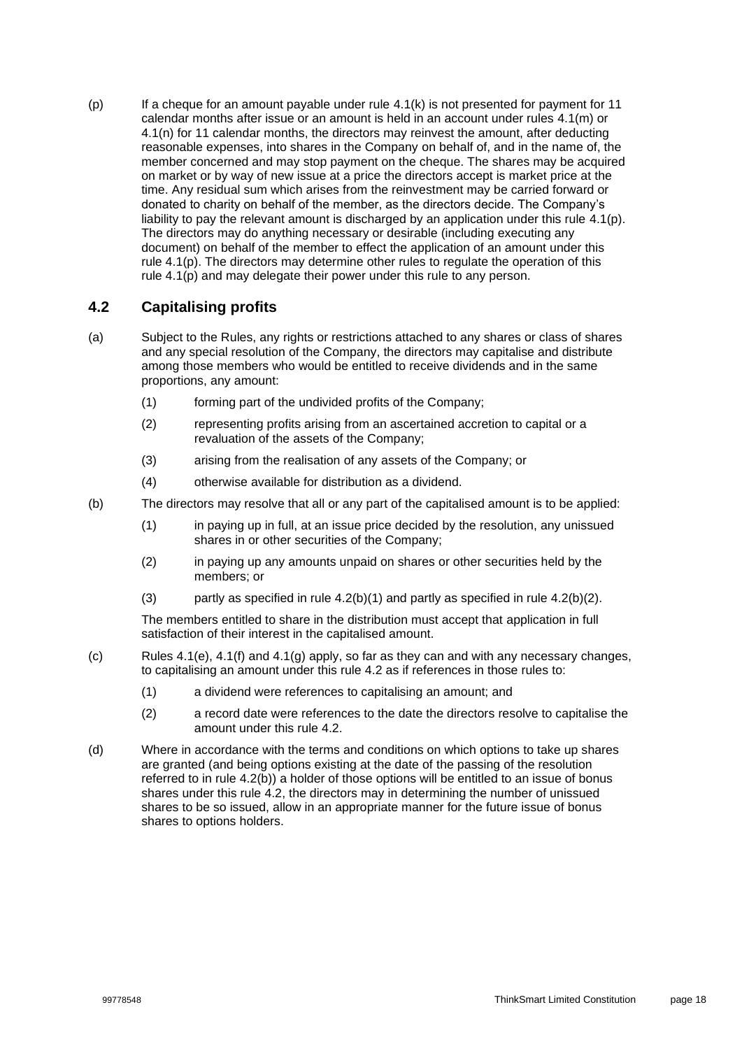(p) If a cheque for an amount payable under rule 4.1(k) is not presented for payment for 11 calendar months after issue or an amount is held in an account under rules 4.1(m) or 4.1(n) for 11 calendar months, the directors may reinvest the amount, after deducting reasonable expenses, into shares in the Company on behalf of, and in the name of, the member concerned and may stop payment on the cheque. The shares may be acquired on market or by way of new issue at a price the directors accept is market price at the time. Any residual sum which arises from the reinvestment may be carried forward or donated to charity on behalf of the member, as the directors decide. The Company's liability to pay the relevant amount is discharged by an application under this rule 4.1(p). The directors may do anything necessary or desirable (including executing any document) on behalf of the member to effect the application of an amount under this rule 4.1(p). The directors may determine other rules to regulate the operation of this rule 4.1(p) and may delegate their power under this rule to any person.

## 4.2 Capitalising profits

(a) Subject to the Rules, any rights or restrictions attached to any shares or class of shares and any special resolution of the Company, the directors may capitalise and distribute among those members who would be entitled to receive dividends and in the same proportions, any amount:

(1) forming part of the undivided profits of the Company;

(2) representing profits arising from an ascertained accretion to capital or a revaluation of the assets of the Company;

(3) arising from the realisation of any assets of the Company; or

(4) otherwise available for distribution as a dividend.

(b) The directors may resolve that all or any part of the capitalised amount is to be applied:

(1) in paying up in full, at an issue price decided by the resolution, any unissued shares in or other securities of the Company;

(2) in paying up any amounts unpaid on shares or other securities held by the members; or

(3) partly as specified in rule 4.2(b)(1) and partly as specified in rule 4.2(b)(2).

The members entitled to share in the distribution must accept that application in full satisfaction of their interest in the capitalised amount.

(c) Rules 4.1(e), 4.1(f) and 4.1(g) apply, so far as they can and with any necessary changes, to capitalising an amount under this rule 4.2 as if references in those rules to:

(1) a dividend were references to capitalising an amount; and

(2) a record date were references to the date the directors resolve to capitalise the amount under this rule 4.2.

(d) Where in accordance with the terms and conditions on which options to take up shares are granted (and being options existing at the date of the passing of the resolution referred to in rule 4.2(b)) a holder of those options will be entitled to an issue of bonus shares under this rule 4.2, the directors may in determining the number of unissued shares to be so issued, allow in an appropriate manner for the future issue of bonus shares to options holders.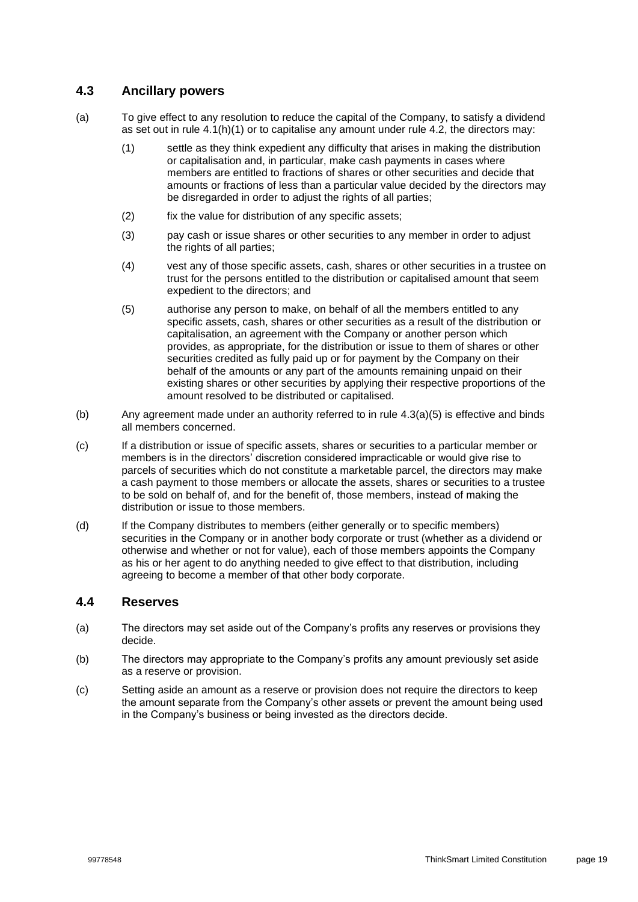## 4.3 Ancillary powers

(a) To give effect to any resolution to reduce the capital of the Company, to satisfy a dividend as set out in rule 4.1(h)(1) or to capitalise any amount under rule 4.2, the directors may:

(1) settle as they think expedient any difficulty that arises in making the distribution or capitalisation and, in particular, make cash payments in cases where members are entitled to fractions of shares or other securities and decide that amounts or fractions of less than a particular value decided by the directors may be disregarded in order to adjust the rights of all parties;

(2) fix the value for distribution of any specific assets;

(3) pay cash or issue shares or other securities to any member in order to adjust the rights of all parties;

(4) vest any of those specific assets, cash, shares or other securities in a trustee on trust for the persons entitled to the distribution or capitalised amount that seem expedient to the directors; and

(5) authorise any person to make, on behalf of all the members entitled to any specific assets, cash, shares or other securities as a result of the distribution or capitalisation, an agreement with the Company or another person which provides, as appropriate, for the distribution or issue to them of shares or other securities credited as fully paid up or for payment by the Company on their behalf of the amounts or any part of the amounts remaining unpaid on their existing shares or other securities by applying their respective proportions of the amount resolved to be distributed or capitalised.

(b) Any agreement made under an authority referred to in rule 4.3(a)(5) is effective and binds all members concerned.

(c) If a distribution or issue of specific assets, shares or securities to a particular member or members is in the directors' discretion considered impracticable or would give rise to parcels of securities which do not constitute a marketable parcel, the directors may make a cash payment to those members or allocate the assets, shares or securities to a trustee to be sold on behalf of, and for the benefit of, those members, instead of making the distribution or issue to those members.

(d) If the Company distributes to members (either generally or to specific members) securities in the Company or in another body corporate or trust (whether as a dividend or otherwise and whether or not for value), each of those members appoints the Company as his or her agent to do anything needed to give effect to that distribution, including agreeing to become a member of that other body corporate.

## 4.4 Reserves

(a) The directors may set aside out of the Company's profits any reserves or provisions they decide.

(b) The directors may appropriate to the Company's profits any amount previously set aside as a reserve or provision.

(c) Setting aside an amount as a reserve or provision does not require the directors to keep the amount separate from the Company's other assets or prevent the amount being used in the Company's business or being invested as the directors decide.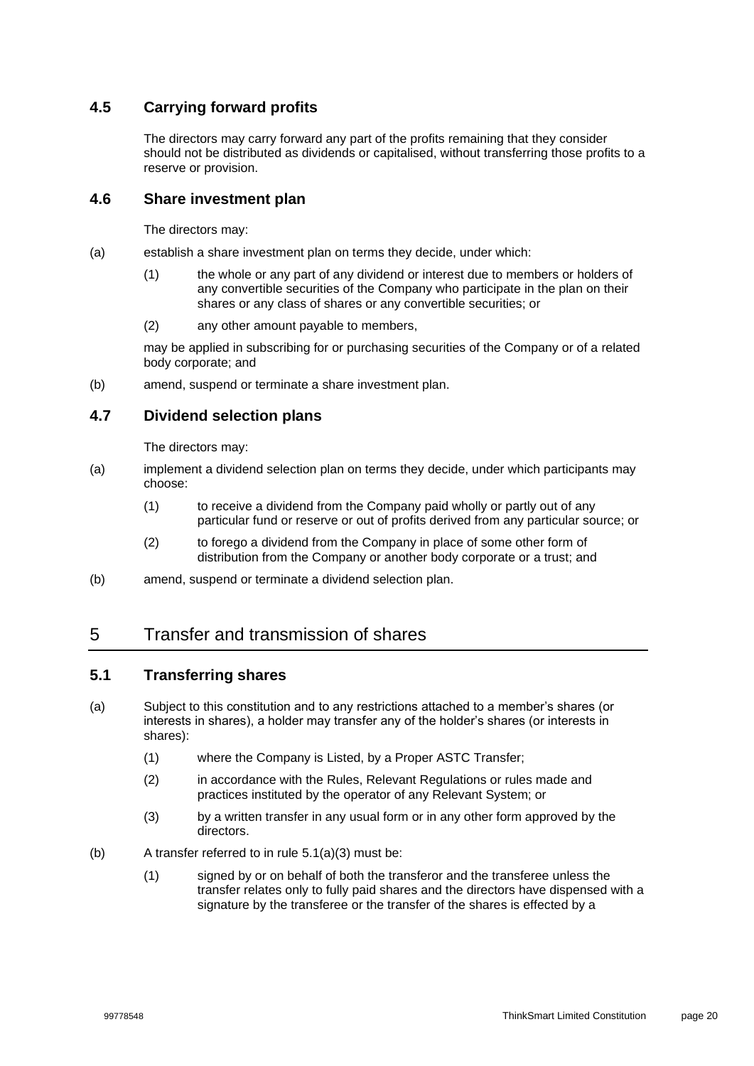### 4.5 Carrying forward profits

The directors may carry forward any part of the profits remaining that they consider should not be distributed as dividends or capitalised, without transferring those profits to a reserve or provision.

### 4.6 Share investment plan

The directors may:

(a) establish a share investment plan on terms they decide, under which:

(1) the whole or any part of any dividend or interest due to members or holders of any convertible securities of the Company who participate in the plan on their shares or any class of shares or any convertible securities; or

(2) any other amount payable to members,

may be applied in subscribing for or purchasing securities of the Company or of a related body corporate; and

(b) amend, suspend or terminate a share investment plan.

### 4.7 Dividend selection plans

The directors may:

(a) implement a dividend selection plan on terms they decide, under which participants may choose:

(1) to receive a dividend from the Company paid wholly or partly out of any particular fund or reserve or out of profits derived from any particular source; or

(2) to forego a dividend from the Company in place of some other form of distribution from the Company or another body corporate or a trust; and

(b) amend, suspend or terminate a dividend selection plan.

## 5 Transfer and transmission of shares

### 5.1 Transferring shares

(a) Subject to this constitution and to any restrictions attached to a member's shares (or interests in shares), a holder may transfer any of the holder's shares (or interests in shares):

(1) where the Company is Listed, by a Proper ASTC Transfer;

(2) in accordance with the Rules, Relevant Regulations or rules made and practices instituted by the operator of any Relevant System; or

(3) by a written transfer in any usual form or in any other form approved by the directors.

(b) A transfer referred to in rule 5.1(a)(3) must be:

(1) signed by or on behalf of both the transferor and the transferee unless the transfer relates only to fully paid shares and the directors have dispensed with a signature by the transferee or the transfer of the shares is effected by a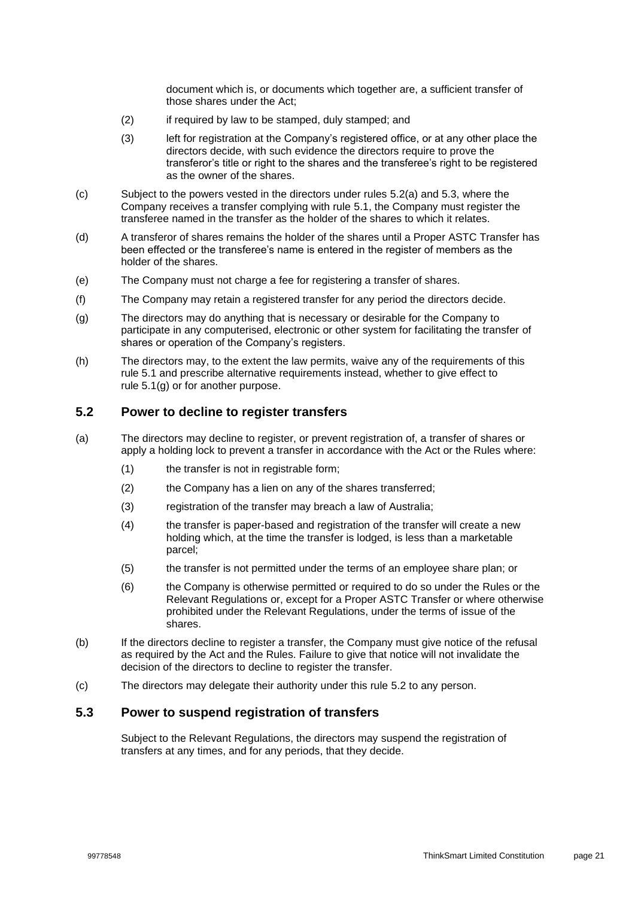document which is, or documents which together are, a sufficient transfer of those shares under the Act;

(2) if required by law to be stamped, duly stamped; and

(3) left for registration at the Company's registered office, or at any other place the directors decide, with such evidence the directors require to prove the transferor's title or right to the shares and the transferee's right to be registered as the owner of the shares.

(c) Subject to the powers vested in the directors under rules 5.2(a) and 5.3, where the Company receives a transfer complying with rule 5.1, the Company must register the transferee named in the transfer as the holder of the shares to which it relates.

(d) A transferor of shares remains the holder of the shares until a Proper ASTC Transfer has been effected or the transferee's name is entered in the register of members as the holder of the shares.

(e) The Company must not charge a fee for registering a transfer of shares.

(f) The Company may retain a registered transfer for any period the directors decide.

(g) The directors may do anything that is necessary or desirable for the Company to participate in any computerised, electronic or other system for facilitating the transfer of shares or operation of the Company's registers.

(h) The directors may, to the extent the law permits, waive any of the requirements of this rule 5.1 and prescribe alternative requirements instead, whether to give effect to rule 5.1(g) or for another purpose.

## 5.2 Power to decline to register transfers

(a) The directors may decline to register, or prevent registration of, a transfer of shares or apply a holding lock to prevent a transfer in accordance with the Act or the Rules where:

(1) the transfer is not in registrable form;

(2) the Company has a lien on any of the shares transferred;

(3) registration of the transfer may breach a law of Australia;

(4) the transfer is paper-based and registration of the transfer will create a new holding which, at the time the transfer is lodged, is less than a marketable parcel;

(5) the transfer is not permitted under the terms of an employee share plan; or

(6) the Company is otherwise permitted or required to do so under the Rules or the Relevant Regulations or, except for a Proper ASTC Transfer or where otherwise prohibited under the Relevant Regulations, under the terms of issue of the shares.

(b) If the directors decline to register a transfer, the Company must give notice of the refusal as required by the Act and the Rules. Failure to give that notice will not invalidate the decision of the directors to decline to register the transfer.

(c) The directors may delegate their authority under this rule 5.2 to any person.

## 5.3 Power to suspend registration of transfers

Subject to the Relevant Regulations, the directors may suspend the registration of transfers at any times, and for any periods, that they decide.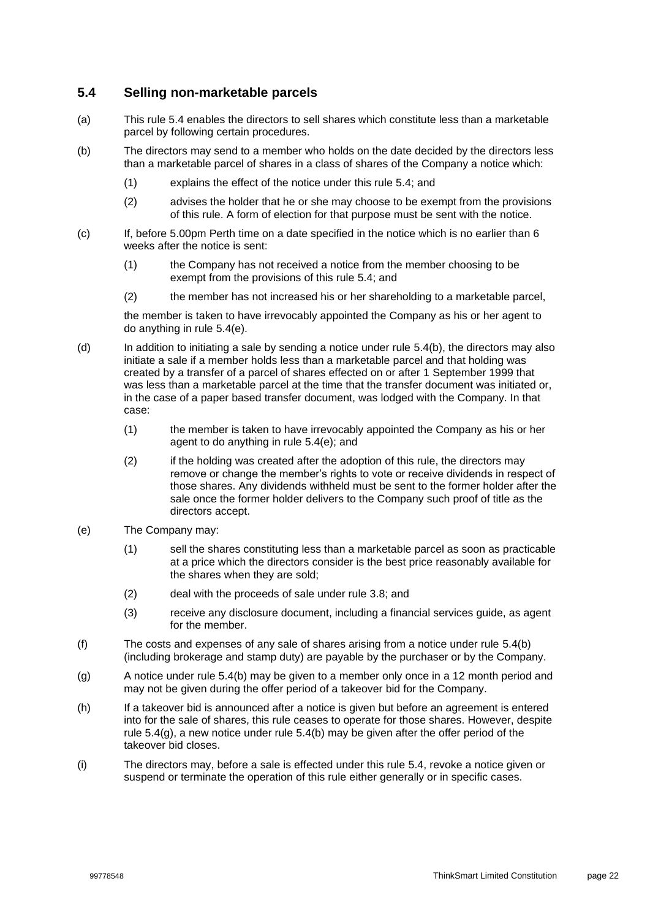### 5.4 Selling non-marketable parcels

(a) This rule 5.4 enables the directors to sell shares which constitute less than a marketable parcel by following certain procedures.

(b) The directors may send to a member who holds on the date decided by the directors less than a marketable parcel of shares in a class of shares of the Company a notice which:

  (1) explains the effect of the notice under this rule 5.4; and

  (2) advises the holder that he or she may choose to be exempt from the provisions of this rule. A form of election for that purpose must be sent with the notice.

(c) If, before 5.00pm Perth time on a date specified in the notice which is no earlier than 6 weeks after the notice is sent:

  (1) the Company has not received a notice from the member choosing to be exempt from the provisions of this rule 5.4; and

  (2) the member has not increased his or her shareholding to a marketable parcel,

  the member is taken to have irrevocably appointed the Company as his or her agent to do anything in rule 5.4(e).

(d) In addition to initiating a sale by sending a notice under rule 5.4(b), the directors may also initiate a sale if a member holds less than a marketable parcel and that holding was created by a transfer of a parcel of shares effected on or after 1 September 1999 that was less than a marketable parcel at the time that the transfer document was initiated or, in the case of a paper based transfer document, was lodged with the Company. In that case:

  (1) the member is taken to have irrevocably appointed the Company as his or her agent to do anything in rule 5.4(e); and

  (2) if the holding was created after the adoption of this rule, the directors may remove or change the member's rights to vote or receive dividends in respect of those shares. Any dividends withheld must be sent to the former holder after the sale once the former holder delivers to the Company such proof of title as the directors accept.

(e) The Company may:

  (1) sell the shares constituting less than a marketable parcel as soon as practicable at a price which the directors consider is the best price reasonably available for the shares when they are sold;

  (2) deal with the proceeds of sale under rule 3.8; and

  (3) receive any disclosure document, including a financial services guide, as agent for the member.

(f) The costs and expenses of any sale of shares arising from a notice under rule 5.4(b) (including brokerage and stamp duty) are payable by the purchaser or by the Company.

(g) A notice under rule 5.4(b) may be given to a member only once in a 12 month period and may not be given during the offer period of a takeover bid for the Company.

(h) If a takeover bid is announced after a notice is given but before an agreement is entered into for the sale of shares, this rule ceases to operate for those shares. However, despite rule 5.4(g), a new notice under rule 5.4(b) may be given after the offer period of the takeover bid closes.

(i) The directors may, before a sale is effected under this rule 5.4, revoke a notice given or suspend or terminate the operation of this rule either generally or in specific cases.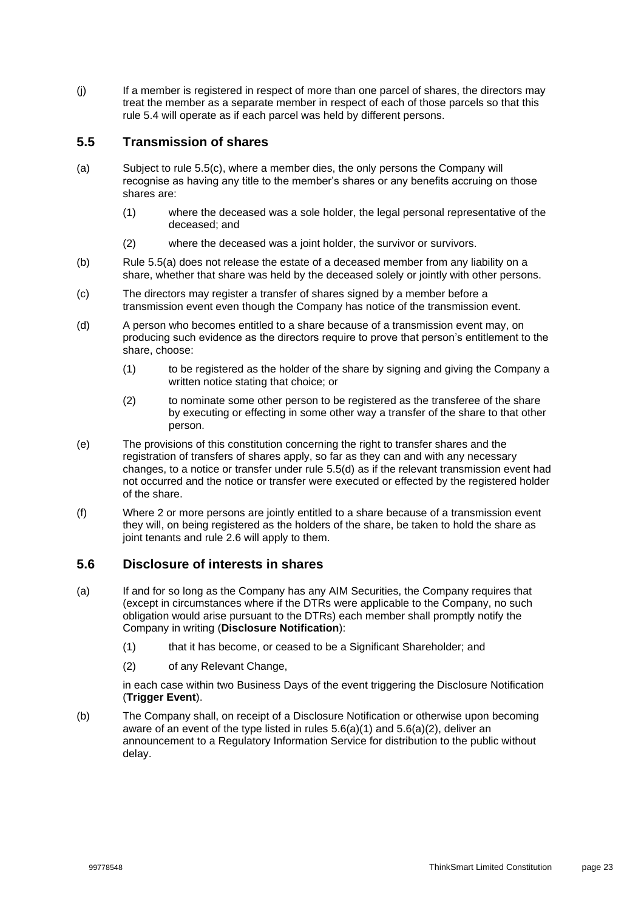(j) If a member is registered in respect of more than one parcel of shares, the directors may treat the member as a separate member in respect of each of those parcels so that this rule 5.4 will operate as if each parcel was held by different persons.

## 5.5 Transmission of shares

(a) Subject to rule 5.5(c), where a member dies, the only persons the Company will recognise as having any title to the member's shares or any benefits accruing on those shares are:

(1) where the deceased was a sole holder, the legal personal representative of the deceased; and

(2) where the deceased was a joint holder, the survivor or survivors.

(b) Rule 5.5(a) does not release the estate of a deceased member from any liability on a share, whether that share was held by the deceased solely or jointly with other persons.

(c) The directors may register a transfer of shares signed by a member before a transmission event even though the Company has notice of the transmission event.

(d) A person who becomes entitled to a share because of a transmission event may, on producing such evidence as the directors require to prove that person's entitlement to the share, choose:

(1) to be registered as the holder of the share by signing and giving the Company a written notice stating that choice; or

(2) to nominate some other person to be registered as the transferee of the share by executing or effecting in some other way a transfer of the share to that other person.

(e) The provisions of this constitution concerning the right to transfer shares and the registration of transfers of shares apply, so far as they can and with any necessary changes, to a notice or transfer under rule 5.5(d) as if the relevant transmission event had not occurred and the notice or transfer were executed or effected by the registered holder of the share.

(f) Where 2 or more persons are jointly entitled to a share because of a transmission event they will, on being registered as the holders of the share, be taken to hold the share as joint tenants and rule 2.6 will apply to them.

## 5.6 Disclosure of interests in shares

(a) If and for so long as the Company has any AIM Securities, the Company requires that (except in circumstances where if the DTRs were applicable to the Company, no such obligation would arise pursuant to the DTRs) each member shall promptly notify the Company in writing (**Disclosure Notification**):

(1) that it has become, or ceased to be a Significant Shareholder; and

(2) of any Relevant Change,

in each case within two Business Days of the event triggering the Disclosure Notification (**Trigger Event**).

(b) The Company shall, on receipt of a Disclosure Notification or otherwise upon becoming aware of an event of the type listed in rules 5.6(a)(1) and 5.6(a)(2), deliver an announcement to a Regulatory Information Service for distribution to the public without delay.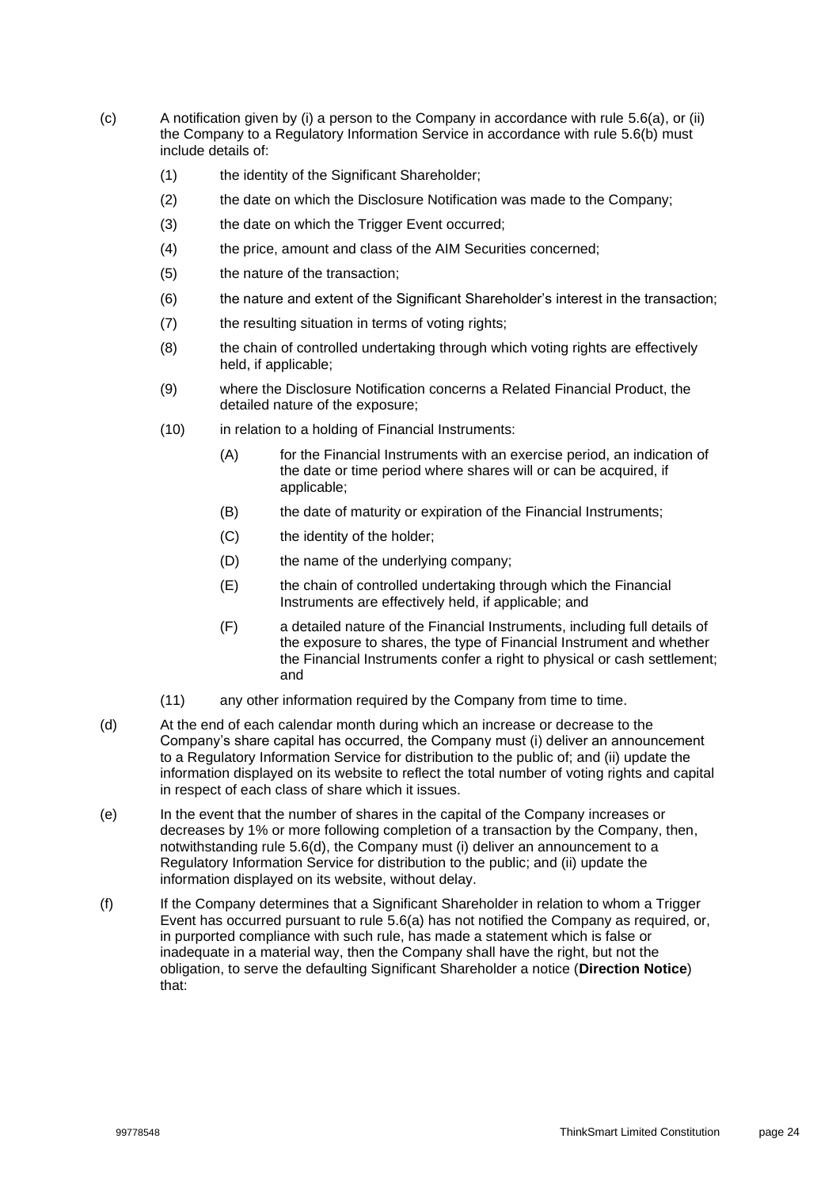(c) A notification given by (i) a person to the Company in accordance with rule 5.6(a), or (ii) the Company to a Regulatory Information Service in accordance with rule 5.6(b) must include details of:

   (1) the identity of the Significant Shareholder;

   (2) the date on which the Disclosure Notification was made to the Company;

   (3) the date on which the Trigger Event occurred;

   (4) the price, amount and class of the AIM Securities concerned;

   (5) the nature of the transaction;

   (6) the nature and extent of the Significant Shareholder's interest in the transaction;

   (7) the resulting situation in terms of voting rights;

   (8) the chain of controlled undertaking through which voting rights are effectively held, if applicable;

   (9) where the Disclosure Notification concerns a Related Financial Product, the detailed nature of the exposure;

   (10) in relation to a holding of Financial Instruments:

      (A) for the Financial Instruments with an exercise period, an indication of the date or time period where shares will or can be acquired, if applicable;

      (B) the date of maturity or expiration of the Financial Instruments;

      (C) the identity of the holder;

      (D) the name of the underlying company;

      (E) the chain of controlled undertaking through which the Financial Instruments are effectively held, if applicable; and

      (F) a detailed nature of the Financial Instruments, including full details of the exposure to shares, the type of Financial Instrument and whether the Financial Instruments confer a right to physical or cash settlement; and

   (11) any other information required by the Company from time to time.

(d) At the end of each calendar month during which an increase or decrease to the Company's share capital has occurred, the Company must (i) deliver an announcement to a Regulatory Information Service for distribution to the public of; and (ii) update the information displayed on its website to reflect the total number of voting rights and capital in respect of each class of share which it issues.

(e) In the event that the number of shares in the capital of the Company increases or decreases by 1% or more following completion of a transaction by the Company, then, notwithstanding rule 5.6(d), the Company must (i) deliver an announcement to a Regulatory Information Service for distribution to the public; and (ii) update the information displayed on its website, without delay.

(f) If the Company determines that a Significant Shareholder in relation to whom a Trigger Event has occurred pursuant to rule 5.6(a) has not notified the Company as required, or, in purported compliance with such rule, has made a statement which is false or inadequate in a material way, then the Company shall have the right, but not the obligation, to serve the defaulting Significant Shareholder a notice (**Direction Notice**) that: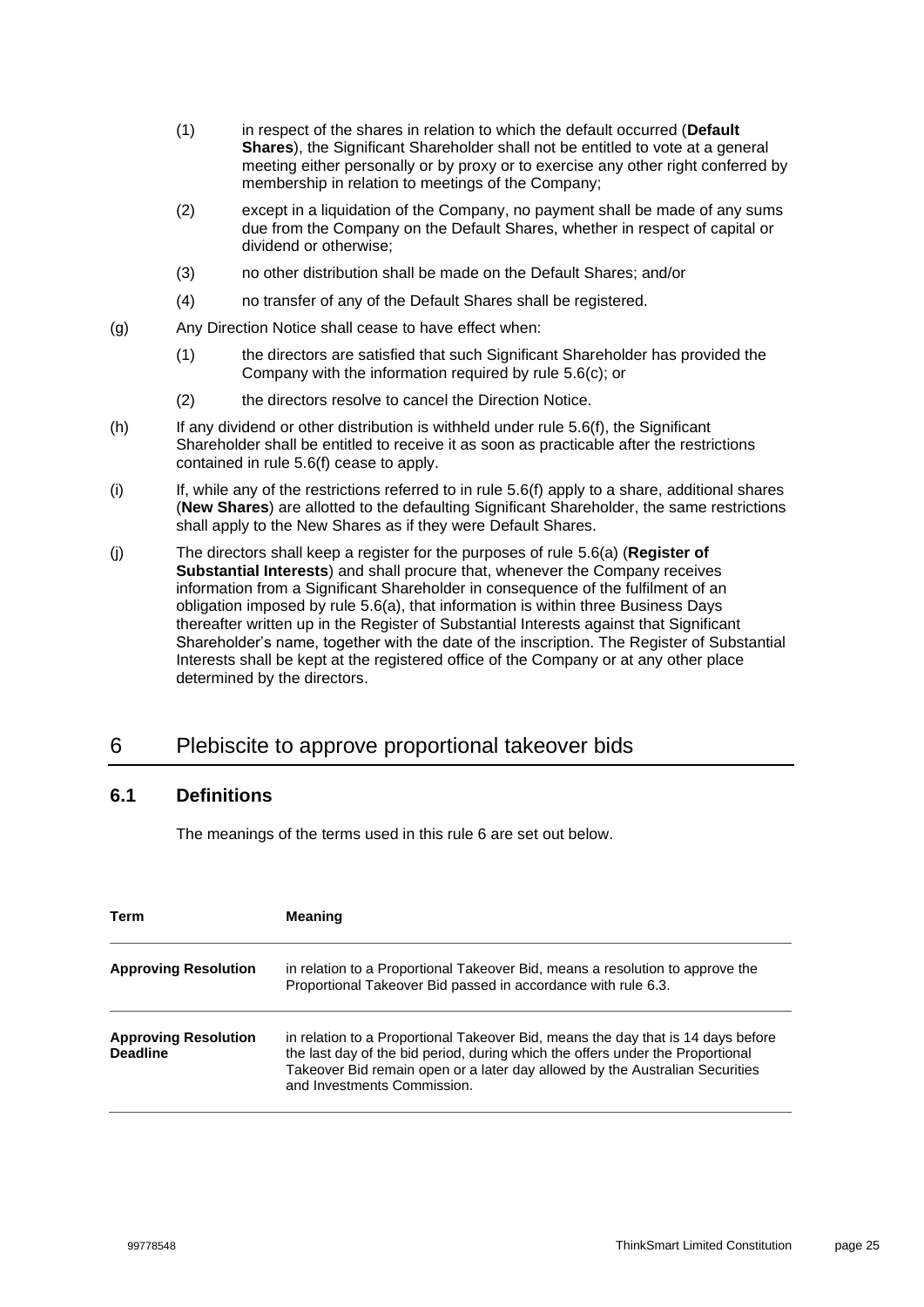(1) in respect of the shares in relation to which the default occurred (**Default Shares**), the Significant Shareholder shall not be entitled to vote at a general meeting either personally or by proxy or to exercise any other right conferred by membership in relation to meetings of the Company;

(2) except in a liquidation of the Company, no payment shall be made of any sums due from the Company on the Default Shares, whether in respect of capital or dividend or otherwise;

(3) no other distribution shall be made on the Default Shares; and/or

(4) no transfer of any of the Default Shares shall be registered.

(g) Any Direction Notice shall cease to have effect when:

(1) the directors are satisfied that such Significant Shareholder has provided the Company with the information required by rule 5.6(c); or

(2) the directors resolve to cancel the Direction Notice.

(h) If any dividend or other distribution is withheld under rule 5.6(f), the Significant Shareholder shall be entitled to receive it as soon as practicable after the restrictions contained in rule 5.6(f) cease to apply.

(i) If, while any of the restrictions referred to in rule 5.6(f) apply to a share, additional shares (**New Shares**) are allotted to the defaulting Significant Shareholder, the same restrictions shall apply to the New Shares as if they were Default Shares.

(j) The directors shall keep a register for the purposes of rule 5.6(a) (**Register of Substantial Interests**) and shall procure that, whenever the Company receives information from a Significant Shareholder in consequence of the fulfilment of an obligation imposed by rule 5.6(a), that information is within three Business Days thereafter written up in the Register of Substantial Interests against that Significant Shareholder's name, together with the date of the inscription. The Register of Substantial Interests shall be kept at the registered office of the Company or at any other place determined by the directors.

# 6 Plebiscite to approve proportional takeover bids

## 6.1 Definitions

The meanings of the terms used in this rule 6 are set out below.

| Term | Meaning |
|---|---|
| **Approving Resolution** | in relation to a Proportional Takeover Bid, means a resolution to approve the Proportional Takeover Bid passed in accordance with rule 6.3. |
| **Approving Resolution Deadline** | in relation to a Proportional Takeover Bid, means the day that is 14 days before the last day of the bid period, during which the offers under the Proportional Takeover Bid remain open or a later day allowed by the Australian Securities and Investments Commission. |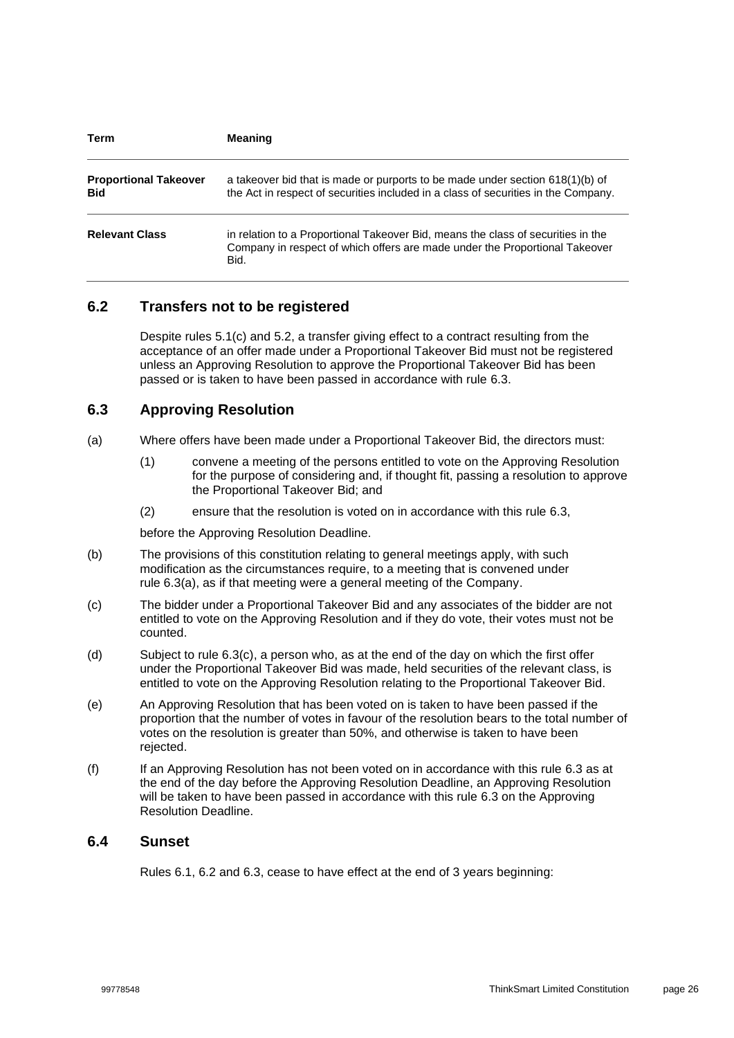| Term | Meaning |
| --- | --- |
| **Proportional Takeover Bid** | a takeover bid that is made or purports to be made under section 618(1)(b) of the Act in respect of securities included in a class of securities in the Company. |
| **Relevant Class** | in relation to a Proportional Takeover Bid, means the class of securities in the Company in respect of which offers are made under the Proportional Takeover Bid. |

## 6.2 Transfers not to be registered

Despite rules 5.1(c) and 5.2, a transfer giving effect to a contract resulting from the acceptance of an offer made under a Proportional Takeover Bid must not be registered unless an Approving Resolution to approve the Proportional Takeover Bid has been passed or is taken to have been passed in accordance with rule 6.3.

## 6.3 Approving Resolution

(a) Where offers have been made under a Proportional Takeover Bid, the directors must:

(1) convene a meeting of the persons entitled to vote on the Approving Resolution for the purpose of considering and, if thought fit, passing a resolution to approve the Proportional Takeover Bid; and

(2) ensure that the resolution is voted on in accordance with this rule 6.3,

before the Approving Resolution Deadline.

(b) The provisions of this constitution relating to general meetings apply, with such modification as the circumstances require, to a meeting that is convened under rule 6.3(a), as if that meeting were a general meeting of the Company.

(c) The bidder under a Proportional Takeover Bid and any associates of the bidder are not entitled to vote on the Approving Resolution and if they do vote, their votes must not be counted.

(d) Subject to rule 6.3(c), a person who, as at the end of the day on which the first offer under the Proportional Takeover Bid was made, held securities of the relevant class, is entitled to vote on the Approving Resolution relating to the Proportional Takeover Bid.

(e) An Approving Resolution that has been voted on is taken to have been passed if the proportion that the number of votes in favour of the resolution bears to the total number of votes on the resolution is greater than 50%, and otherwise is taken to have been rejected.

(f) If an Approving Resolution has not been voted on in accordance with this rule 6.3 as at the end of the day before the Approving Resolution Deadline, an Approving Resolution will be taken to have been passed in accordance with this rule 6.3 on the Approving Resolution Deadline.

## 6.4 Sunset

Rules 6.1, 6.2 and 6.3, cease to have effect at the end of 3 years beginning: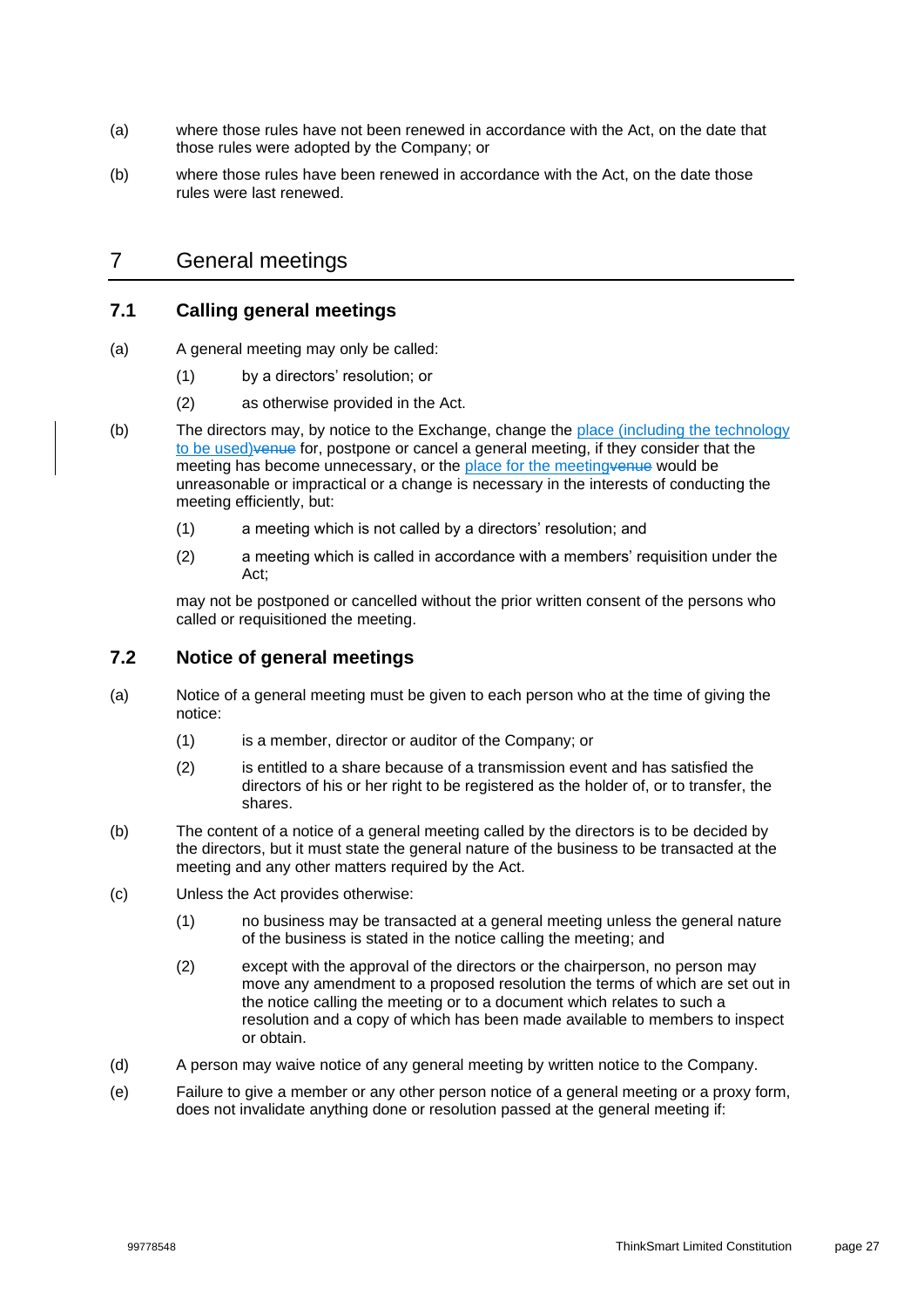(a) where those rules have not been renewed in accordance with the Act, on the date that those rules were adopted by the Company; or

(b) where those rules have been renewed in accordance with the Act, on the date those rules were last renewed.

# 7 General meetings

## 7.1 Calling general meetings

(a) A general meeting may only be called:

(1) by a directors' resolution; or

(2) as otherwise provided in the Act.

(b) The directors may, by notice to the Exchange, change the place (including the technology to be used)~~venue~~ for, postpone or cancel a general meeting, if they consider that the meeting has become unnecessary, or the place for the meeting~~venue~~ would be unreasonable or impractical or a change is necessary in the interests of conducting the meeting efficiently, but:

(1) a meeting which is not called by a directors' resolution; and

(2) a meeting which is called in accordance with a members' requisition under the Act;

may not be postponed or cancelled without the prior written consent of the persons who called or requisitioned the meeting.

## 7.2 Notice of general meetings

(a) Notice of a general meeting must be given to each person who at the time of giving the notice:

(1) is a member, director or auditor of the Company; or

(2) is entitled to a share because of a transmission event and has satisfied the directors of his or her right to be registered as the holder of, or to transfer, the shares.

(b) The content of a notice of a general meeting called by the directors is to be decided by the directors, but it must state the general nature of the business to be transacted at the meeting and any other matters required by the Act.

(c) Unless the Act provides otherwise:

(1) no business may be transacted at a general meeting unless the general nature of the business is stated in the notice calling the meeting; and

(2) except with the approval of the directors or the chairperson, no person may move any amendment to a proposed resolution the terms of which are set out in the notice calling the meeting or to a document which relates to such a resolution and a copy of which has been made available to members to inspect or obtain.

(d) A person may waive notice of any general meeting by written notice to the Company.

(e) Failure to give a member or any other person notice of a general meeting or a proxy form, does not invalidate anything done or resolution passed at the general meeting if: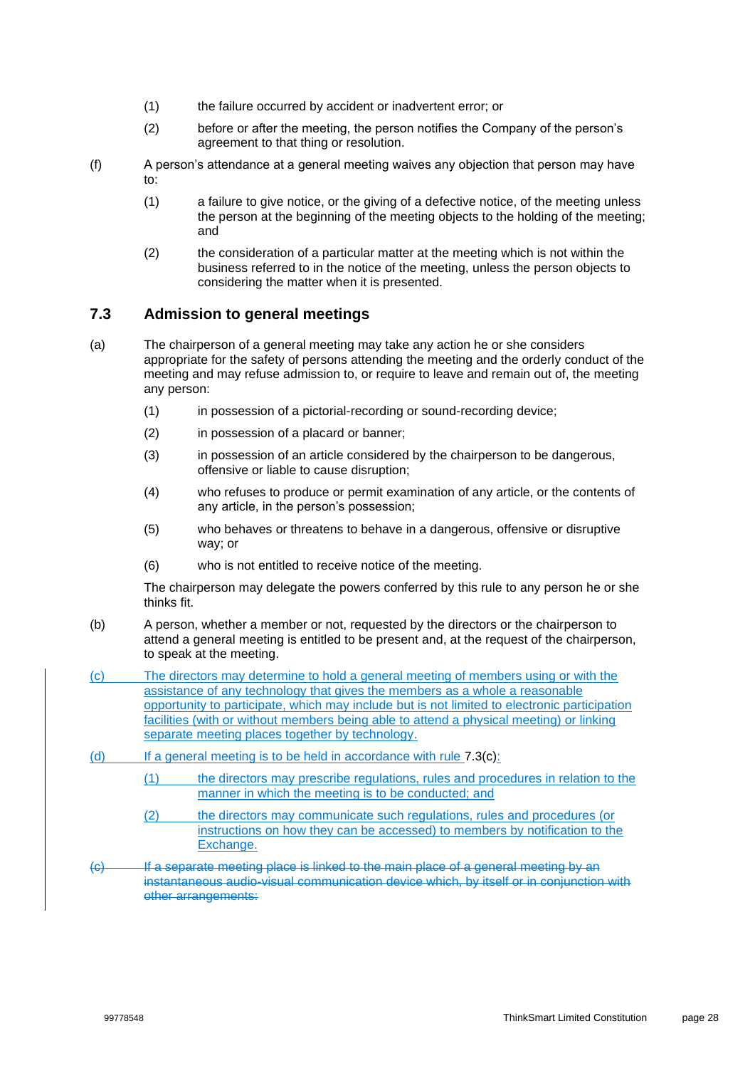(1) the failure occurred by accident or inadvertent error; or

(2) before or after the meeting, the person notifies the Company of the person's agreement to that thing or resolution.

(f) A person's attendance at a general meeting waives any objection that person may have to:

(1) a failure to give notice, or the giving of a defective notice, of the meeting unless the person at the beginning of the meeting objects to the holding of the meeting; and

(2) the consideration of a particular matter at the meeting which is not within the business referred to in the notice of the meeting, unless the person objects to considering the matter when it is presented.

## 7.3 Admission to general meetings

(a) The chairperson of a general meeting may take any action he or she considers appropriate for the safety of persons attending the meeting and the orderly conduct of the meeting and may refuse admission to, or require to leave and remain out of, the meeting any person:

(1) in possession of a pictorial-recording or sound-recording device;

(2) in possession of a placard or banner;

(3) in possession of an article considered by the chairperson to be dangerous, offensive or liable to cause disruption;

(4) who refuses to produce or permit examination of any article, or the contents of any article, in the person's possession;

(5) who behaves or threatens to behave in a dangerous, offensive or disruptive way; or

(6) who is not entitled to receive notice of the meeting.

The chairperson may delegate the powers conferred by this rule to any person he or she thinks fit.

(b) A person, whether a member or not, requested by the directors or the chairperson to attend a general meeting is entitled to be present and, at the request of the chairperson, to speak at the meeting.

(c) The directors may determine to hold a general meeting of members using or with the assistance of any technology that gives the members as a whole a reasonable opportunity to participate, which may include but is not limited to electronic participation facilities (with or without members being able to attend a physical meeting) or linking separate meeting places together by technology.

(d) If a general meeting is to be held in accordance with rule 7.3(c):

(1) the directors may prescribe regulations, rules and procedures in relation to the manner in which the meeting is to be conducted; and

(2) the directors may communicate such regulations, rules and procedures (or instructions on how they can be accessed) to members by notification to the Exchange.

~~(c) If a separate meeting place is linked to the main place of a general meeting by an instantaneous audio-visual communication device which, by itself or in conjunction with other arrangements:~~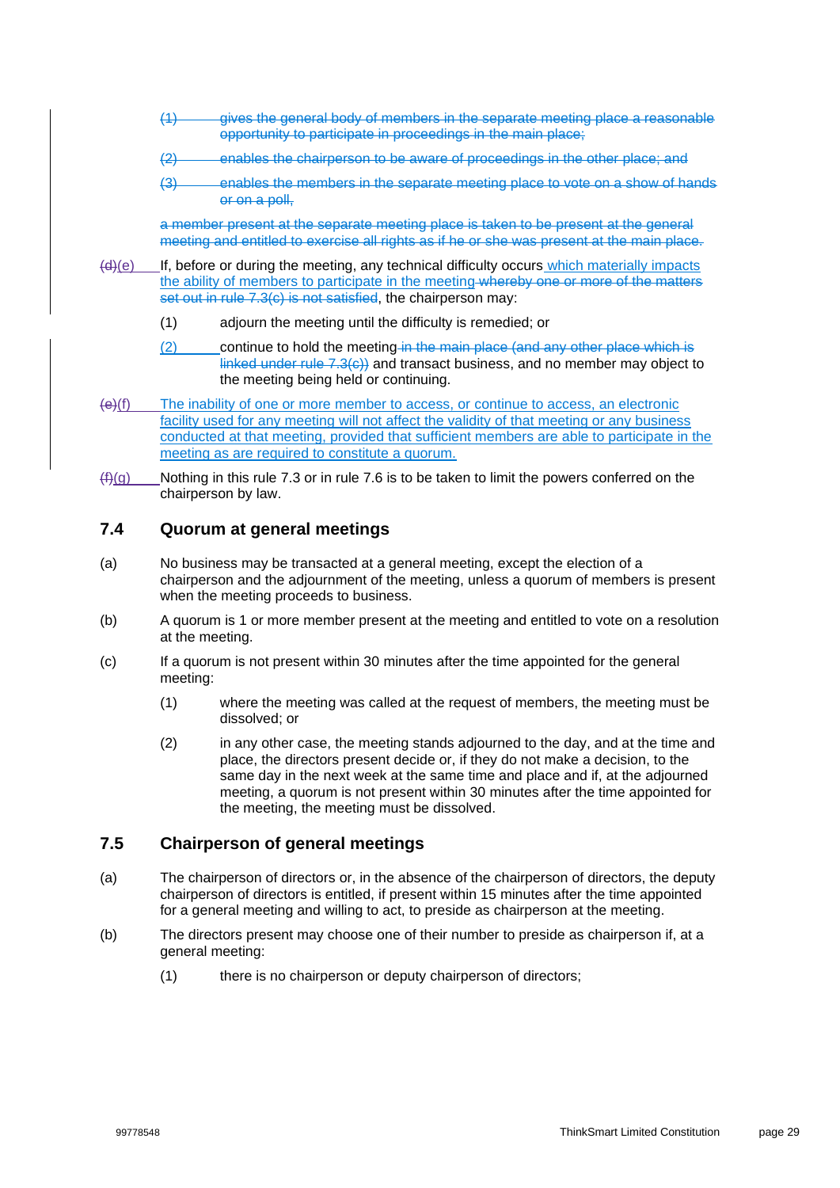~~(1) gives the general body of members in the separate meeting place a reasonable opportunity to participate in proceedings in the main place;~~

~~(2) enables the chairperson to be aware of proceedings in the other place; and~~

~~(3) enables the members in the separate meeting place to vote on a show of hands or on a poll,~~

~~a member present at the separate meeting place is taken to be present at the general meeting and entitled to exercise all rights as if he or she was present at the main place.~~

~~(d)~~(e) If, before or during the meeting, any technical difficulty occurs which materially impacts the ability of members to participate in the meeting ~~whereby one or more of the matters set out in rule 7.3(c) is not satisfied~~, the chairperson may:

(1) adjourn the meeting until the difficulty is remedied; or

(2) continue to hold the meeting ~~in the main place (and any other place which is linked under rule 7.3(c))~~ and transact business, and no member may object to the meeting being held or continuing.

~~(e)~~(f) The inability of one or more member to access, or continue to access, an electronic facility used for any meeting will not affect the validity of that meeting or any business conducted at that meeting, provided that sufficient members are able to participate in the meeting as are required to constitute a quorum.

~~(f)~~(g) Nothing in this rule 7.3 or in rule 7.6 is to be taken to limit the powers conferred on the chairperson by law.

## 7.4 Quorum at general meetings

(a) No business may be transacted at a general meeting, except the election of a chairperson and the adjournment of the meeting, unless a quorum of members is present when the meeting proceeds to business.

(b) A quorum is 1 or more member present at the meeting and entitled to vote on a resolution at the meeting.

(c) If a quorum is not present within 30 minutes after the time appointed for the general meeting:

(1) where the meeting was called at the request of members, the meeting must be dissolved; or

(2) in any other case, the meeting stands adjourned to the day, and at the time and place, the directors present decide or, if they do not make a decision, to the same day in the next week at the same time and place and if, at the adjourned meeting, a quorum is not present within 30 minutes after the time appointed for the meeting, the meeting must be dissolved.

## 7.5 Chairperson of general meetings

(a) The chairperson of directors or, in the absence of the chairperson of directors, the deputy chairperson of directors is entitled, if present within 15 minutes after the time appointed for a general meeting and willing to act, to preside as chairperson at the meeting.

(b) The directors present may choose one of their number to preside as chairperson if, at a general meeting:

(1) there is no chairperson or deputy chairperson of directors;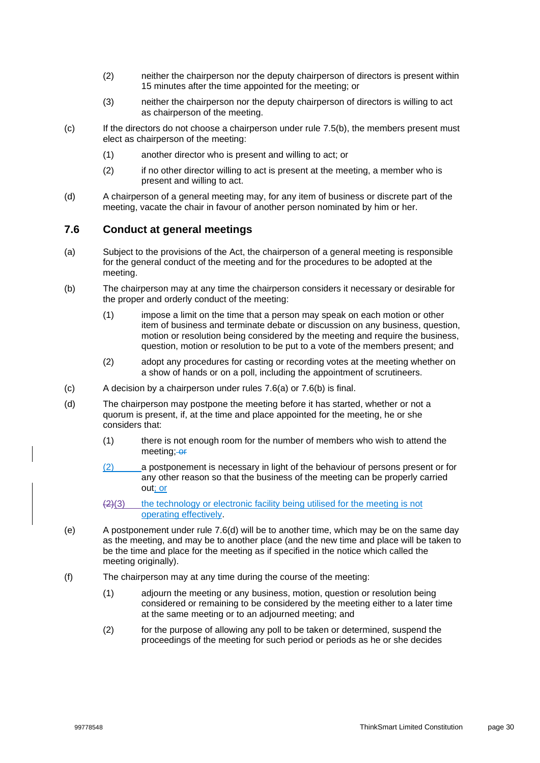(2) neither the chairperson nor the deputy chairperson of directors is present within 15 minutes after the time appointed for the meeting; or

(3) neither the chairperson nor the deputy chairperson of directors is willing to act as chairperson of the meeting.

(c) If the directors do not choose a chairperson under rule 7.5(b), the members present must elect as chairperson of the meeting:

(1) another director who is present and willing to act; or

(2) if no other director willing to act is present at the meeting, a member who is present and willing to act.

(d) A chairperson of a general meeting may, for any item of business or discrete part of the meeting, vacate the chair in favour of another person nominated by him or her.

## 7.6 Conduct at general meetings

(a) Subject to the provisions of the Act, the chairperson of a general meeting is responsible for the general conduct of the meeting and for the procedures to be adopted at the meeting.

(b) The chairperson may at any time the chairperson considers it necessary or desirable for the proper and orderly conduct of the meeting:

(1) impose a limit on the time that a person may speak on each motion or other item of business and terminate debate or discussion on any business, question, motion or resolution being considered by the meeting and require the business, question, motion or resolution to be put to a vote of the members present; and

(2) adopt any procedures for casting or recording votes at the meeting whether on a show of hands or on a poll, including the appointment of scrutineers.

(c) A decision by a chairperson under rules 7.6(a) or 7.6(b) is final.

(d) The chairperson may postpone the meeting before it has started, whether or not a quorum is present, if, at the time and place appointed for the meeting, he or she considers that:

(1) there is not enough room for the number of members who wish to attend the meeting; ~~or~~

(2) a postponement is necessary in light of the behaviour of persons present or for any other reason so that the business of the meeting can be properly carried out; or

~~(2)~~(3) the technology or electronic facility being utilised for the meeting is not operating effectively.

(e) A postponement under rule 7.6(d) will be to another time, which may be on the same day as the meeting, and may be to another place (and the new time and place will be taken to be the time and place for the meeting as if specified in the notice which called the meeting originally).

(f) The chairperson may at any time during the course of the meeting:

(1) adjourn the meeting or any business, motion, question or resolution being considered or remaining to be considered by the meeting either to a later time at the same meeting or to an adjourned meeting; and

(2) for the purpose of allowing any poll to be taken or determined, suspend the proceedings of the meeting for such period or periods as he or she decides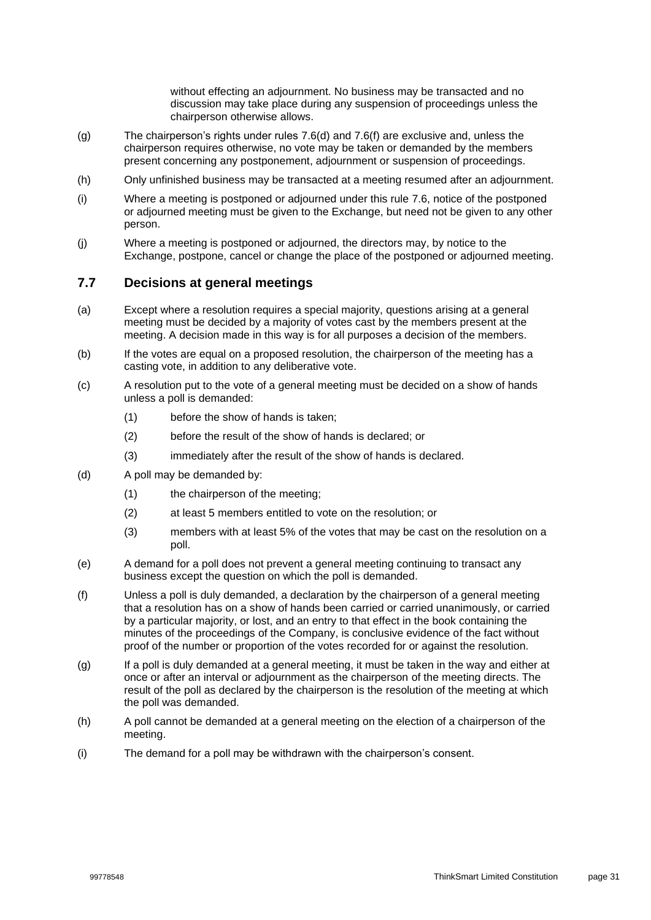without effecting an adjournment. No business may be transacted and no discussion may take place during any suspension of proceedings unless the chairperson otherwise allows.

(g) The chairperson's rights under rules 7.6(d) and 7.6(f) are exclusive and, unless the chairperson requires otherwise, no vote may be taken or demanded by the members present concerning any postponement, adjournment or suspension of proceedings.

(h) Only unfinished business may be transacted at a meeting resumed after an adjournment.

(i) Where a meeting is postponed or adjourned under this rule 7.6, notice of the postponed or adjourned meeting must be given to the Exchange, but need not be given to any other person.

(j) Where a meeting is postponed or adjourned, the directors may, by notice to the Exchange, postpone, cancel or change the place of the postponed or adjourned meeting.

## 7.7 Decisions at general meetings

(a) Except where a resolution requires a special majority, questions arising at a general meeting must be decided by a majority of votes cast by the members present at the meeting. A decision made in this way is for all purposes a decision of the members.

(b) If the votes are equal on a proposed resolution, the chairperson of the meeting has a casting vote, in addition to any deliberative vote.

(c) A resolution put to the vote of a general meeting must be decided on a show of hands unless a poll is demanded:

  (1) before the show of hands is taken;

  (2) before the result of the show of hands is declared; or

  (3) immediately after the result of the show of hands is declared.

(d) A poll may be demanded by:

  (1) the chairperson of the meeting;

  (2) at least 5 members entitled to vote on the resolution; or

  (3) members with at least 5% of the votes that may be cast on the resolution on a poll.

(e) A demand for a poll does not prevent a general meeting continuing to transact any business except the question on which the poll is demanded.

(f) Unless a poll is duly demanded, a declaration by the chairperson of a general meeting that a resolution has on a show of hands been carried or carried unanimously, or carried by a particular majority, or lost, and an entry to that effect in the book containing the minutes of the proceedings of the Company, is conclusive evidence of the fact without proof of the number or proportion of the votes recorded for or against the resolution.

(g) If a poll is duly demanded at a general meeting, it must be taken in the way and either at once or after an interval or adjournment as the chairperson of the meeting directs. The result of the poll as declared by the chairperson is the resolution of the meeting at which the poll was demanded.

(h) A poll cannot be demanded at a general meeting on the election of a chairperson of the meeting.

(i) The demand for a poll may be withdrawn with the chairperson's consent.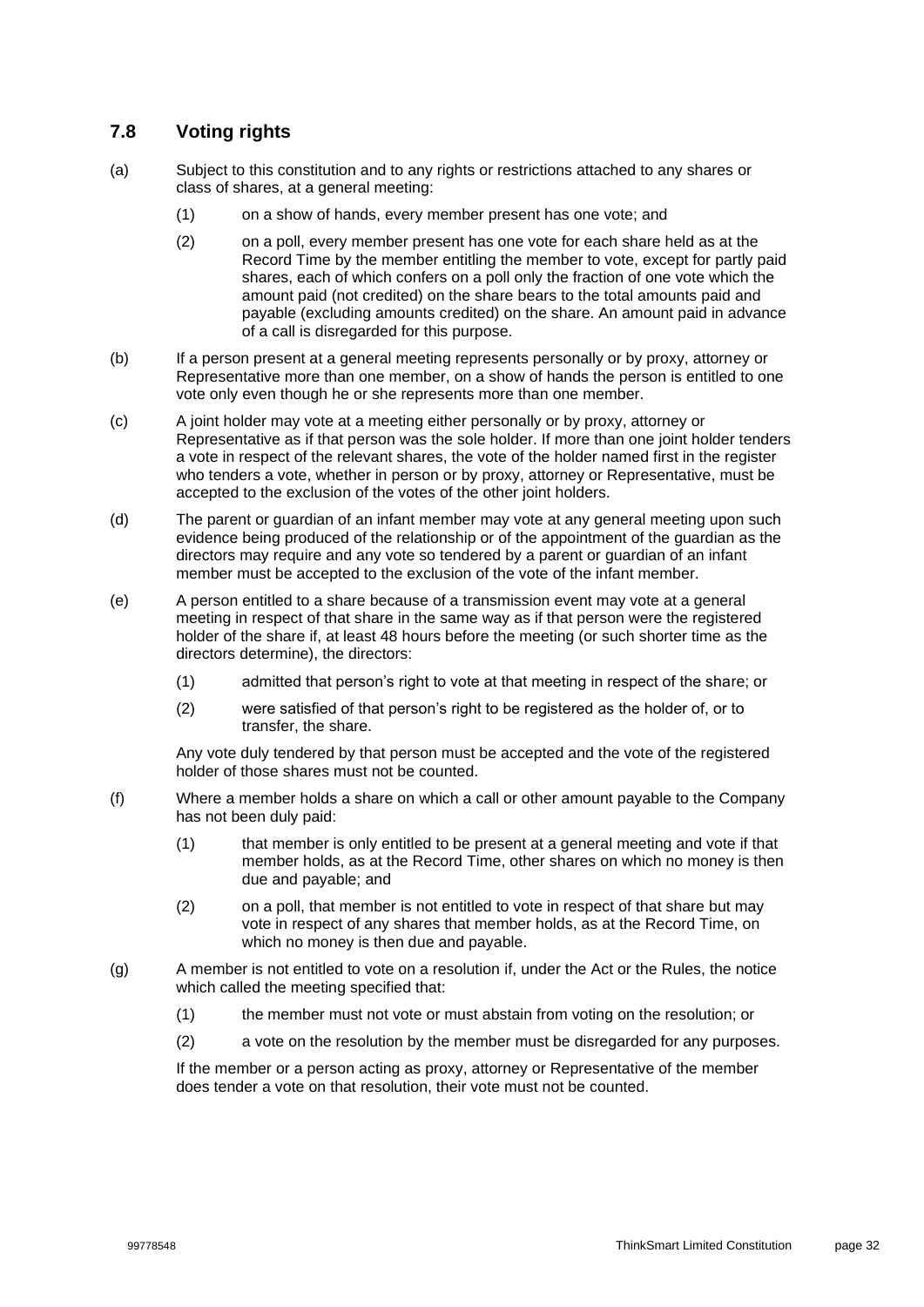## 7.8 Voting rights

(a) Subject to this constitution and to any rights or restrictions attached to any shares or class of shares, at a general meeting:

    (1) on a show of hands, every member present has one vote; and

    (2) on a poll, every member present has one vote for each share held as at the Record Time by the member entitling the member to vote, except for partly paid shares, each of which confers on a poll only the fraction of one vote which the amount paid (not credited) on the share bears to the total amounts paid and payable (excluding amounts credited) on the share. An amount paid in advance of a call is disregarded for this purpose.

(b) If a person present at a general meeting represents personally or by proxy, attorney or Representative more than one member, on a show of hands the person is entitled to one vote only even though he or she represents more than one member.

(c) A joint holder may vote at a meeting either personally or by proxy, attorney or Representative as if that person was the sole holder. If more than one joint holder tenders a vote in respect of the relevant shares, the vote of the holder named first in the register who tenders a vote, whether in person or by proxy, attorney or Representative, must be accepted to the exclusion of the votes of the other joint holders.

(d) The parent or guardian of an infant member may vote at any general meeting upon such evidence being produced of the relationship or of the appointment of the guardian as the directors may require and any vote so tendered by a parent or guardian of an infant member must be accepted to the exclusion of the vote of the infant member.

(e) A person entitled to a share because of a transmission event may vote at a general meeting in respect of that share in the same way as if that person were the registered holder of the share if, at least 48 hours before the meeting (or such shorter time as the directors determine), the directors:

    (1) admitted that person's right to vote at that meeting in respect of the share; or

    (2) were satisfied of that person's right to be registered as the holder of, or to transfer, the share.

    Any vote duly tendered by that person must be accepted and the vote of the registered holder of those shares must not be counted.

(f) Where a member holds a share on which a call or other amount payable to the Company has not been duly paid:

    (1) that member is only entitled to be present at a general meeting and vote if that member holds, as at the Record Time, other shares on which no money is then due and payable; and

    (2) on a poll, that member is not entitled to vote in respect of that share but may vote in respect of any shares that member holds, as at the Record Time, on which no money is then due and payable.

(g) A member is not entitled to vote on a resolution if, under the Act or the Rules, the notice which called the meeting specified that:

    (1) the member must not vote or must abstain from voting on the resolution; or

    (2) a vote on the resolution by the member must be disregarded for any purposes.

    If the member or a person acting as proxy, attorney or Representative of the member does tender a vote on that resolution, their vote must not be counted.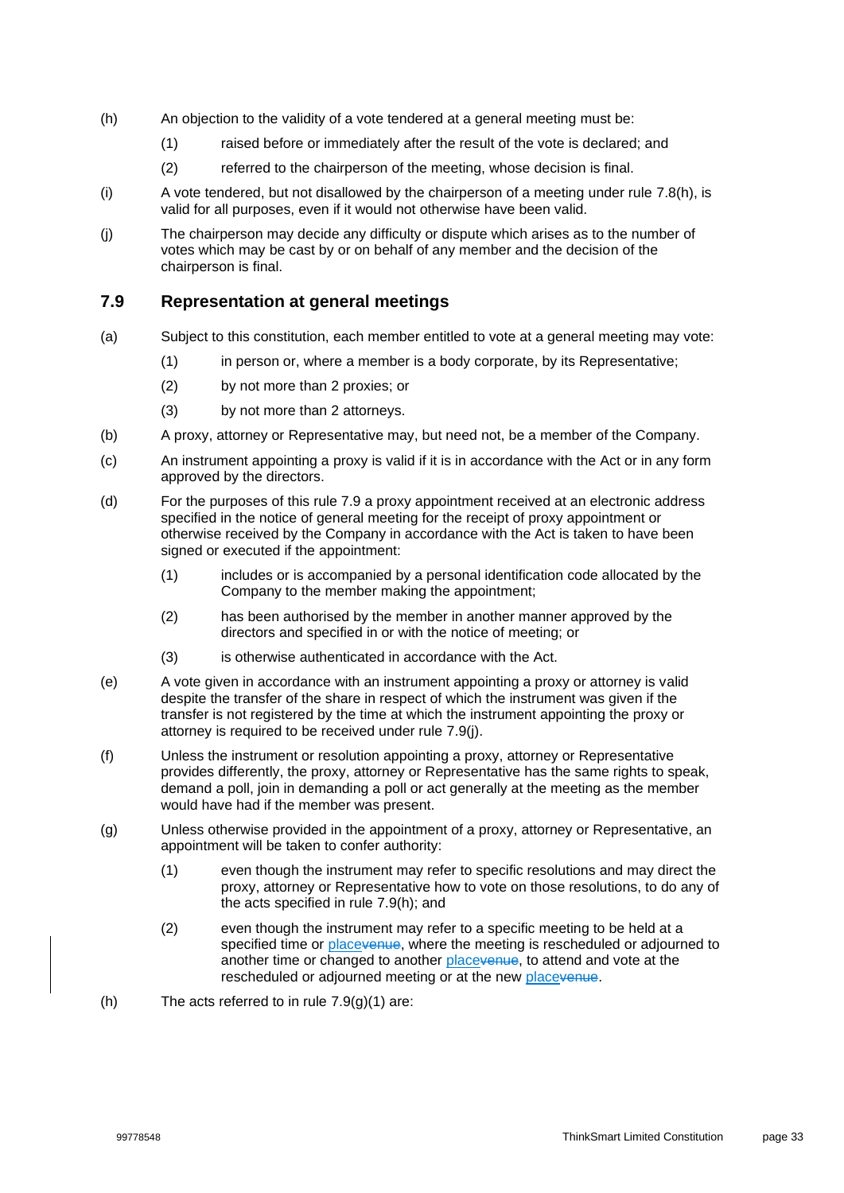(h) An objection to the validity of a vote tendered at a general meeting must be:

  (1) raised before or immediately after the result of the vote is declared; and

  (2) referred to the chairperson of the meeting, whose decision is final.

(i) A vote tendered, but not disallowed by the chairperson of a meeting under rule 7.8(h), is valid for all purposes, even if it would not otherwise have been valid.

(j) The chairperson may decide any difficulty or dispute which arises as to the number of votes which may be cast by or on behalf of any member and the decision of the chairperson is final.

## 7.9 Representation at general meetings

(a) Subject to this constitution, each member entitled to vote at a general meeting may vote:

  (1) in person or, where a member is a body corporate, by its Representative;

  (2) by not more than 2 proxies; or

  (3) by not more than 2 attorneys.

(b) A proxy, attorney or Representative may, but need not, be a member of the Company.

(c) An instrument appointing a proxy is valid if it is in accordance with the Act or in any form approved by the directors.

(d) For the purposes of this rule 7.9 a proxy appointment received at an electronic address specified in the notice of general meeting for the receipt of proxy appointment or otherwise received by the Company in accordance with the Act is taken to have been signed or executed if the appointment:

  (1) includes or is accompanied by a personal identification code allocated by the Company to the member making the appointment;

  (2) has been authorised by the member in another manner approved by the directors and specified in or with the notice of meeting; or

  (3) is otherwise authenticated in accordance with the Act.

(e) A vote given in accordance with an instrument appointing a proxy or attorney is valid despite the transfer of the share in respect of which the instrument was given if the transfer is not registered by the time at which the instrument appointing the proxy or attorney is required to be received under rule 7.9(j).

(f) Unless the instrument or resolution appointing a proxy, attorney or Representative provides differently, the proxy, attorney or Representative has the same rights to speak, demand a poll, join in demanding a poll or act generally at the meeting as the member would have had if the member was present.

(g) Unless otherwise provided in the appointment of a proxy, attorney or Representative, an appointment will be taken to confer authority:

  (1) even though the instrument may refer to specific resolutions and may direct the proxy, attorney or Representative how to vote on those resolutions, to do any of the acts specified in rule 7.9(h); and

  (2) even though the instrument may refer to a specific meeting to be held at a specified time or place~~venue~~, where the meeting is rescheduled or adjourned to another time or changed to another place~~venue~~, to attend and vote at the rescheduled or adjourned meeting or at the new place~~venue~~.

(h) The acts referred to in rule 7.9(g)(1) are: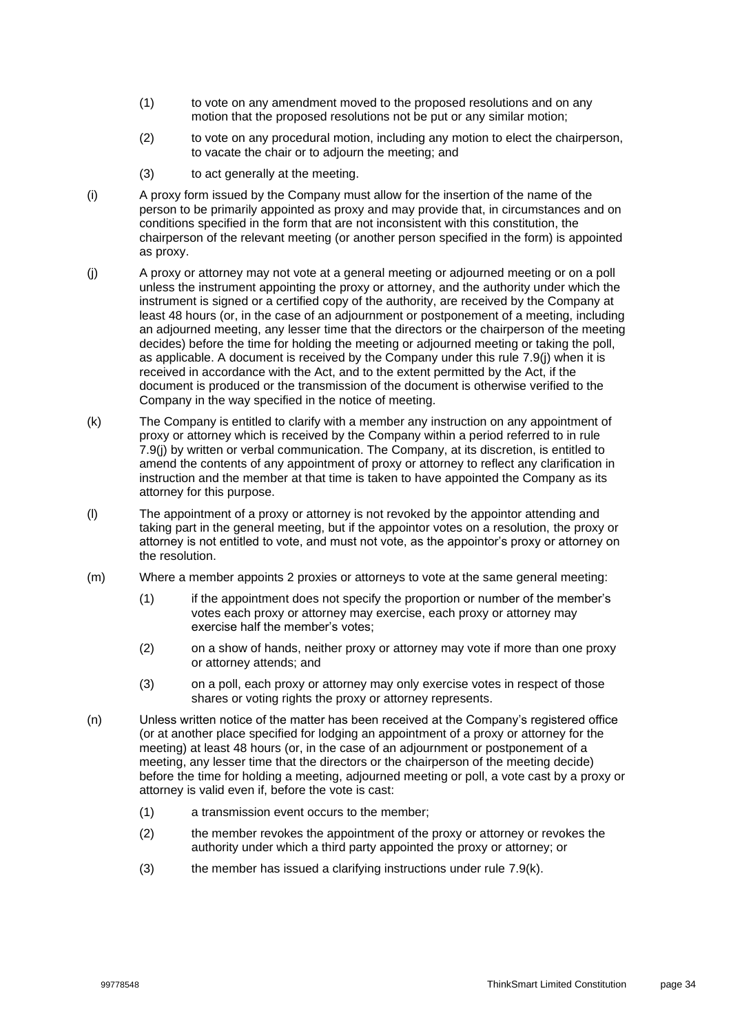(1) to vote on any amendment moved to the proposed resolutions and on any motion that the proposed resolutions not be put or any similar motion;

(2) to vote on any procedural motion, including any motion to elect the chairperson, to vacate the chair or to adjourn the meeting; and

(3) to act generally at the meeting.

(i) A proxy form issued by the Company must allow for the insertion of the name of the person to be primarily appointed as proxy and may provide that, in circumstances and on conditions specified in the form that are not inconsistent with this constitution, the chairperson of the relevant meeting (or another person specified in the form) is appointed as proxy.

(j) A proxy or attorney may not vote at a general meeting or adjourned meeting or on a poll unless the instrument appointing the proxy or attorney, and the authority under which the instrument is signed or a certified copy of the authority, are received by the Company at least 48 hours (or, in the case of an adjournment or postponement of a meeting, including an adjourned meeting, any lesser time that the directors or the chairperson of the meeting decides) before the time for holding the meeting or adjourned meeting or taking the poll, as applicable. A document is received by the Company under this rule 7.9(j) when it is received in accordance with the Act, and to the extent permitted by the Act, if the document is produced or the transmission of the document is otherwise verified to the Company in the way specified in the notice of meeting.

(k) The Company is entitled to clarify with a member any instruction on any appointment of proxy or attorney which is received by the Company within a period referred to in rule 7.9(j) by written or verbal communication. The Company, at its discretion, is entitled to amend the contents of any appointment of proxy or attorney to reflect any clarification in instruction and the member at that time is taken to have appointed the Company as its attorney for this purpose.

(l) The appointment of a proxy or attorney is not revoked by the appointor attending and taking part in the general meeting, but if the appointor votes on a resolution, the proxy or attorney is not entitled to vote, and must not vote, as the appointor's proxy or attorney on the resolution.

(m) Where a member appoints 2 proxies or attorneys to vote at the same general meeting:

(1) if the appointment does not specify the proportion or number of the member's votes each proxy or attorney may exercise, each proxy or attorney may exercise half the member's votes;

(2) on a show of hands, neither proxy or attorney may vote if more than one proxy or attorney attends; and

(3) on a poll, each proxy or attorney may only exercise votes in respect of those shares or voting rights the proxy or attorney represents.

(n) Unless written notice of the matter has been received at the Company's registered office (or at another place specified for lodging an appointment of a proxy or attorney for the meeting) at least 48 hours (or, in the case of an adjournment or postponement of a meeting, any lesser time that the directors or the chairperson of the meeting decide) before the time for holding a meeting, adjourned meeting or poll, a vote cast by a proxy or attorney is valid even if, before the vote is cast:

(1) a transmission event occurs to the member;

(2) the member revokes the appointment of the proxy or attorney or revokes the authority under which a third party appointed the proxy or attorney; or

(3) the member has issued a clarifying instructions under rule 7.9(k).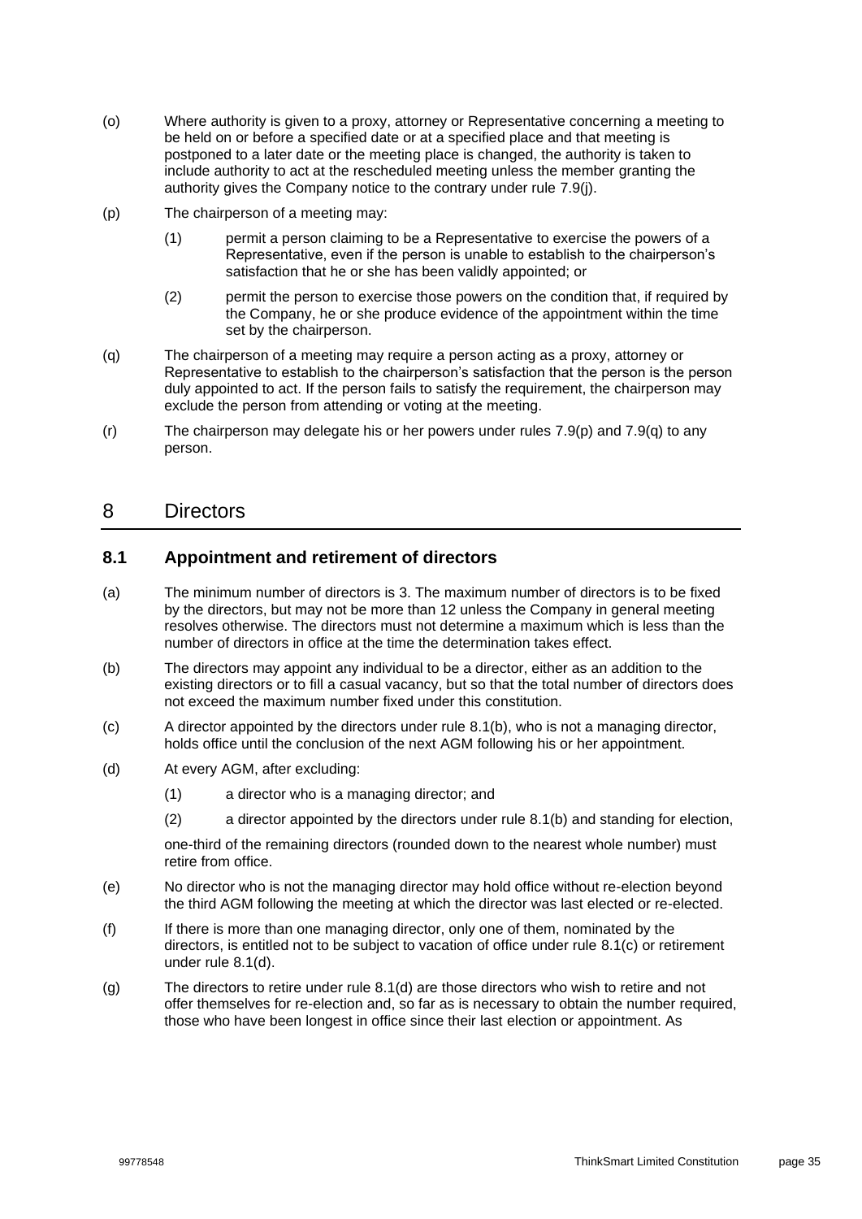(o) Where authority is given to a proxy, attorney or Representative concerning a meeting to be held on or before a specified date or at a specified place and that meeting is postponed to a later date or the meeting place is changed, the authority is taken to include authority to act at the rescheduled meeting unless the member granting the authority gives the Company notice to the contrary under rule 7.9(j).

(p) The chairperson of a meeting may:

(1) permit a person claiming to be a Representative to exercise the powers of a Representative, even if the person is unable to establish to the chairperson's satisfaction that he or she has been validly appointed; or

(2) permit the person to exercise those powers on the condition that, if required by the Company, he or she produce evidence of the appointment within the time set by the chairperson.

(q) The chairperson of a meeting may require a person acting as a proxy, attorney or Representative to establish to the chairperson's satisfaction that the person is the person duly appointed to act. If the person fails to satisfy the requirement, the chairperson may exclude the person from attending or voting at the meeting.

(r) The chairperson may delegate his or her powers under rules 7.9(p) and 7.9(q) to any person.

# 8 Directors

## 8.1 Appointment and retirement of directors

(a) The minimum number of directors is 3. The maximum number of directors is to be fixed by the directors, but may not be more than 12 unless the Company in general meeting resolves otherwise. The directors must not determine a maximum which is less than the number of directors in office at the time the determination takes effect.

(b) The directors may appoint any individual to be a director, either as an addition to the existing directors or to fill a casual vacancy, but so that the total number of directors does not exceed the maximum number fixed under this constitution.

(c) A director appointed by the directors under rule 8.1(b), who is not a managing director, holds office until the conclusion of the next AGM following his or her appointment.

(d) At every AGM, after excluding:

(1) a director who is a managing director; and

(2) a director appointed by the directors under rule 8.1(b) and standing for election,

one-third of the remaining directors (rounded down to the nearest whole number) must retire from office.

(e) No director who is not the managing director may hold office without re-election beyond the third AGM following the meeting at which the director was last elected or re-elected.

(f) If there is more than one managing director, only one of them, nominated by the directors, is entitled not to be subject to vacation of office under rule 8.1(c) or retirement under rule 8.1(d).

(g) The directors to retire under rule 8.1(d) are those directors who wish to retire and not offer themselves for re-election and, so far as is necessary to obtain the number required, those who have been longest in office since their last election or appointment. As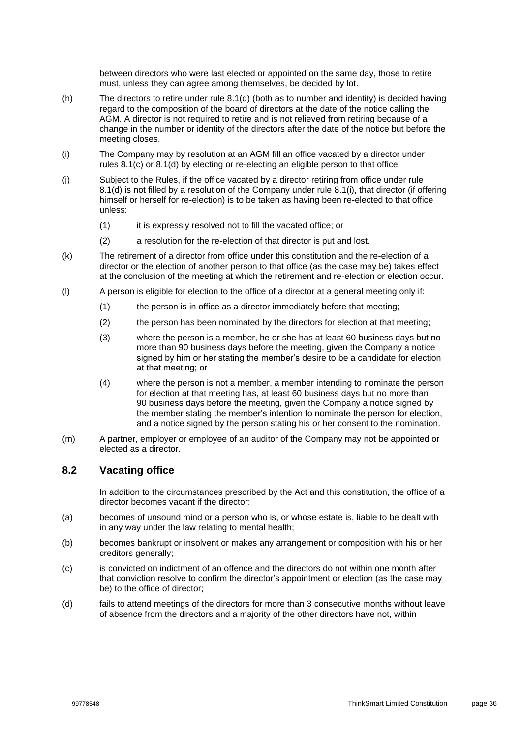between directors who were last elected or appointed on the same day, those to retire must, unless they can agree among themselves, be decided by lot.

(h) The directors to retire under rule 8.1(d) (both as to number and identity) is decided having regard to the composition of the board of directors at the date of the notice calling the AGM. A director is not required to retire and is not relieved from retiring because of a change in the number or identity of the directors after the date of the notice but before the meeting closes.

(i) The Company may by resolution at an AGM fill an office vacated by a director under rules 8.1(c) or 8.1(d) by electing or re-electing an eligible person to that office.

(j) Subject to the Rules, if the office vacated by a director retiring from office under rule 8.1(d) is not filled by a resolution of the Company under rule 8.1(i), that director (if offering himself or herself for re-election) is to be taken as having been re-elected to that office unless:

(1) it is expressly resolved not to fill the vacated office; or

(2) a resolution for the re-election of that director is put and lost.

(k) The retirement of a director from office under this constitution and the re-election of a director or the election of another person to that office (as the case may be) takes effect at the conclusion of the meeting at which the retirement and re-election or election occur.

(l) A person is eligible for election to the office of a director at a general meeting only if:

(1) the person is in office as a director immediately before that meeting;

(2) the person has been nominated by the directors for election at that meeting;

(3) where the person is a member, he or she has at least 60 business days but no more than 90 business days before the meeting, given the Company a notice signed by him or her stating the member's desire to be a candidate for election at that meeting; or

(4) where the person is not a member, a member intending to nominate the person for election at that meeting has, at least 60 business days but no more than 90 business days before the meeting, given the Company a notice signed by the member stating the member's intention to nominate the person for election, and a notice signed by the person stating his or her consent to the nomination.

(m) A partner, employer or employee of an auditor of the Company may not be appointed or elected as a director.

## 8.2 Vacating office

In addition to the circumstances prescribed by the Act and this constitution, the office of a director becomes vacant if the director:

(a) becomes of unsound mind or a person who is, or whose estate is, liable to be dealt with in any way under the law relating to mental health;

(b) becomes bankrupt or insolvent or makes any arrangement or composition with his or her creditors generally;

(c) is convicted on indictment of an offence and the directors do not within one month after that conviction resolve to confirm the director's appointment or election (as the case may be) to the office of director;

(d) fails to attend meetings of the directors for more than 3 consecutive months without leave of absence from the directors and a majority of the other directors have not, within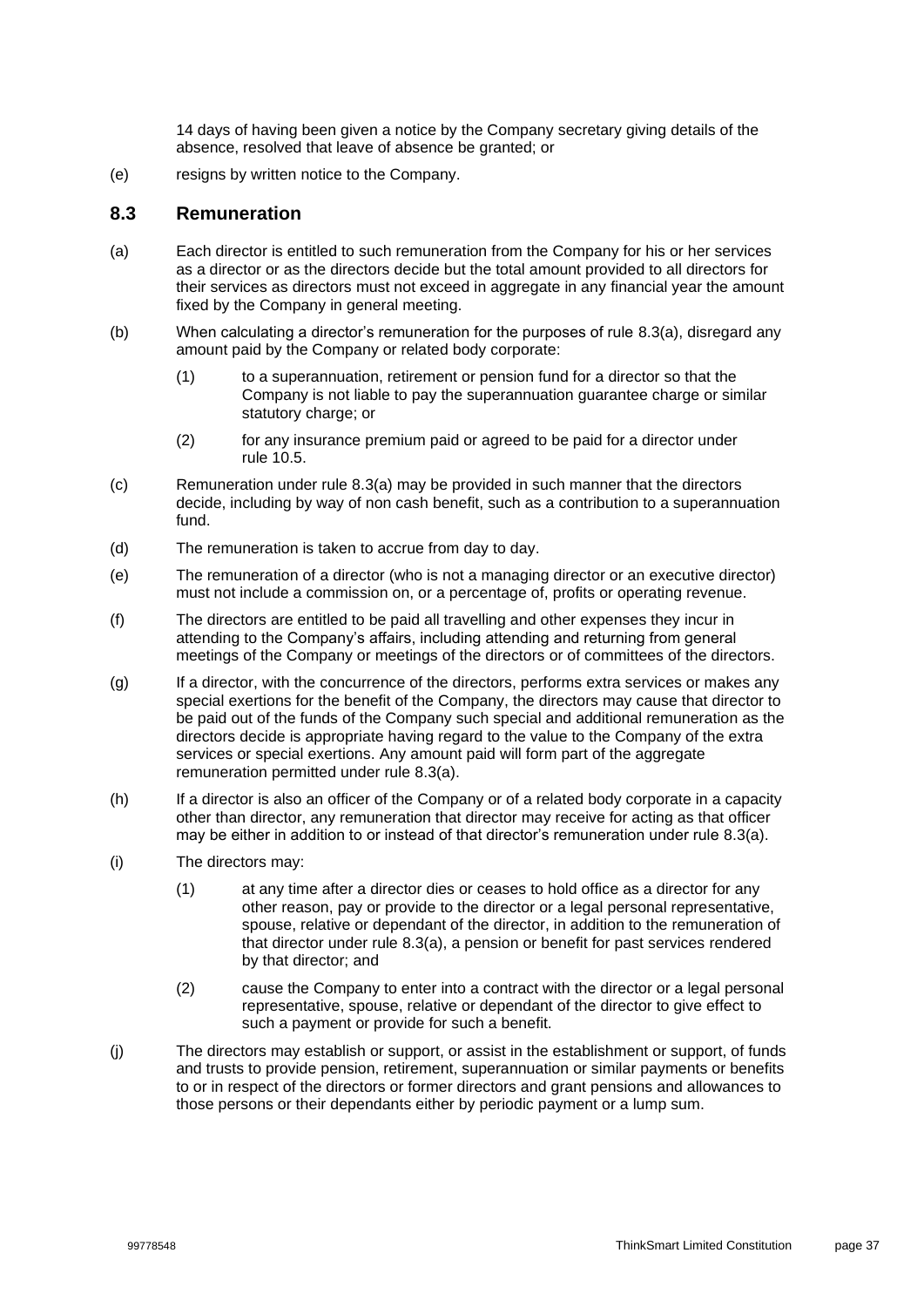14 days of having been given a notice by the Company secretary giving details of the absence, resolved that leave of absence be granted; or

(e) resigns by written notice to the Company.

## 8.3 Remuneration

(a) Each director is entitled to such remuneration from the Company for his or her services as a director or as the directors decide but the total amount provided to all directors for their services as directors must not exceed in aggregate in any financial year the amount fixed by the Company in general meeting.

(b) When calculating a director's remuneration for the purposes of rule 8.3(a), disregard any amount paid by the Company or related body corporate:

  (1) to a superannuation, retirement or pension fund for a director so that the Company is not liable to pay the superannuation guarantee charge or similar statutory charge; or

  (2) for any insurance premium paid or agreed to be paid for a director under rule 10.5.

(c) Remuneration under rule 8.3(a) may be provided in such manner that the directors decide, including by way of non cash benefit, such as a contribution to a superannuation fund.

(d) The remuneration is taken to accrue from day to day.

(e) The remuneration of a director (who is not a managing director or an executive director) must not include a commission on, or a percentage of, profits or operating revenue.

(f) The directors are entitled to be paid all travelling and other expenses they incur in attending to the Company's affairs, including attending and returning from general meetings of the Company or meetings of the directors or of committees of the directors.

(g) If a director, with the concurrence of the directors, performs extra services or makes any special exertions for the benefit of the Company, the directors may cause that director to be paid out of the funds of the Company such special and additional remuneration as the directors decide is appropriate having regard to the value to the Company of the extra services or special exertions. Any amount paid will form part of the aggregate remuneration permitted under rule 8.3(a).

(h) If a director is also an officer of the Company or of a related body corporate in a capacity other than director, any remuneration that director may receive for acting as that officer may be either in addition to or instead of that director's remuneration under rule 8.3(a).

(i) The directors may:

  (1) at any time after a director dies or ceases to hold office as a director for any other reason, pay or provide to the director or a legal personal representative, spouse, relative or dependant of the director, in addition to the remuneration of that director under rule 8.3(a), a pension or benefit for past services rendered by that director; and

  (2) cause the Company to enter into a contract with the director or a legal personal representative, spouse, relative or dependant of the director to give effect to such a payment or provide for such a benefit.

(j) The directors may establish or support, or assist in the establishment or support, of funds and trusts to provide pension, retirement, superannuation or similar payments or benefits to or in respect of the directors or former directors and grant pensions and allowances to those persons or their dependants either by periodic payment or a lump sum.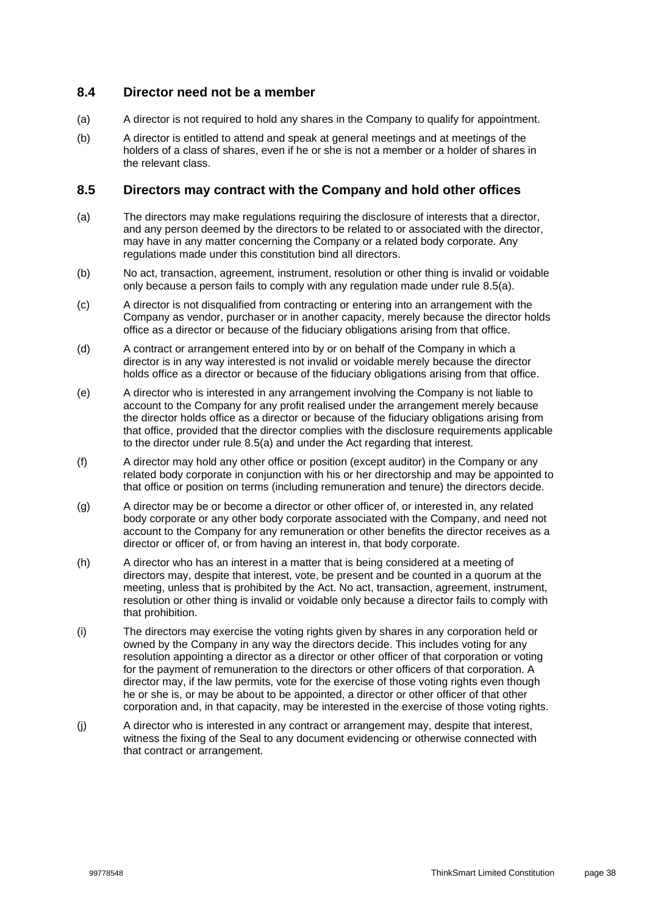### 8.4 Director need not be a member

(a) A director is not required to hold any shares in the Company to qualify for appointment.

(b) A director is entitled to attend and speak at general meetings and at meetings of the holders of a class of shares, even if he or she is not a member or a holder of shares in the relevant class.

### 8.5 Directors may contract with the Company and hold other offices

(a) The directors may make regulations requiring the disclosure of interests that a director, and any person deemed by the directors to be related to or associated with the director, may have in any matter concerning the Company or a related body corporate. Any regulations made under this constitution bind all directors.

(b) No act, transaction, agreement, instrument, resolution or other thing is invalid or voidable only because a person fails to comply with any regulation made under rule 8.5(a).

(c) A director is not disqualified from contracting or entering into an arrangement with the Company as vendor, purchaser or in another capacity, merely because the director holds office as a director or because of the fiduciary obligations arising from that office.

(d) A contract or arrangement entered into by or on behalf of the Company in which a director is in any way interested is not invalid or voidable merely because the director holds office as a director or because of the fiduciary obligations arising from that office.

(e) A director who is interested in any arrangement involving the Company is not liable to account to the Company for any profit realised under the arrangement merely because the director holds office as a director or because of the fiduciary obligations arising from that office, provided that the director complies with the disclosure requirements applicable to the director under rule 8.5(a) and under the Act regarding that interest.

(f) A director may hold any other office or position (except auditor) in the Company or any related body corporate in conjunction with his or her directorship and may be appointed to that office or position on terms (including remuneration and tenure) the directors decide.

(g) A director may be or become a director or other officer of, or interested in, any related body corporate or any other body corporate associated with the Company, and need not account to the Company for any remuneration or other benefits the director receives as a director or officer of, or from having an interest in, that body corporate.

(h) A director who has an interest in a matter that is being considered at a meeting of directors may, despite that interest, vote, be present and be counted in a quorum at the meeting, unless that is prohibited by the Act. No act, transaction, agreement, instrument, resolution or other thing is invalid or voidable only because a director fails to comply with that prohibition.

(i) The directors may exercise the voting rights given by shares in any corporation held or owned by the Company in any way the directors decide. This includes voting for any resolution appointing a director as a director or other officer of that corporation or voting for the payment of remuneration to the directors or other officers of that corporation. A director may, if the law permits, vote for the exercise of those voting rights even though he or she is, or may be about to be appointed, a director or other officer of that other corporation and, in that capacity, may be interested in the exercise of those voting rights.

(j) A director who is interested in any contract or arrangement may, despite that interest, witness the fixing of the Seal to any document evidencing or otherwise connected with that contract or arrangement.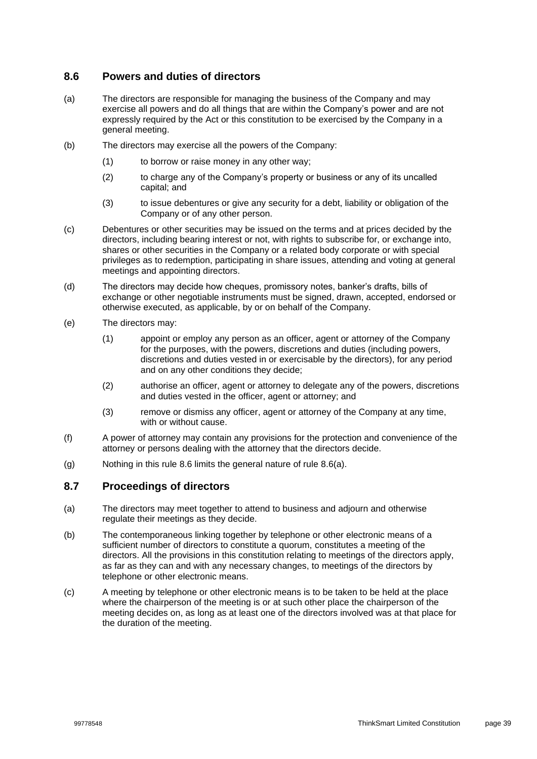## 8.6 Powers and duties of directors

(a) The directors are responsible for managing the business of the Company and may exercise all powers and do all things that are within the Company's power and are not expressly required by the Act or this constitution to be exercised by the Company in a general meeting.

(b) The directors may exercise all the powers of the Company:

(1) to borrow or raise money in any other way;

(2) to charge any of the Company's property or business or any of its uncalled capital; and

(3) to issue debentures or give any security for a debt, liability or obligation of the Company or of any other person.

(c) Debentures or other securities may be issued on the terms and at prices decided by the directors, including bearing interest or not, with rights to subscribe for, or exchange into, shares or other securities in the Company or a related body corporate or with special privileges as to redemption, participating in share issues, attending and voting at general meetings and appointing directors.

(d) The directors may decide how cheques, promissory notes, banker's drafts, bills of exchange or other negotiable instruments must be signed, drawn, accepted, endorsed or otherwise executed, as applicable, by or on behalf of the Company.

(e) The directors may:

(1) appoint or employ any person as an officer, agent or attorney of the Company for the purposes, with the powers, discretions and duties (including powers, discretions and duties vested in or exercisable by the directors), for any period and on any other conditions they decide;

(2) authorise an officer, agent or attorney to delegate any of the powers, discretions and duties vested in the officer, agent or attorney; and

(3) remove or dismiss any officer, agent or attorney of the Company at any time, with or without cause.

(f) A power of attorney may contain any provisions for the protection and convenience of the attorney or persons dealing with the attorney that the directors decide.

(g) Nothing in this rule 8.6 limits the general nature of rule 8.6(a).

## 8.7 Proceedings of directors

(a) The directors may meet together to attend to business and adjourn and otherwise regulate their meetings as they decide.

(b) The contemporaneous linking together by telephone or other electronic means of a sufficient number of directors to constitute a quorum, constitutes a meeting of the directors. All the provisions in this constitution relating to meetings of the directors apply, as far as they can and with any necessary changes, to meetings of the directors by telephone or other electronic means.

(c) A meeting by telephone or other electronic means is to be taken to be held at the place where the chairperson of the meeting is or at such other place the chairperson of the meeting decides on, as long as at least one of the directors involved was at that place for the duration of the meeting.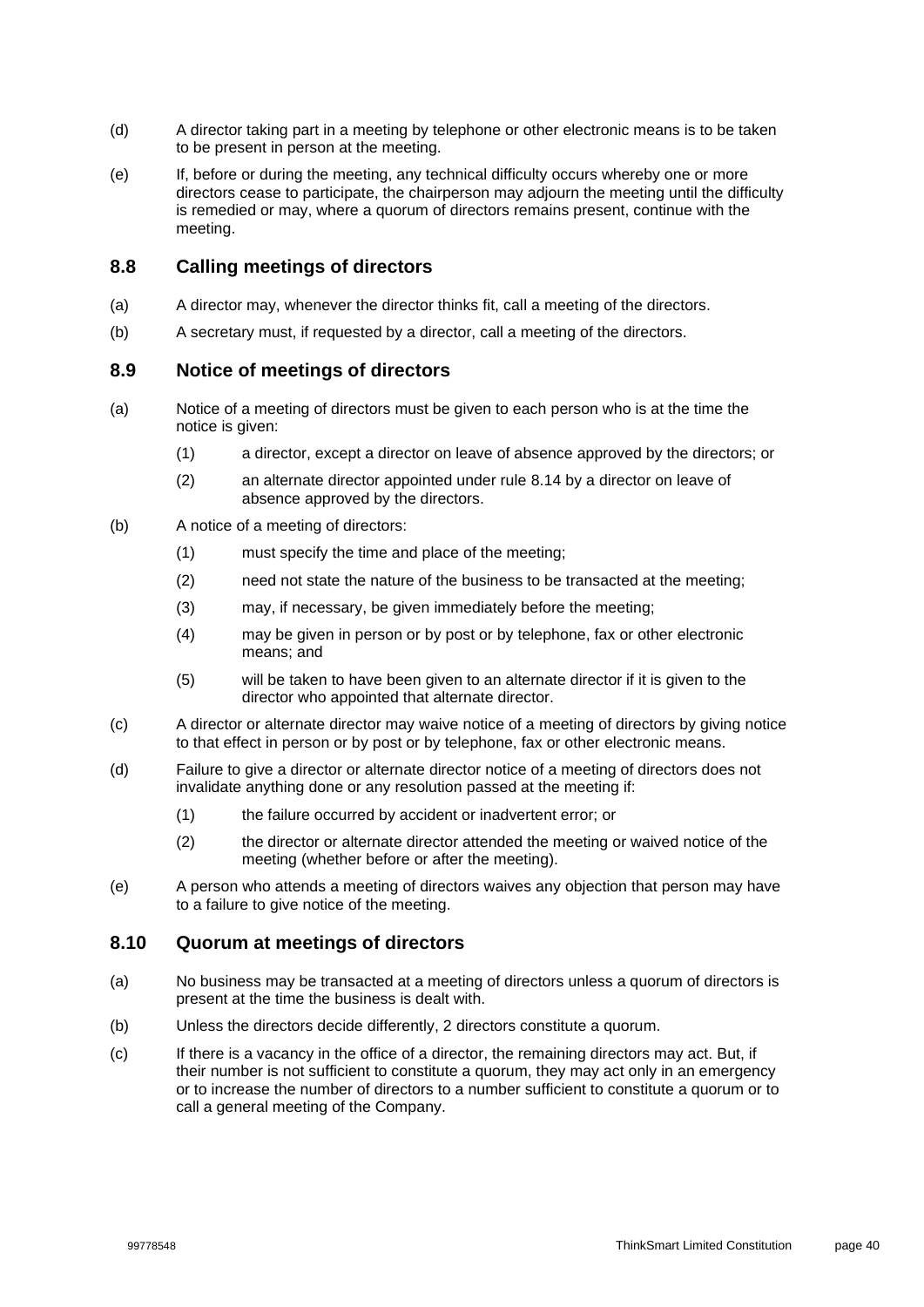(d) A director taking part in a meeting by telephone or other electronic means is to be taken to be present in person at the meeting.

(e) If, before or during the meeting, any technical difficulty occurs whereby one or more directors cease to participate, the chairperson may adjourn the meeting until the difficulty is remedied or may, where a quorum of directors remains present, continue with the meeting.

## 8.8 Calling meetings of directors

(a) A director may, whenever the director thinks fit, call a meeting of the directors.

(b) A secretary must, if requested by a director, call a meeting of the directors.

## 8.9 Notice of meetings of directors

(a) Notice of a meeting of directors must be given to each person who is at the time the notice is given:

   (1) a director, except a director on leave of absence approved by the directors; or

   (2) an alternate director appointed under rule 8.14 by a director on leave of absence approved by the directors.

(b) A notice of a meeting of directors:

   (1) must specify the time and place of the meeting;

   (2) need not state the nature of the business to be transacted at the meeting;

   (3) may, if necessary, be given immediately before the meeting;

   (4) may be given in person or by post or by telephone, fax or other electronic means; and

   (5) will be taken to have been given to an alternate director if it is given to the director who appointed that alternate director.

(c) A director or alternate director may waive notice of a meeting of directors by giving notice to that effect in person or by post or by telephone, fax or other electronic means.

(d) Failure to give a director or alternate director notice of a meeting of directors does not invalidate anything done or any resolution passed at the meeting if:

   (1) the failure occurred by accident or inadvertent error; or

   (2) the director or alternate director attended the meeting or waived notice of the meeting (whether before or after the meeting).

(e) A person who attends a meeting of directors waives any objection that person may have to a failure to give notice of the meeting.

## 8.10 Quorum at meetings of directors

(a) No business may be transacted at a meeting of directors unless a quorum of directors is present at the time the business is dealt with.

(b) Unless the directors decide differently, 2 directors constitute a quorum.

(c) If there is a vacancy in the office of a director, the remaining directors may act. But, if their number is not sufficient to constitute a quorum, they may act only in an emergency or to increase the number of directors to a number sufficient to constitute a quorum or to call a general meeting of the Company.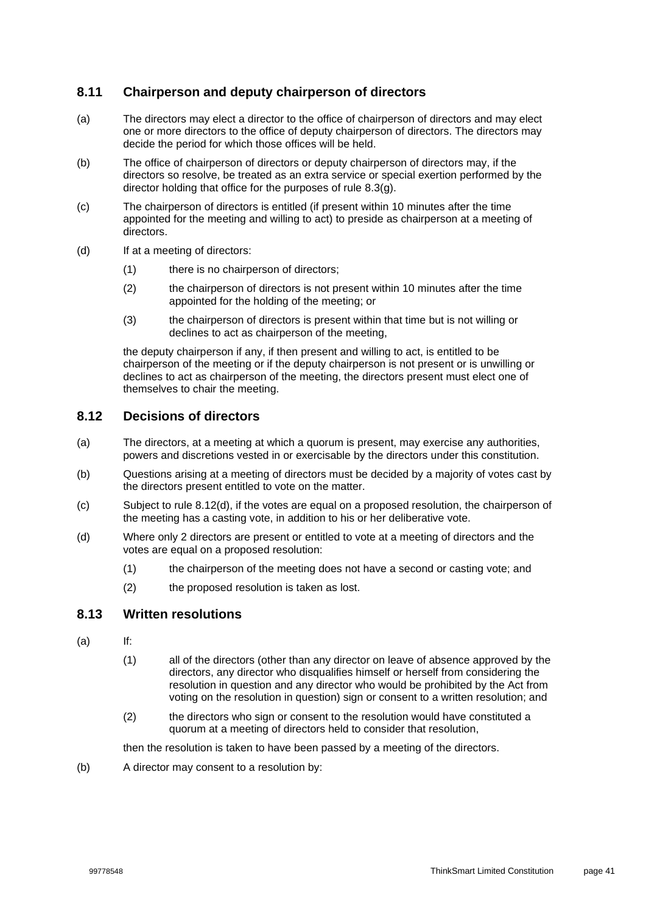## 8.11 Chairperson and deputy chairperson of directors

(a) The directors may elect a director to the office of chairperson of directors and may elect one or more directors to the office of deputy chairperson of directors. The directors may decide the period for which those offices will be held.

(b) The office of chairperson of directors or deputy chairperson of directors may, if the directors so resolve, be treated as an extra service or special exertion performed by the director holding that office for the purposes of rule 8.3(g).

(c) The chairperson of directors is entitled (if present within 10 minutes after the time appointed for the meeting and willing to act) to preside as chairperson at a meeting of directors.

(d) If at a meeting of directors:

(1) there is no chairperson of directors;

(2) the chairperson of directors is not present within 10 minutes after the time appointed for the holding of the meeting; or

(3) the chairperson of directors is present within that time but is not willing or declines to act as chairperson of the meeting,

the deputy chairperson if any, if then present and willing to act, is entitled to be chairperson of the meeting or if the deputy chairperson is not present or is unwilling or declines to act as chairperson of the meeting, the directors present must elect one of themselves to chair the meeting.

## 8.12 Decisions of directors

(a) The directors, at a meeting at which a quorum is present, may exercise any authorities, powers and discretions vested in or exercisable by the directors under this constitution.

(b) Questions arising at a meeting of directors must be decided by a majority of votes cast by the directors present entitled to vote on the matter.

(c) Subject to rule 8.12(d), if the votes are equal on a proposed resolution, the chairperson of the meeting has a casting vote, in addition to his or her deliberative vote.

(d) Where only 2 directors are present or entitled to vote at a meeting of directors and the votes are equal on a proposed resolution:

(1) the chairperson of the meeting does not have a second or casting vote; and

(2) the proposed resolution is taken as lost.

## 8.13 Written resolutions

(a) If:

(1) all of the directors (other than any director on leave of absence approved by the directors, any director who disqualifies himself or herself from considering the resolution in question and any director who would be prohibited by the Act from voting on the resolution in question) sign or consent to a written resolution; and

(2) the directors who sign or consent to the resolution would have constituted a quorum at a meeting of directors held to consider that resolution,

then the resolution is taken to have been passed by a meeting of the directors.

(b) A director may consent to a resolution by: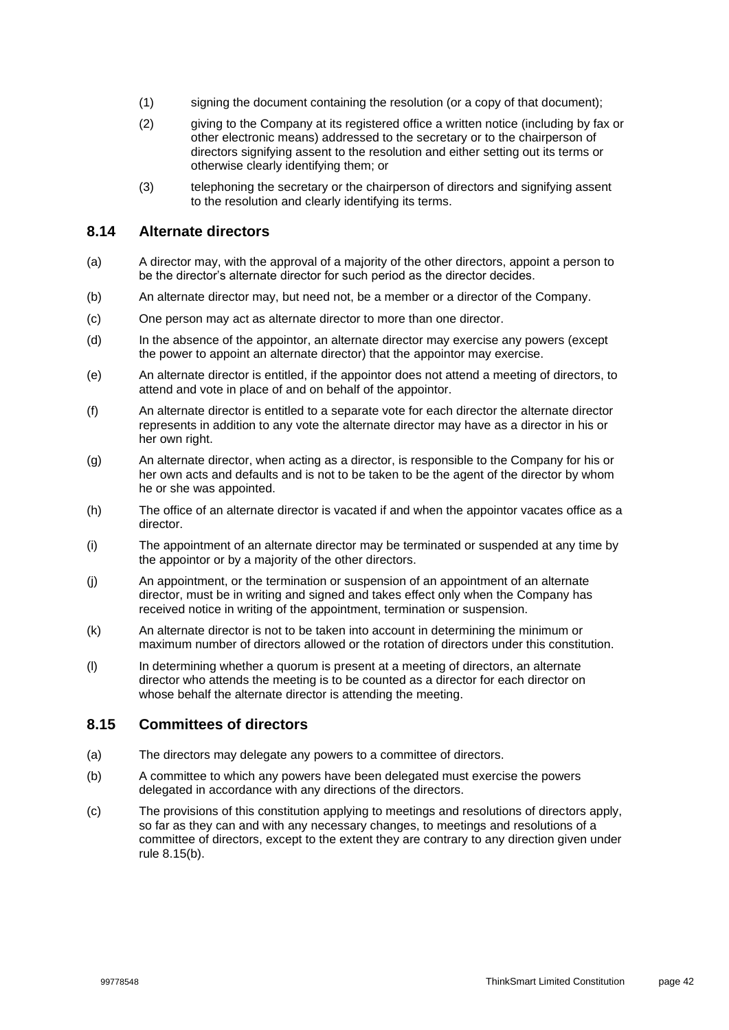(1) signing the document containing the resolution (or a copy of that document);

(2) giving to the Company at its registered office a written notice (including by fax or other electronic means) addressed to the secretary or to the chairperson of directors signifying assent to the resolution and either setting out its terms or otherwise clearly identifying them; or

(3) telephoning the secretary or the chairperson of directors and signifying assent to the resolution and clearly identifying its terms.

## 8.14 Alternate directors

(a) A director may, with the approval of a majority of the other directors, appoint a person to be the director's alternate director for such period as the director decides.

(b) An alternate director may, but need not, be a member or a director of the Company.

(c) One person may act as alternate director to more than one director.

(d) In the absence of the appointor, an alternate director may exercise any powers (except the power to appoint an alternate director) that the appointor may exercise.

(e) An alternate director is entitled, if the appointor does not attend a meeting of directors, to attend and vote in place of and on behalf of the appointor.

(f) An alternate director is entitled to a separate vote for each director the alternate director represents in addition to any vote the alternate director may have as a director in his or her own right.

(g) An alternate director, when acting as a director, is responsible to the Company for his or her own acts and defaults and is not to be taken to be the agent of the director by whom he or she was appointed.

(h) The office of an alternate director is vacated if and when the appointor vacates office as a director.

(i) The appointment of an alternate director may be terminated or suspended at any time by the appointor or by a majority of the other directors.

(j) An appointment, or the termination or suspension of an appointment of an alternate director, must be in writing and signed and takes effect only when the Company has received notice in writing of the appointment, termination or suspension.

(k) An alternate director is not to be taken into account in determining the minimum or maximum number of directors allowed or the rotation of directors under this constitution.

(l) In determining whether a quorum is present at a meeting of directors, an alternate director who attends the meeting is to be counted as a director for each director on whose behalf the alternate director is attending the meeting.

## 8.15 Committees of directors

(a) The directors may delegate any powers to a committee of directors.

(b) A committee to which any powers have been delegated must exercise the powers delegated in accordance with any directions of the directors.

(c) The provisions of this constitution applying to meetings and resolutions of directors apply, so far as they can and with any necessary changes, to meetings and resolutions of a committee of directors, except to the extent they are contrary to any direction given under rule 8.15(b).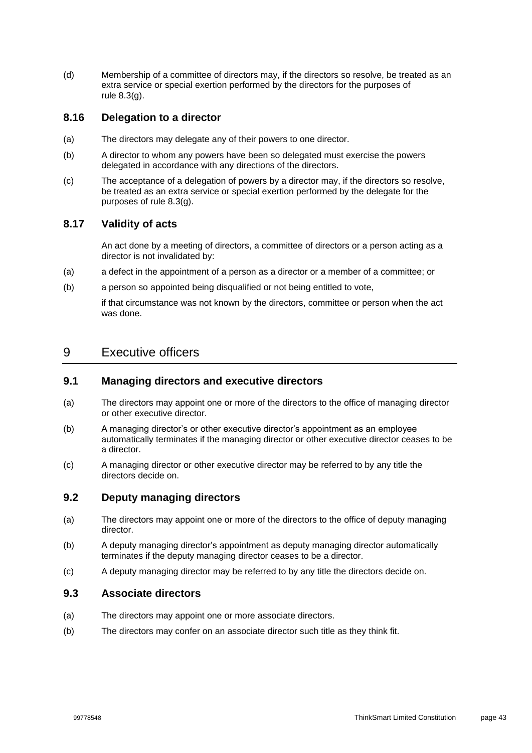(d) Membership of a committee of directors may, if the directors so resolve, be treated as an extra service or special exertion performed by the directors for the purposes of rule 8.3(g).

### 8.16 Delegation to a director

(a) The directors may delegate any of their powers to one director.

(b) A director to whom any powers have been so delegated must exercise the powers delegated in accordance with any directions of the directors.

(c) The acceptance of a delegation of powers by a director may, if the directors so resolve, be treated as an extra service or special exertion performed by the delegate for the purposes of rule 8.3(g).

### 8.17 Validity of acts

An act done by a meeting of directors, a committee of directors or a person acting as a director is not invalidated by:

(a) a defect in the appointment of a person as a director or a member of a committee; or

(b) a person so appointed being disqualified or not being entitled to vote,

if that circumstance was not known by the directors, committee or person when the act was done.

## 9 Executive officers

### 9.1 Managing directors and executive directors

(a) The directors may appoint one or more of the directors to the office of managing director or other executive director.

(b) A managing director's or other executive director's appointment as an employee automatically terminates if the managing director or other executive director ceases to be a director.

(c) A managing director or other executive director may be referred to by any title the directors decide on.

### 9.2 Deputy managing directors

(a) The directors may appoint one or more of the directors to the office of deputy managing director.

(b) A deputy managing director's appointment as deputy managing director automatically terminates if the deputy managing director ceases to be a director.

(c) A deputy managing director may be referred to by any title the directors decide on.

### 9.3 Associate directors

(a) The directors may appoint one or more associate directors.

(b) The directors may confer on an associate director such title as they think fit.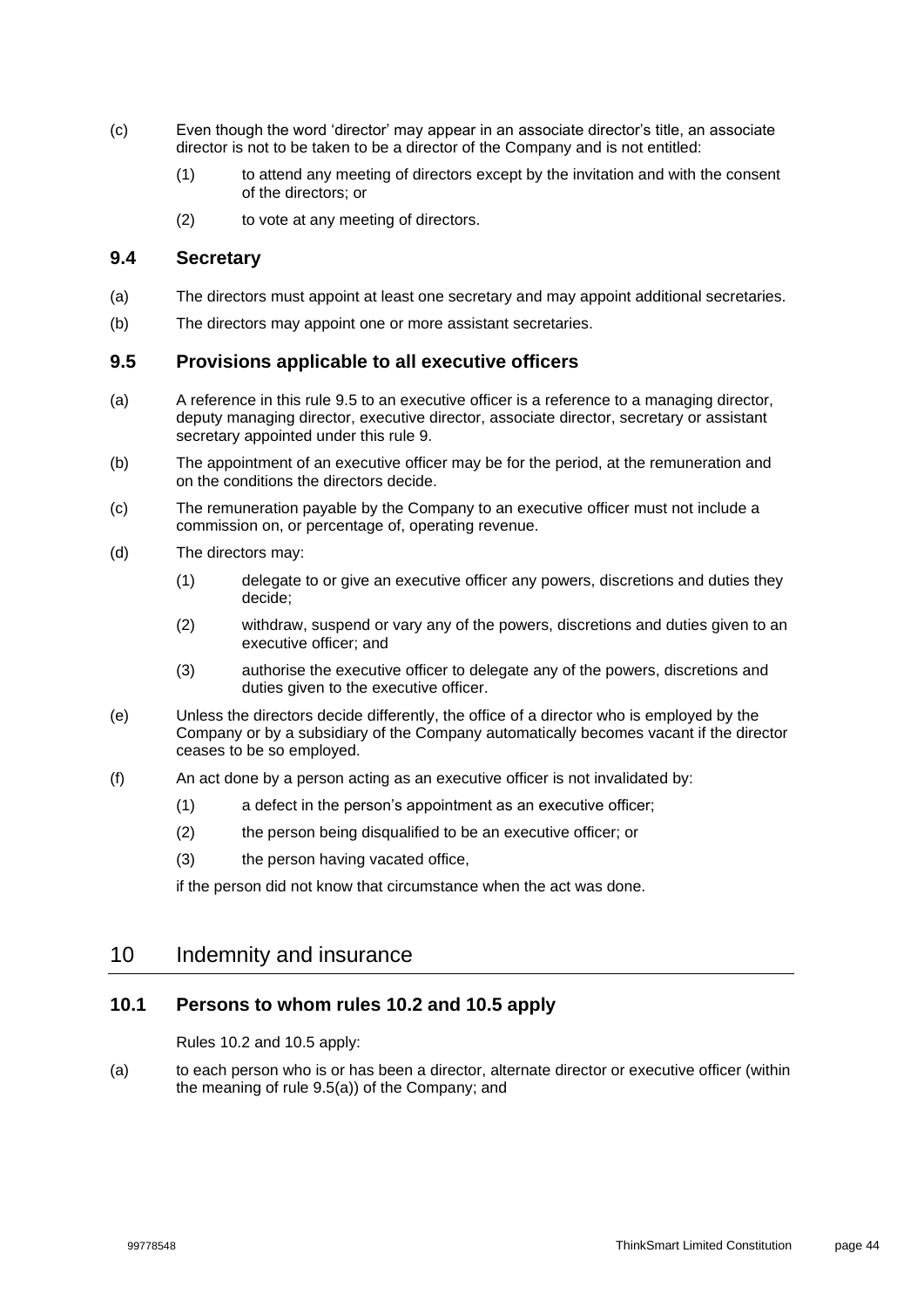(c) Even though the word 'director' may appear in an associate director's title, an associate director is not to be taken to be a director of the Company and is not entitled:

  (1) to attend any meeting of directors except by the invitation and with the consent of the directors; or

  (2) to vote at any meeting of directors.

### 9.4 Secretary

(a) The directors must appoint at least one secretary and may appoint additional secretaries.

(b) The directors may appoint one or more assistant secretaries.

### 9.5 Provisions applicable to all executive officers

(a) A reference in this rule 9.5 to an executive officer is a reference to a managing director, deputy managing director, executive director, associate director, secretary or assistant secretary appointed under this rule 9.

(b) The appointment of an executive officer may be for the period, at the remuneration and on the conditions the directors decide.

(c) The remuneration payable by the Company to an executive officer must not include a commission on, or percentage of, operating revenue.

(d) The directors may:

  (1) delegate to or give an executive officer any powers, discretions and duties they decide;

  (2) withdraw, suspend or vary any of the powers, discretions and duties given to an executive officer; and

  (3) authorise the executive officer to delegate any of the powers, discretions and duties given to the executive officer.

(e) Unless the directors decide differently, the office of a director who is employed by the Company or by a subsidiary of the Company automatically becomes vacant if the director ceases to be so employed.

(f) An act done by a person acting as an executive officer is not invalidated by:

  (1) a defect in the person's appointment as an executive officer;

  (2) the person being disqualified to be an executive officer; or

  (3) the person having vacated office,

  if the person did not know that circumstance when the act was done.

## 10 Indemnity and insurance

### 10.1 Persons to whom rules 10.2 and 10.5 apply

Rules 10.2 and 10.5 apply:

(a) to each person who is or has been a director, alternate director or executive officer (within the meaning of rule 9.5(a)) of the Company; and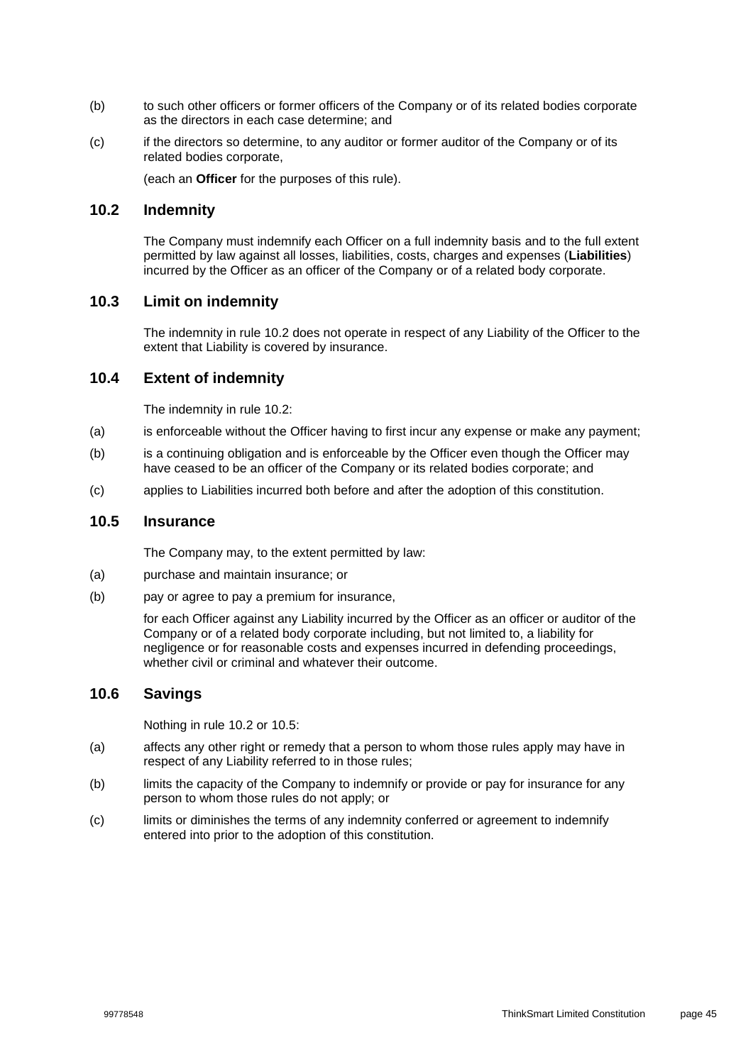(b) to such other officers or former officers of the Company or of its related bodies corporate as the directors in each case determine; and

(c) if the directors so determine, to any auditor or former auditor of the Company or of its related bodies corporate,

(each an **Officer** for the purposes of this rule).

## 10.2 Indemnity

The Company must indemnify each Officer on a full indemnity basis and to the full extent permitted by law against all losses, liabilities, costs, charges and expenses (**Liabilities**) incurred by the Officer as an officer of the Company or of a related body corporate.

## 10.3 Limit on indemnity

The indemnity in rule 10.2 does not operate in respect of any Liability of the Officer to the extent that Liability is covered by insurance.

## 10.4 Extent of indemnity

The indemnity in rule 10.2:

(a) is enforceable without the Officer having to first incur any expense or make any payment;

(b) is a continuing obligation and is enforceable by the Officer even though the Officer may have ceased to be an officer of the Company or its related bodies corporate; and

(c) applies to Liabilities incurred both before and after the adoption of this constitution.

## 10.5 Insurance

The Company may, to the extent permitted by law:

(a) purchase and maintain insurance; or

(b) pay or agree to pay a premium for insurance,

for each Officer against any Liability incurred by the Officer as an officer or auditor of the Company or of a related body corporate including, but not limited to, a liability for negligence or for reasonable costs and expenses incurred in defending proceedings, whether civil or criminal and whatever their outcome.

## 10.6 Savings

Nothing in rule 10.2 or 10.5:

(a) affects any other right or remedy that a person to whom those rules apply may have in respect of any Liability referred to in those rules;

(b) limits the capacity of the Company to indemnify or provide or pay for insurance for any person to whom those rules do not apply; or

(c) limits or diminishes the terms of any indemnity conferred or agreement to indemnify entered into prior to the adoption of this constitution.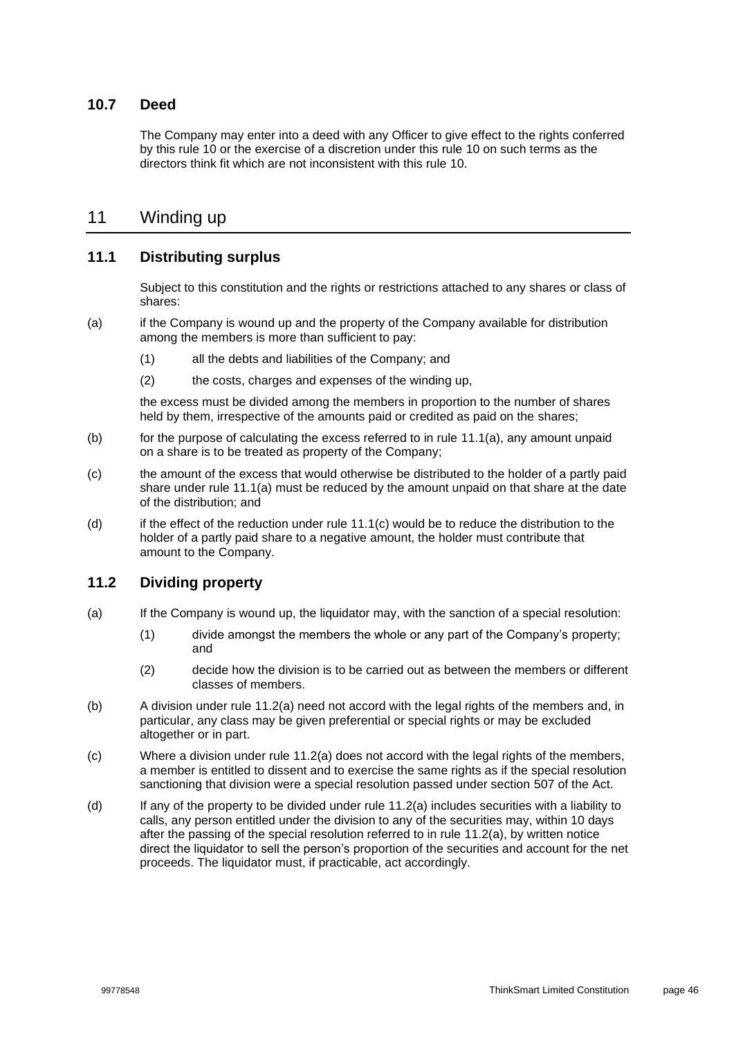### 10.7 Deed

The Company may enter into a deed with any Officer to give effect to the rights conferred by this rule 10 or the exercise of a discretion under this rule 10 on such terms as the directors think fit which are not inconsistent with this rule 10.

## 11 Winding up

### 11.1 Distributing surplus

Subject to this constitution and the rights or restrictions attached to any shares or class of shares:

(a) if the Company is wound up and the property of the Company available for distribution among the members is more than sufficient to pay:

(1) all the debts and liabilities of the Company; and

(2) the costs, charges and expenses of the winding up,

the excess must be divided among the members in proportion to the number of shares held by them, irrespective of the amounts paid or credited as paid on the shares;

(b) for the purpose of calculating the excess referred to in rule 11.1(a), any amount unpaid on a share is to be treated as property of the Company;

(c) the amount of the excess that would otherwise be distributed to the holder of a partly paid share under rule 11.1(a) must be reduced by the amount unpaid on that share at the date of the distribution; and

(d) if the effect of the reduction under rule 11.1(c) would be to reduce the distribution to the holder of a partly paid share to a negative amount, the holder must contribute that amount to the Company.

### 11.2 Dividing property

(a) If the Company is wound up, the liquidator may, with the sanction of a special resolution:

(1) divide amongst the members the whole or any part of the Company's property; and

(2) decide how the division is to be carried out as between the members or different classes of members.

(b) A division under rule 11.2(a) need not accord with the legal rights of the members and, in particular, any class may be given preferential or special rights or may be excluded altogether or in part.

(c) Where a division under rule 11.2(a) does not accord with the legal rights of the members, a member is entitled to dissent and to exercise the same rights as if the special resolution sanctioning that division were a special resolution passed under section 507 of the Act.

(d) If any of the property to be divided under rule 11.2(a) includes securities with a liability to calls, any person entitled under the division to any of the securities may, within 10 days after the passing of the special resolution referred to in rule 11.2(a), by written notice direct the liquidator to sell the person's proportion of the securities and account for the net proceeds. The liquidator must, if practicable, act accordingly.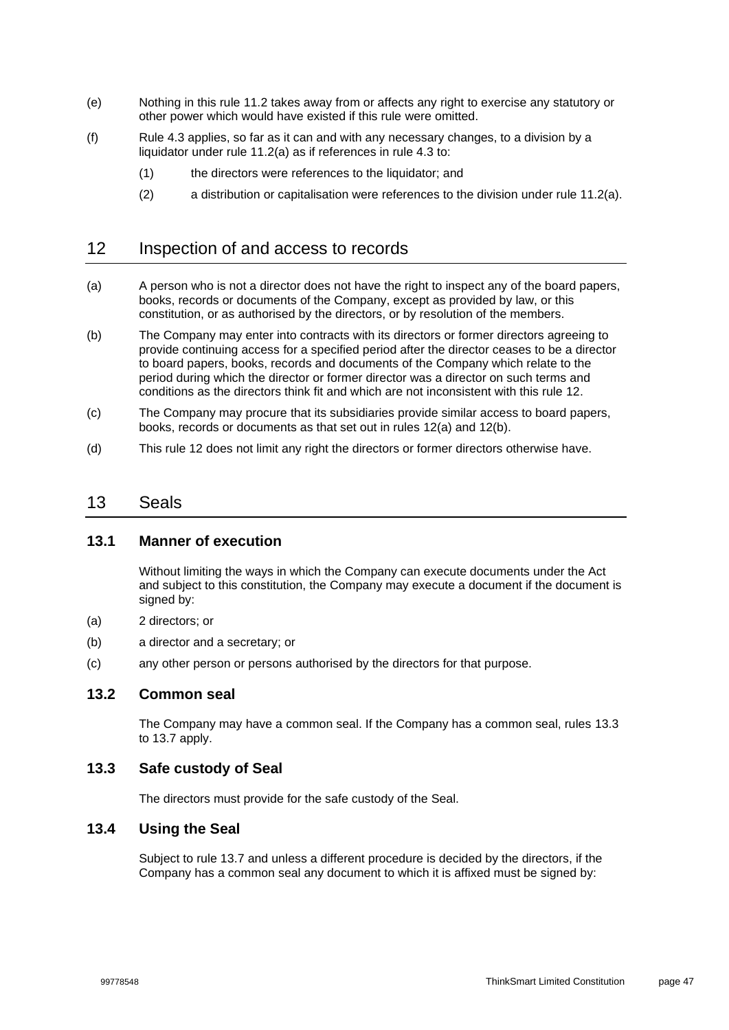(e) Nothing in this rule 11.2 takes away from or affects any right to exercise any statutory or other power which would have existed if this rule were omitted.

(f) Rule 4.3 applies, so far as it can and with any necessary changes, to a division by a liquidator under rule 11.2(a) as if references in rule 4.3 to:

  (1) the directors were references to the liquidator; and

  (2) a distribution or capitalisation were references to the division under rule 11.2(a).

## 12 Inspection of and access to records

(a) A person who is not a director does not have the right to inspect any of the board papers, books, records or documents of the Company, except as provided by law, or this constitution, or as authorised by the directors, or by resolution of the members.

(b) The Company may enter into contracts with its directors or former directors agreeing to provide continuing access for a specified period after the director ceases to be a director to board papers, books, records and documents of the Company which relate to the period during which the director or former director was a director on such terms and conditions as the directors think fit and which are not inconsistent with this rule 12.

(c) The Company may procure that its subsidiaries provide similar access to board papers, books, records or documents as that set out in rules 12(a) and 12(b).

(d) This rule 12 does not limit any right the directors or former directors otherwise have.

## 13 Seals

### 13.1 Manner of execution

Without limiting the ways in which the Company can execute documents under the Act and subject to this constitution, the Company may execute a document if the document is signed by:

(a) 2 directors; or

(b) a director and a secretary; or

(c) any other person or persons authorised by the directors for that purpose.

### 13.2 Common seal

The Company may have a common seal. If the Company has a common seal, rules 13.3 to 13.7 apply.

### 13.3 Safe custody of Seal

The directors must provide for the safe custody of the Seal.

### 13.4 Using the Seal

Subject to rule 13.7 and unless a different procedure is decided by the directors, if the Company has a common seal any document to which it is affixed must be signed by: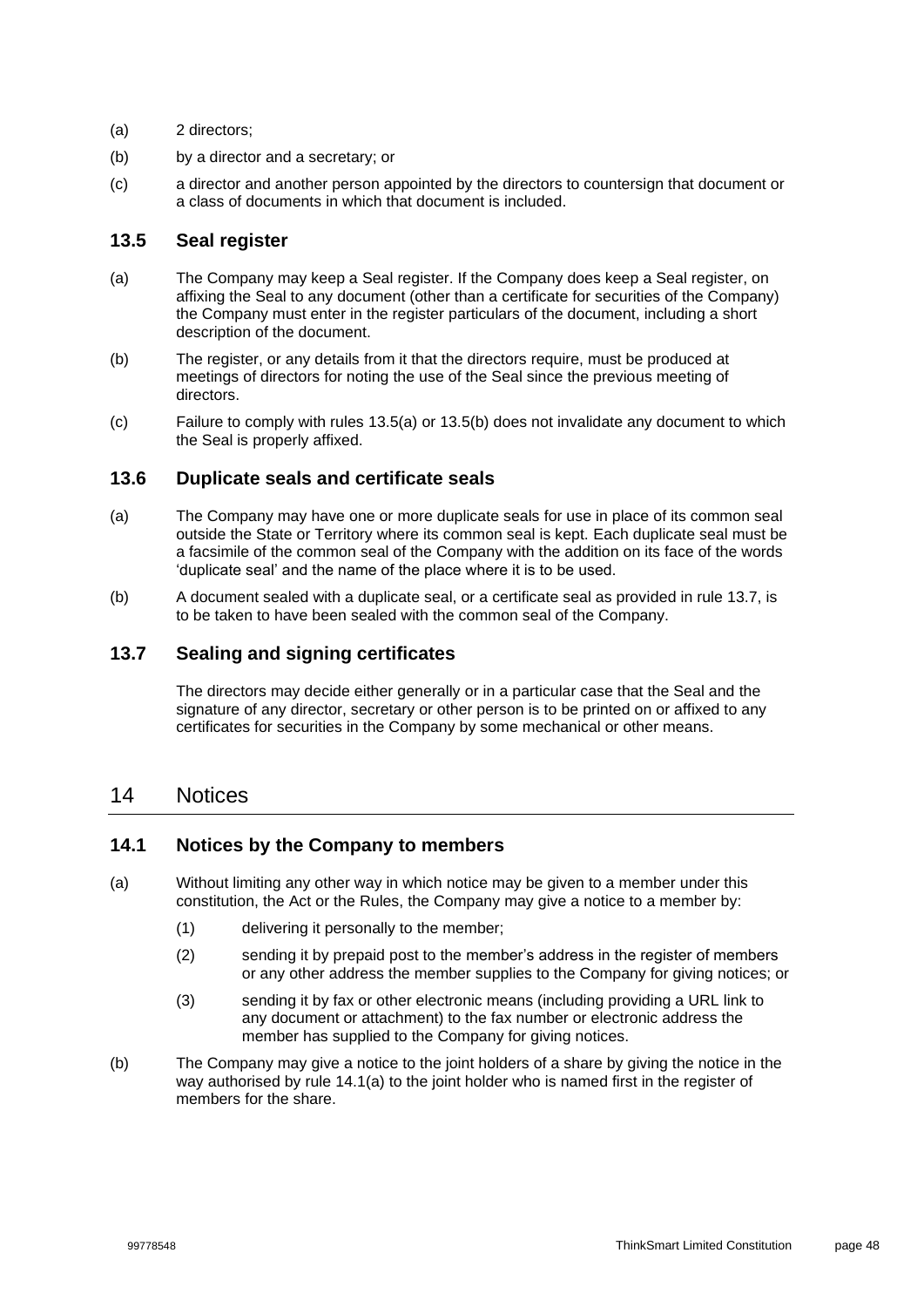(a) 2 directors;

(b) by a director and a secretary; or

(c) a director and another person appointed by the directors to countersign that document or a class of documents in which that document is included.

### 13.5 Seal register

(a) The Company may keep a Seal register. If the Company does keep a Seal register, on affixing the Seal to any document (other than a certificate for securities of the Company) the Company must enter in the register particulars of the document, including a short description of the document.

(b) The register, or any details from it that the directors require, must be produced at meetings of directors for noting the use of the Seal since the previous meeting of directors.

(c) Failure to comply with rules 13.5(a) or 13.5(b) does not invalidate any document to which the Seal is properly affixed.

### 13.6 Duplicate seals and certificate seals

(a) The Company may have one or more duplicate seals for use in place of its common seal outside the State or Territory where its common seal is kept. Each duplicate seal must be a facsimile of the common seal of the Company with the addition on its face of the words 'duplicate seal' and the name of the place where it is to be used.

(b) A document sealed with a duplicate seal, or a certificate seal as provided in rule 13.7, is to be taken to have been sealed with the common seal of the Company.

### 13.7 Sealing and signing certificates

The directors may decide either generally or in a particular case that the Seal and the signature of any director, secretary or other person is to be printed on or affixed to any certificates for securities in the Company by some mechanical or other means.

## 14 Notices

### 14.1 Notices by the Company to members

(a) Without limiting any other way in which notice may be given to a member under this constitution, the Act or the Rules, the Company may give a notice to a member by:

   (1) delivering it personally to the member;

   (2) sending it by prepaid post to the member's address in the register of members or any other address the member supplies to the Company for giving notices; or

   (3) sending it by fax or other electronic means (including providing a URL link to any document or attachment) to the fax number or electronic address the member has supplied to the Company for giving notices.

(b) The Company may give a notice to the joint holders of a share by giving the notice in the way authorised by rule 14.1(a) to the joint holder who is named first in the register of members for the share.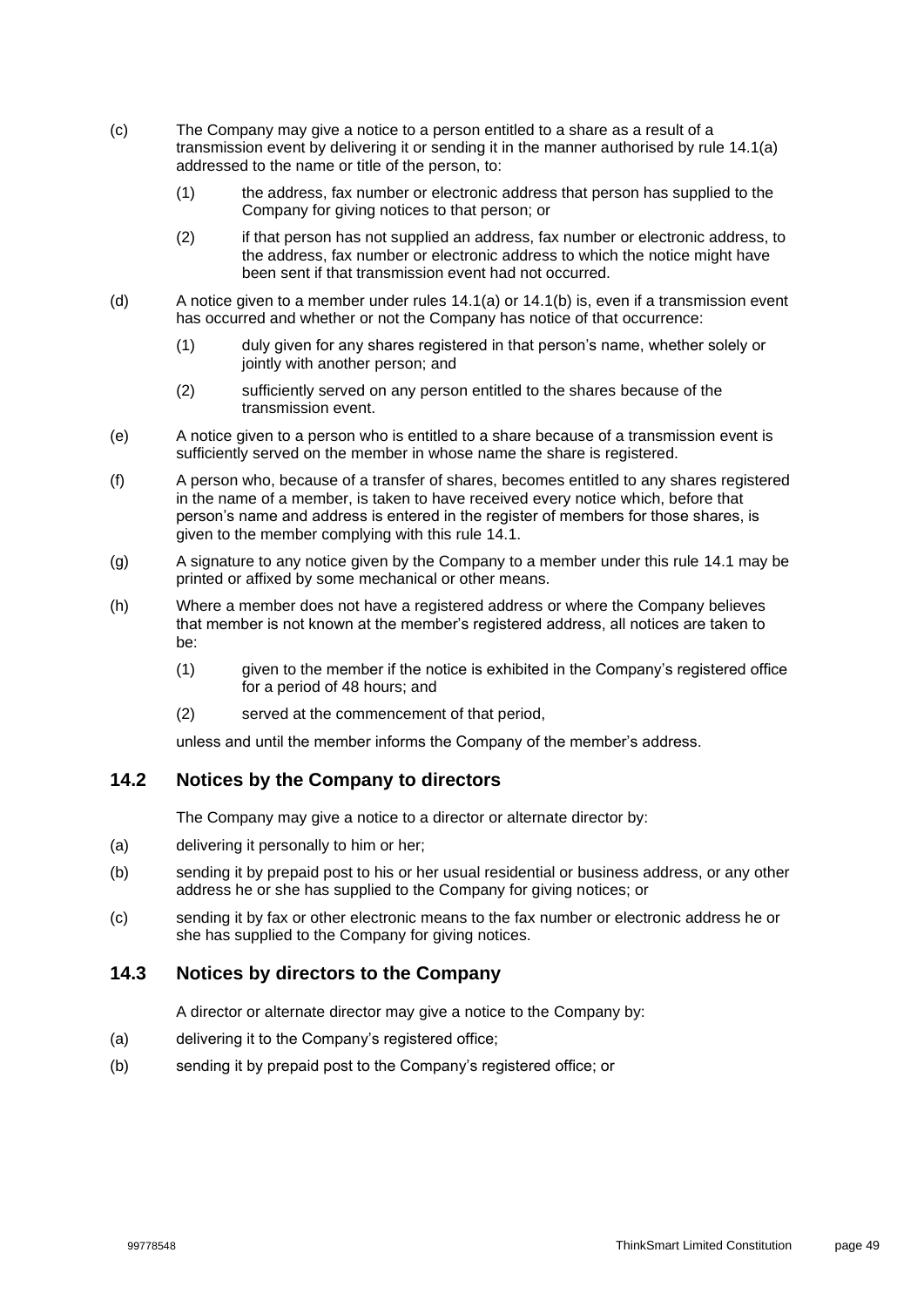(c) The Company may give a notice to a person entitled to a share as a result of a transmission event by delivering it or sending it in the manner authorised by rule 14.1(a) addressed to the name or title of the person, to:

   (1) the address, fax number or electronic address that person has supplied to the Company for giving notices to that person; or

   (2) if that person has not supplied an address, fax number or electronic address, to the address, fax number or electronic address to which the notice might have been sent if that transmission event had not occurred.

(d) A notice given to a member under rules 14.1(a) or 14.1(b) is, even if a transmission event has occurred and whether or not the Company has notice of that occurrence:

   (1) duly given for any shares registered in that person's name, whether solely or jointly with another person; and

   (2) sufficiently served on any person entitled to the shares because of the transmission event.

(e) A notice given to a person who is entitled to a share because of a transmission event is sufficiently served on the member in whose name the share is registered.

(f) A person who, because of a transfer of shares, becomes entitled to any shares registered in the name of a member, is taken to have received every notice which, before that person's name and address is entered in the register of members for those shares, is given to the member complying with this rule 14.1.

(g) A signature to any notice given by the Company to a member under this rule 14.1 may be printed or affixed by some mechanical or other means.

(h) Where a member does not have a registered address or where the Company believes that member is not known at the member's registered address, all notices are taken to be:

   (1) given to the member if the notice is exhibited in the Company's registered office for a period of 48 hours; and

   (2) served at the commencement of that period,

   unless and until the member informs the Company of the member's address.

## 14.2 Notices by the Company to directors

The Company may give a notice to a director or alternate director by:

(a) delivering it personally to him or her;

(b) sending it by prepaid post to his or her usual residential or business address, or any other address he or she has supplied to the Company for giving notices; or

(c) sending it by fax or other electronic means to the fax number or electronic address he or she has supplied to the Company for giving notices.

## 14.3 Notices by directors to the Company

A director or alternate director may give a notice to the Company by:

(a) delivering it to the Company's registered office;

(b) sending it by prepaid post to the Company's registered office; or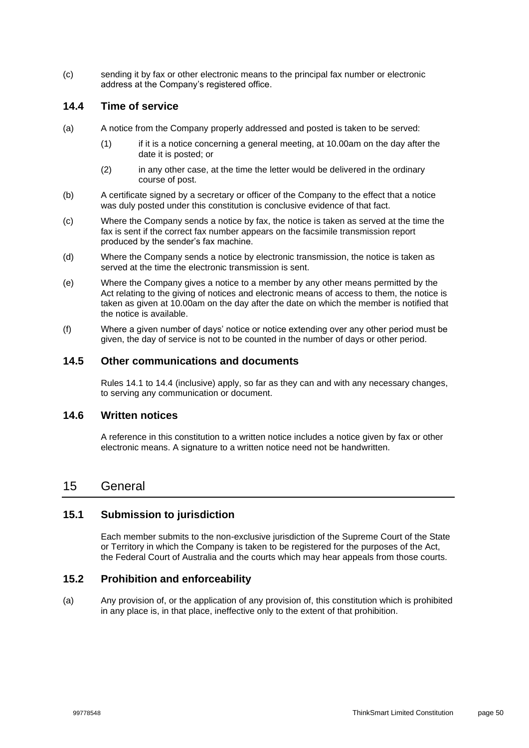(c) sending it by fax or other electronic means to the principal fax number or electronic address at the Company's registered office.

### 14.4 Time of service

(a) A notice from the Company properly addressed and posted is taken to be served:

(1) if it is a notice concerning a general meeting, at 10.00am on the day after the date it is posted; or

(2) in any other case, at the time the letter would be delivered in the ordinary course of post.

(b) A certificate signed by a secretary or officer of the Company to the effect that a notice was duly posted under this constitution is conclusive evidence of that fact.

(c) Where the Company sends a notice by fax, the notice is taken as served at the time the fax is sent if the correct fax number appears on the facsimile transmission report produced by the sender's fax machine.

(d) Where the Company sends a notice by electronic transmission, the notice is taken as served at the time the electronic transmission is sent.

(e) Where the Company gives a notice to a member by any other means permitted by the Act relating to the giving of notices and electronic means of access to them, the notice is taken as given at 10.00am on the day after the date on which the member is notified that the notice is available.

(f) Where a given number of days' notice or notice extending over any other period must be given, the day of service is not to be counted in the number of days or other period.

### 14.5 Other communications and documents

Rules 14.1 to 14.4 (inclusive) apply, so far as they can and with any necessary changes, to serving any communication or document.

### 14.6 Written notices

A reference in this constitution to a written notice includes a notice given by fax or other electronic means. A signature to a written notice need not be handwritten.

## 15 General

### 15.1 Submission to jurisdiction

Each member submits to the non-exclusive jurisdiction of the Supreme Court of the State or Territory in which the Company is taken to be registered for the purposes of the Act, the Federal Court of Australia and the courts which may hear appeals from those courts.

### 15.2 Prohibition and enforceability

(a) Any provision of, or the application of any provision of, this constitution which is prohibited in any place is, in that place, ineffective only to the extent of that prohibition.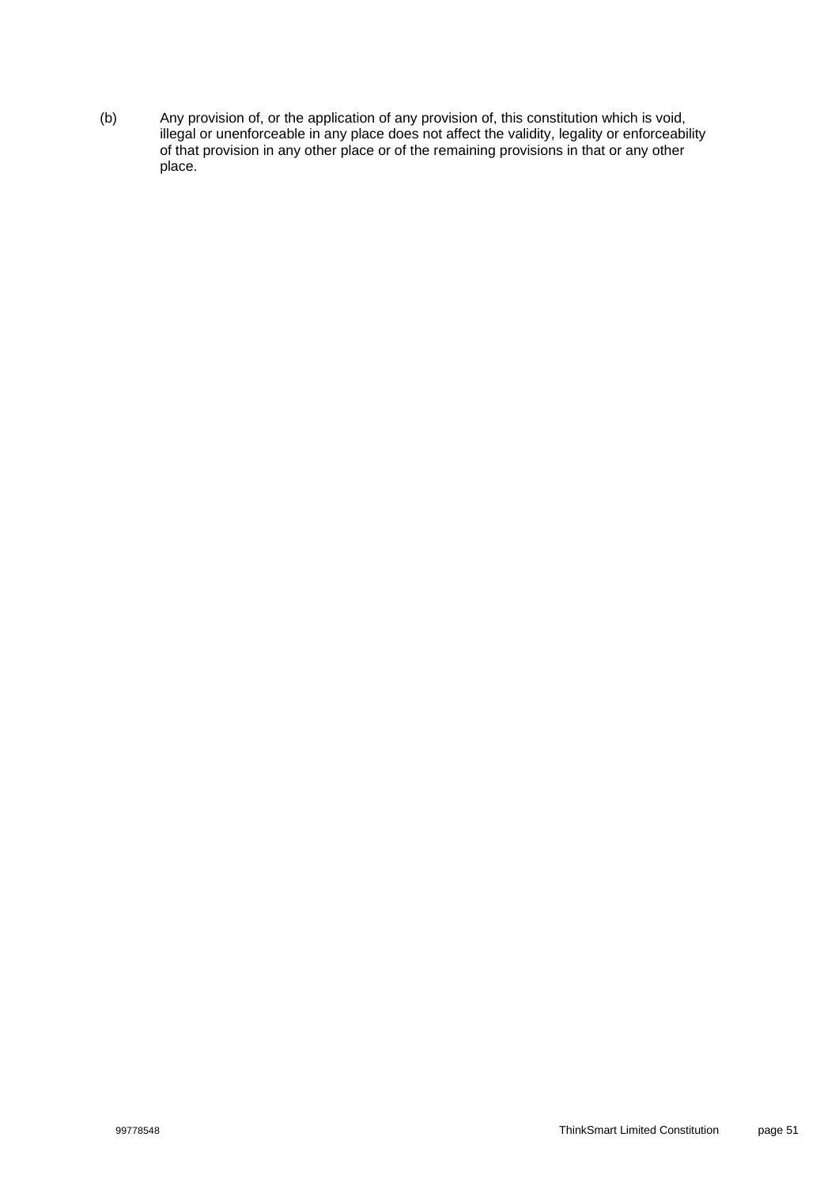(b) Any provision of, or the application of any provision of, this constitution which is void, illegal or unenforceable in any place does not affect the validity, legality or enforceability of that provision in any other place or of the remaining provisions in that or any other place.